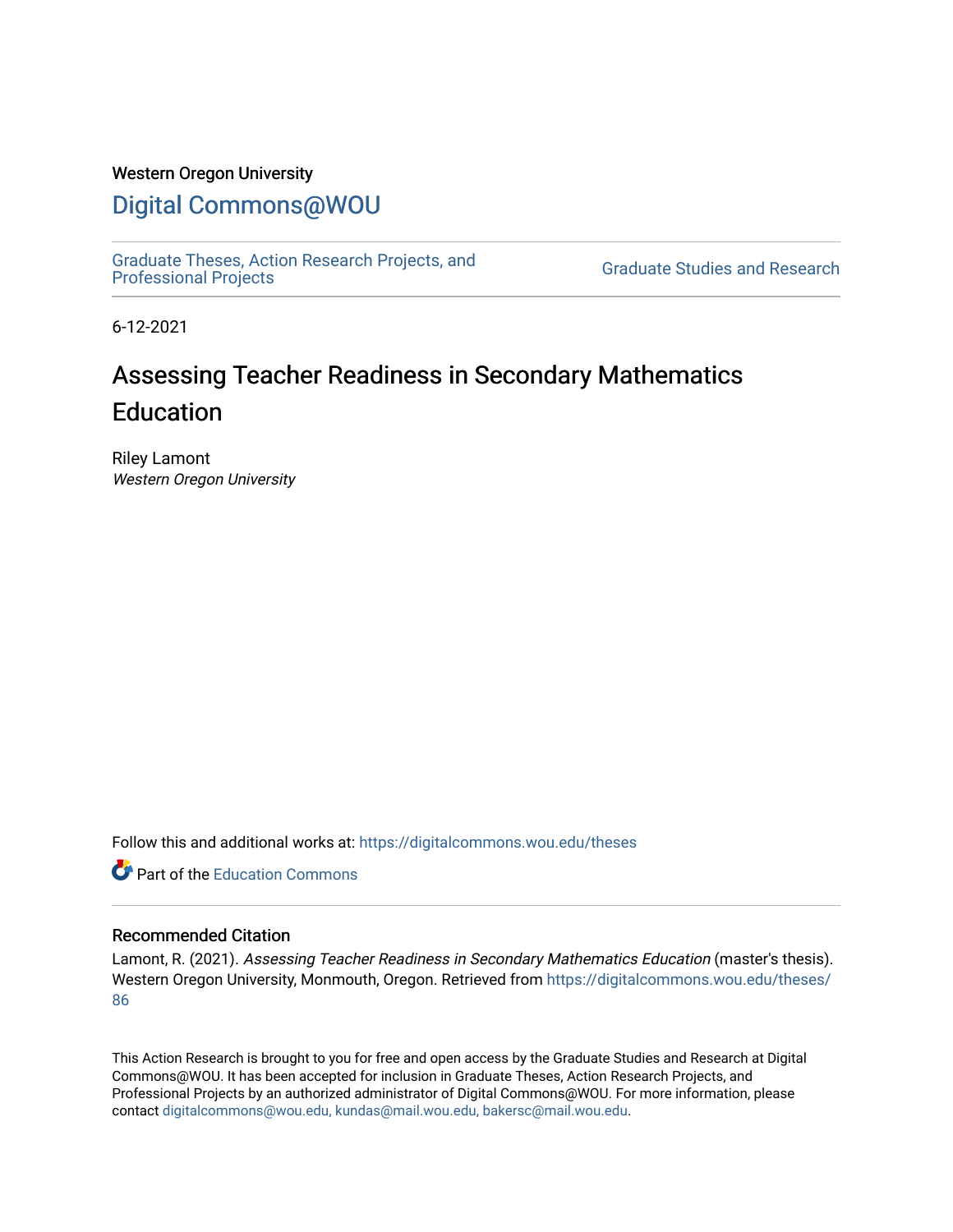Western Oregon University

# Digital Commons@WOU

Graduate Theses, Action Research Projects, and Professional Projects

Graduate Studies and Research

6-12-2021

# Assessing Teacher Readiness in Secondary Mathematics Education

Riley Lamont

*Western Oregon University*

Follow this and additional works at: https://digitalcommons.wou.edu/theses

Part of the Education Commons

## Recommended Citation

Lamont, R. (2021). *Assessing Teacher Readiness in Secondary Mathematics Education* (master's thesis). Western Oregon University, Monmouth, Oregon. Retrieved from https://digitalcommons.wou.edu/theses/86

This Action Research is brought to you for free and open access by the Graduate Studies and Research at Digital Commons@WOU. It has been accepted for inclusion in Graduate Theses, Action Research Projects, and Professional Projects by an authorized administrator of Digital Commons@WOU. For more information, please contact digitalcommons@wou.edu, kundas@mail.wou.edu, bakersc@mail.wou.edu.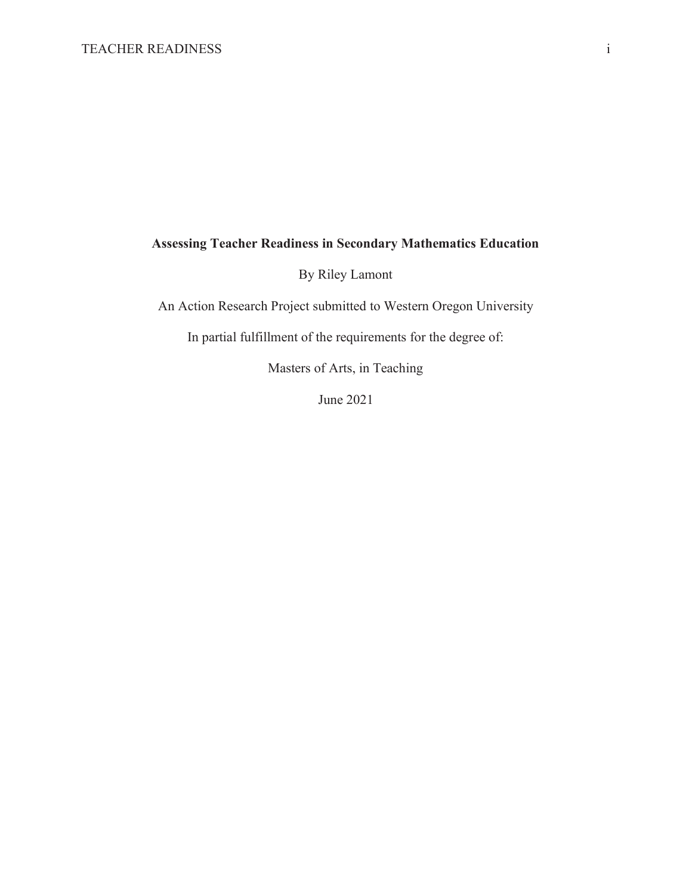**Assessing Teacher Readiness in Secondary Mathematics Education**

By Riley Lamont

An Action Research Project submitted to Western Oregon University

In partial fulfillment of the requirements for the degree of:

Masters of Arts, in Teaching

June 2021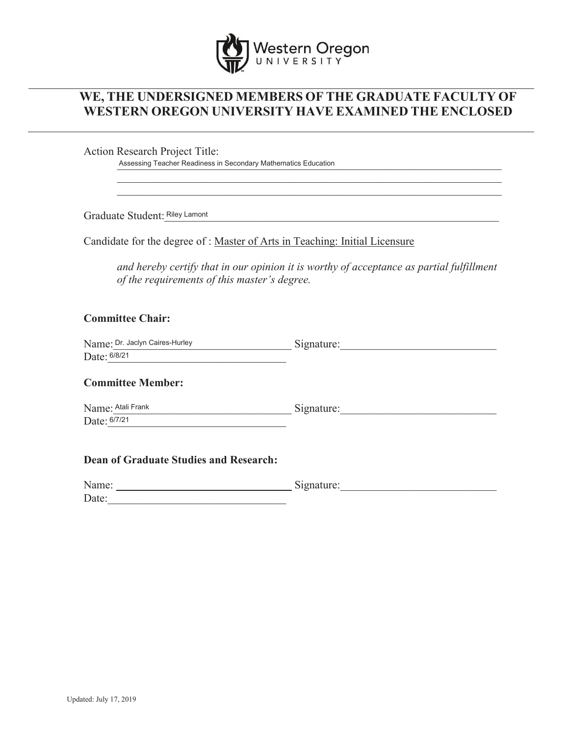Western Oregon University

# WE, THE UNDERSIGNED MEMBERS OF THE GRADUATE FACULTY OF WESTERN OREGON UNIVERSITY HAVE EXAMINED THE ENCLOSED

Action Research Project Title:
Assessing Teacher Readiness in Secondary Mathematics Education

Graduate Student: Riley Lamont

Candidate for the degree of : Master of Arts in Teaching: Initial Licensure

*and hereby certify that in our opinion it is worthy of acceptance as partial fulfillment of the requirements of this master's degree.*

**Committee Chair:**

Name: Dr. Jaclyn Caires-Hurley Signature:
Date: 6/8/21

**Committee Member:**

Name: Atali Frank Signature:
Date: 6/7/21

**Dean of Graduate Studies and Research:**

Name: Signature:
Date:

Updated: July 17, 2019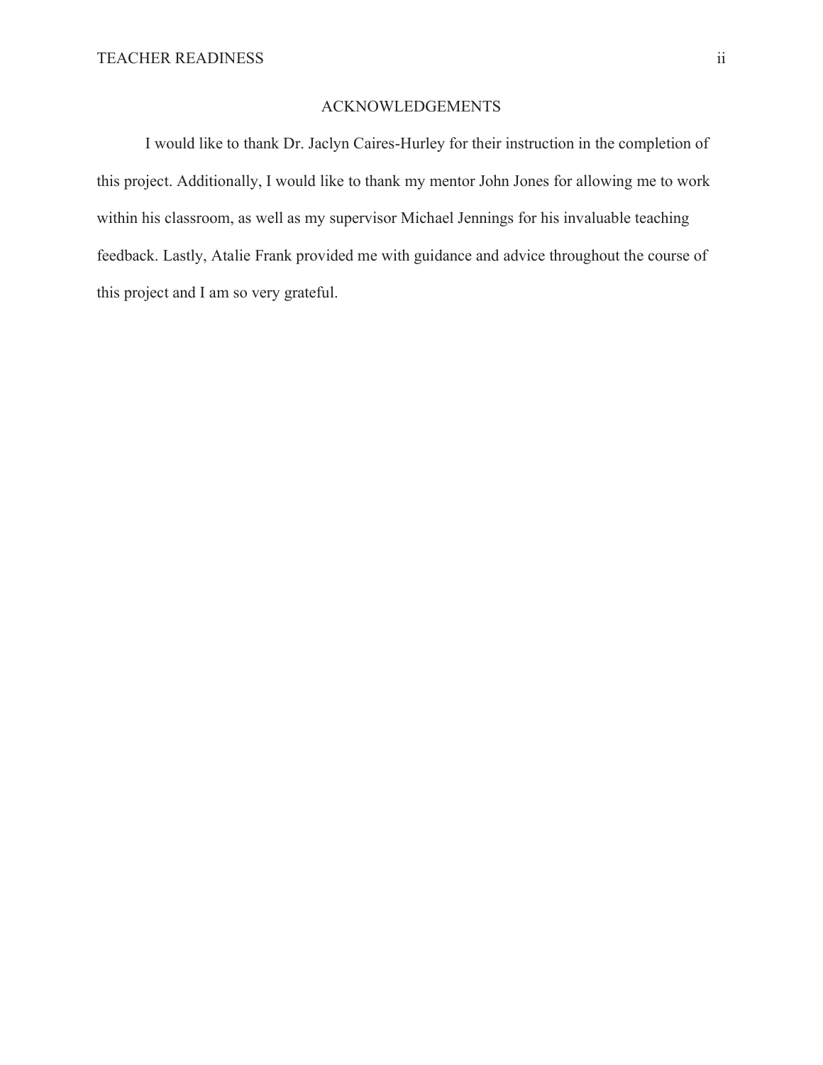# ACKNOWLEDGEMENTS

I would like to thank Dr. Jaclyn Caires-Hurley for their instruction in the completion of this project. Additionally, I would like to thank my mentor John Jones for allowing me to work within his classroom, as well as my supervisor Michael Jennings for his invaluable teaching feedback. Lastly, Atalie Frank provided me with guidance and advice throughout the course of this project and I am so very grateful.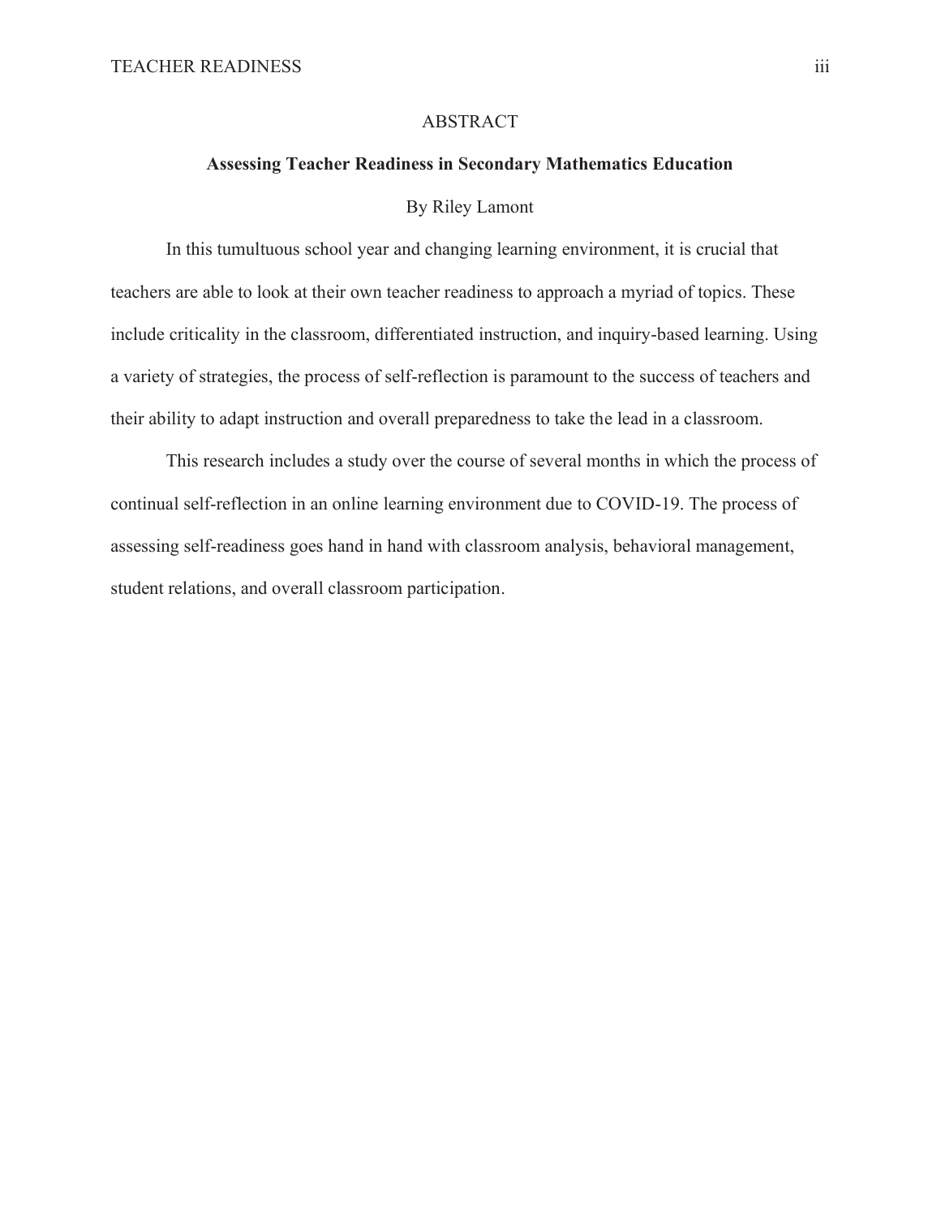# ABSTRACT

## Assessing Teacher Readiness in Secondary Mathematics Education

By Riley Lamont

In this tumultuous school year and changing learning environment, it is crucial that teachers are able to look at their own teacher readiness to approach a myriad of topics. These include criticality in the classroom, differentiated instruction, and inquiry-based learning. Using a variety of strategies, the process of self-reflection is paramount to the success of teachers and their ability to adapt instruction and overall preparedness to take the lead in a classroom.

This research includes a study over the course of several months in which the process of continual self-reflection in an online learning environment due to COVID-19. The process of assessing self-readiness goes hand in hand with classroom analysis, behavioral management, student relations, and overall classroom participation.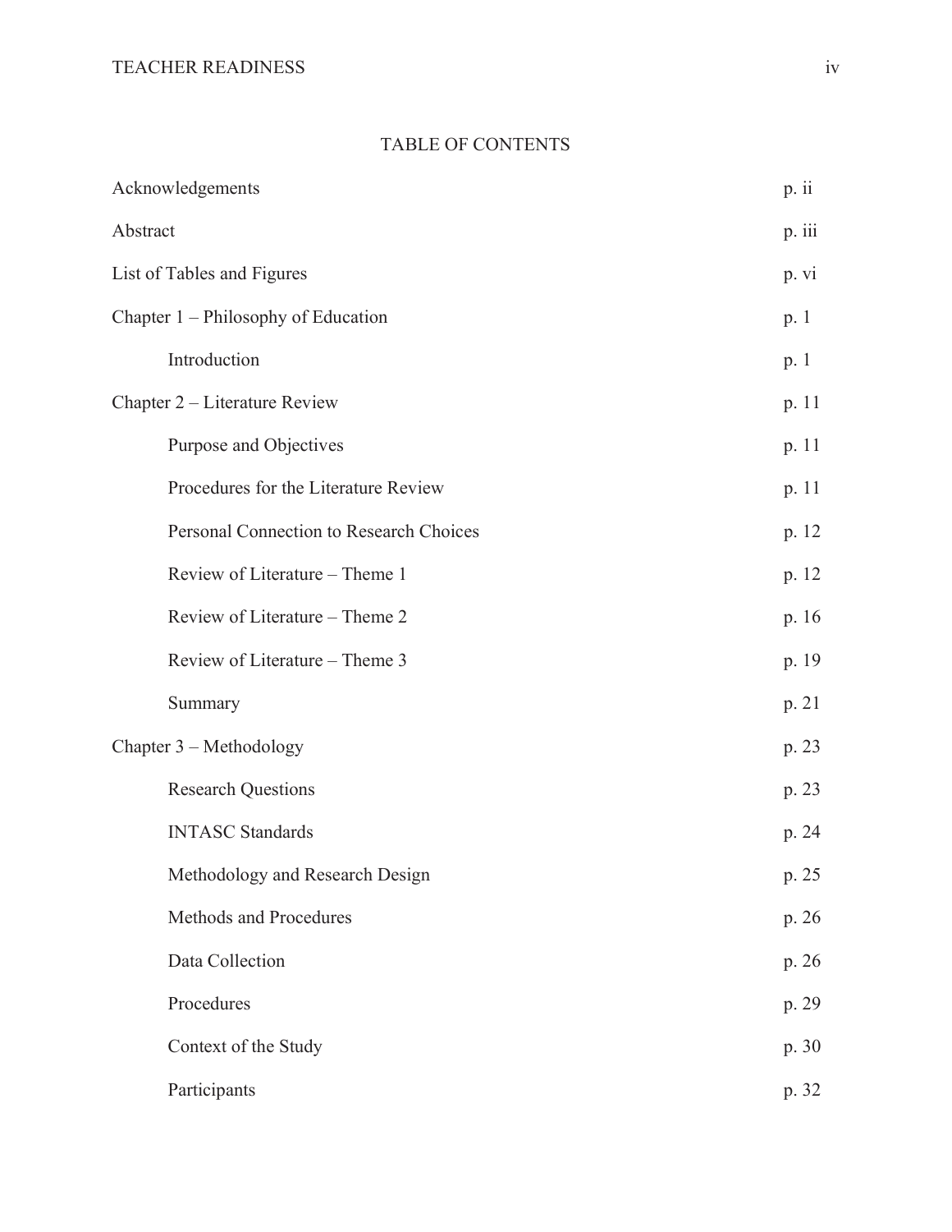## TABLE OF CONTENTS

| | |
|---|---|
| Acknowledgements | p. ii |
| Abstract | p. iii |
| List of Tables and Figures | p. vi |
| Chapter 1 – Philosophy of Education | p. 1 |
| Introduction | p. 1 |
| Chapter 2 – Literature Review | p. 11 |
| Purpose and Objectives | p. 11 |
| Procedures for the Literature Review | p. 11 |
| Personal Connection to Research Choices | p. 12 |
| Review of Literature – Theme 1 | p. 12 |
| Review of Literature – Theme 2 | p. 16 |
| Review of Literature – Theme 3 | p. 19 |
| Summary | p. 21 |
| Chapter 3 – Methodology | p. 23 |
| Research Questions | p. 23 |
| INTASC Standards | p. 24 |
| Methodology and Research Design | p. 25 |
| Methods and Procedures | p. 26 |
| Data Collection | p. 26 |
| Procedures | p. 29 |
| Context of the Study | p. 30 |
| Participants | p. 32 |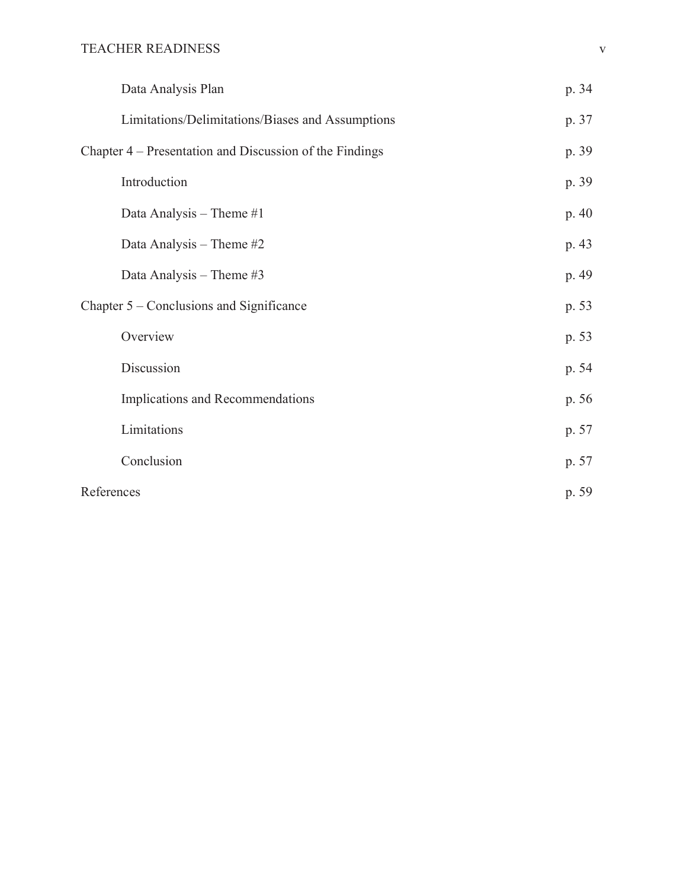| | |
|---|---|
| Data Analysis Plan | p. 34 |
| Limitations/Delimitations/Biases and Assumptions | p. 37 |
| Chapter 4 – Presentation and Discussion of the Findings | p. 39 |
| Introduction | p. 39 |
| Data Analysis – Theme #1 | p. 40 |
| Data Analysis – Theme #2 | p. 43 |
| Data Analysis – Theme #3 | p. 49 |
| Chapter 5 – Conclusions and Significance | p. 53 |
| Overview | p. 53 |
| Discussion | p. 54 |
| Implications and Recommendations | p. 56 |
| Limitations | p. 57 |
| Conclusion | p. 57 |
| References | p. 59 |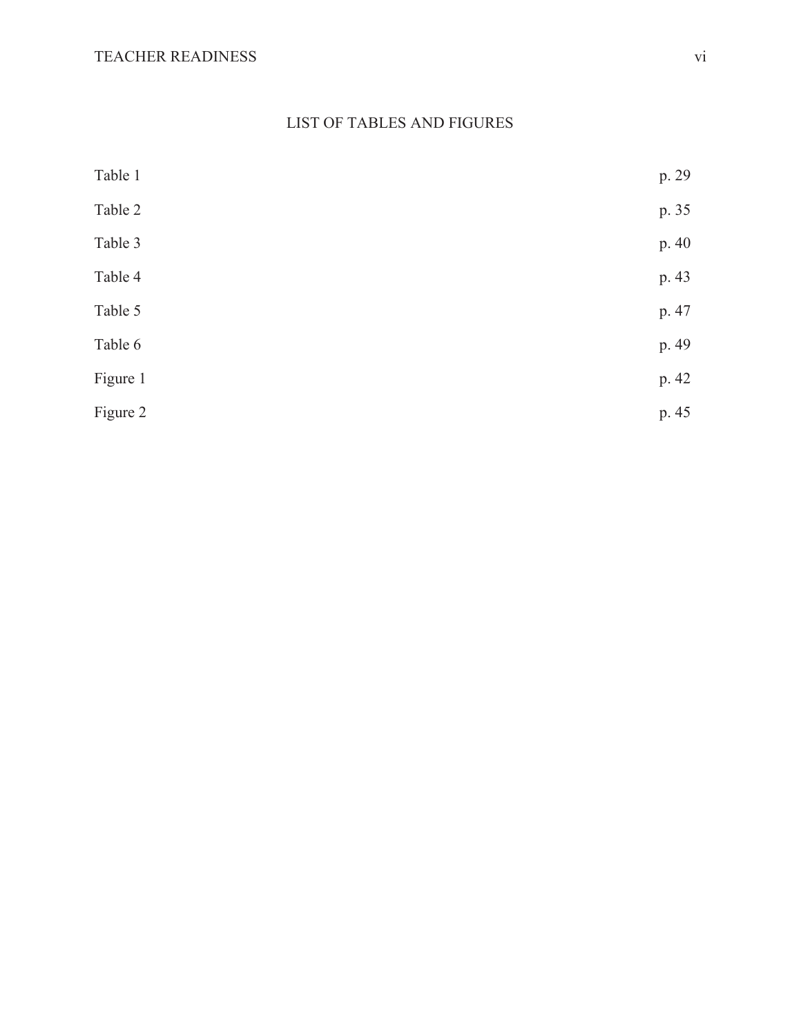# LIST OF TABLES AND FIGURES

| | |
|---|---|
| Table 1 | p. 29 |
| Table 2 | p. 35 |
| Table 3 | p. 40 |
| Table 4 | p. 43 |
| Table 5 | p. 47 |
| Table 6 | p. 49 |
| Figure 1 | p. 42 |
| Figure 2 | p. 45 |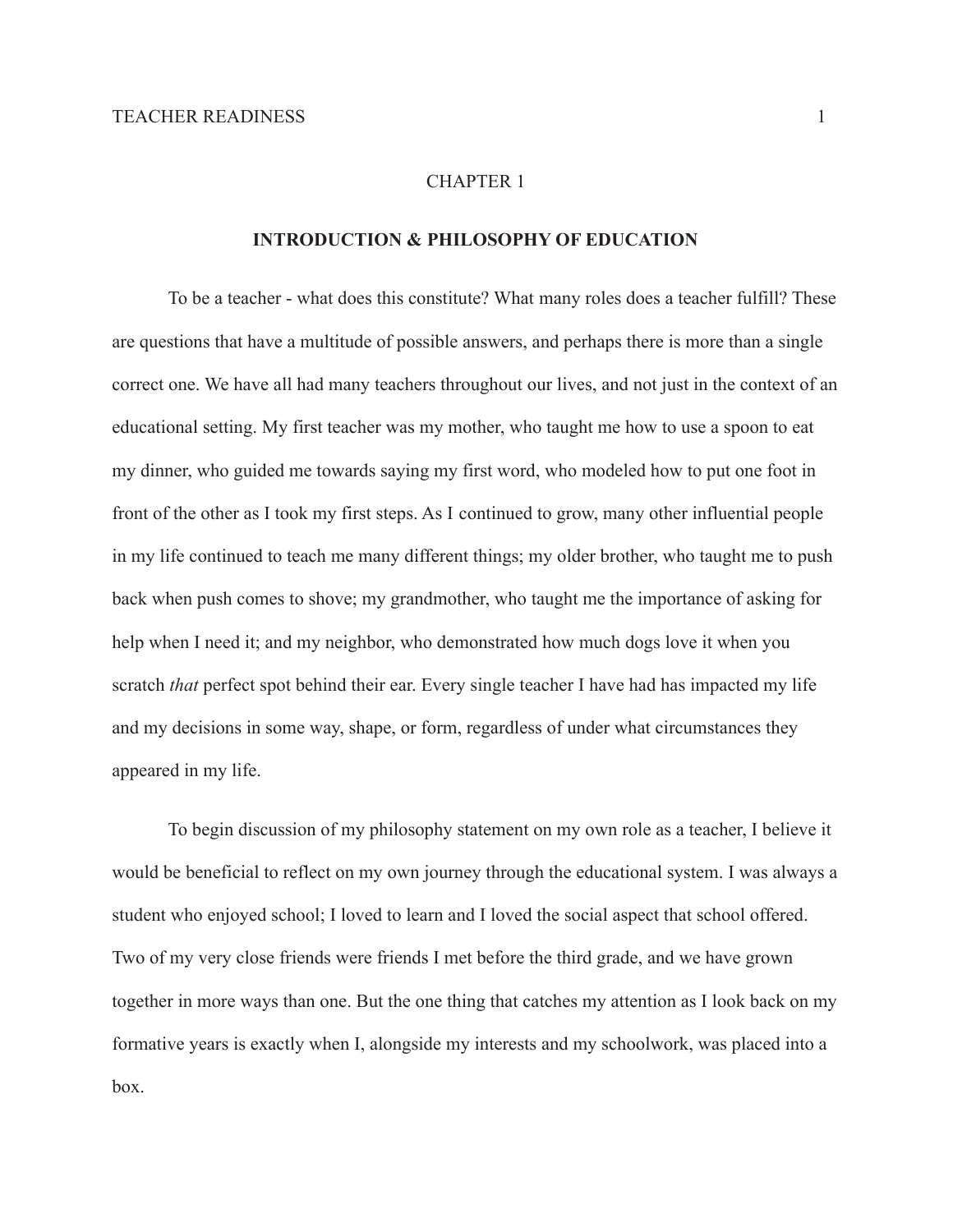# CHAPTER 1

## INTRODUCTION & PHILOSOPHY OF EDUCATION

To be a teacher - what does this constitute? What many roles does a teacher fulfill? These are questions that have a multitude of possible answers, and perhaps there is more than a single correct one. We have all had many teachers throughout our lives, and not just in the context of an educational setting. My first teacher was my mother, who taught me how to use a spoon to eat my dinner, who guided me towards saying my first word, who modeled how to put one foot in front of the other as I took my first steps. As I continued to grow, many other influential people in my life continued to teach me many different things; my older brother, who taught me to push back when push comes to shove; my grandmother, who taught me the importance of asking for help when I need it; and my neighbor, who demonstrated how much dogs love it when you scratch *that* perfect spot behind their ear. Every single teacher I have had has impacted my life and my decisions in some way, shape, or form, regardless of under what circumstances they appeared in my life.

To begin discussion of my philosophy statement on my own role as a teacher, I believe it would be beneficial to reflect on my own journey through the educational system. I was always a student who enjoyed school; I loved to learn and I loved the social aspect that school offered. Two of my very close friends were friends I met before the third grade, and we have grown together in more ways than one. But the one thing that catches my attention as I look back on my formative years is exactly when I, alongside my interests and my schoolwork, was placed into a box.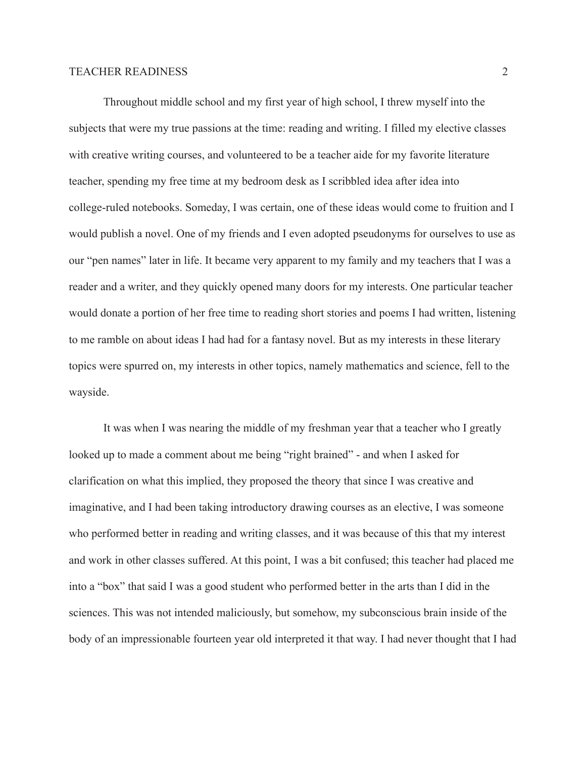Throughout middle school and my first year of high school, I threw myself into the subjects that were my true passions at the time: reading and writing. I filled my elective classes with creative writing courses, and volunteered to be a teacher aide for my favorite literature teacher, spending my free time at my bedroom desk as I scribbled idea after idea into college-ruled notebooks. Someday, I was certain, one of these ideas would come to fruition and I would publish a novel. One of my friends and I even adopted pseudonyms for ourselves to use as our "pen names" later in life. It became very apparent to my family and my teachers that I was a reader and a writer, and they quickly opened many doors for my interests. One particular teacher would donate a portion of her free time to reading short stories and poems I had written, listening to me ramble on about ideas I had had for a fantasy novel. But as my interests in these literary topics were spurred on, my interests in other topics, namely mathematics and science, fell to the wayside.

It was when I was nearing the middle of my freshman year that a teacher who I greatly looked up to made a comment about me being "right brained" - and when I asked for clarification on what this implied, they proposed the theory that since I was creative and imaginative, and I had been taking introductory drawing courses as an elective, I was someone who performed better in reading and writing classes, and it was because of this that my interest and work in other classes suffered. At this point, I was a bit confused; this teacher had placed me into a "box" that said I was a good student who performed better in the arts than I did in the sciences. This was not intended maliciously, but somehow, my subconscious brain inside of the body of an impressionable fourteen year old interpreted it that way. I had never thought that I had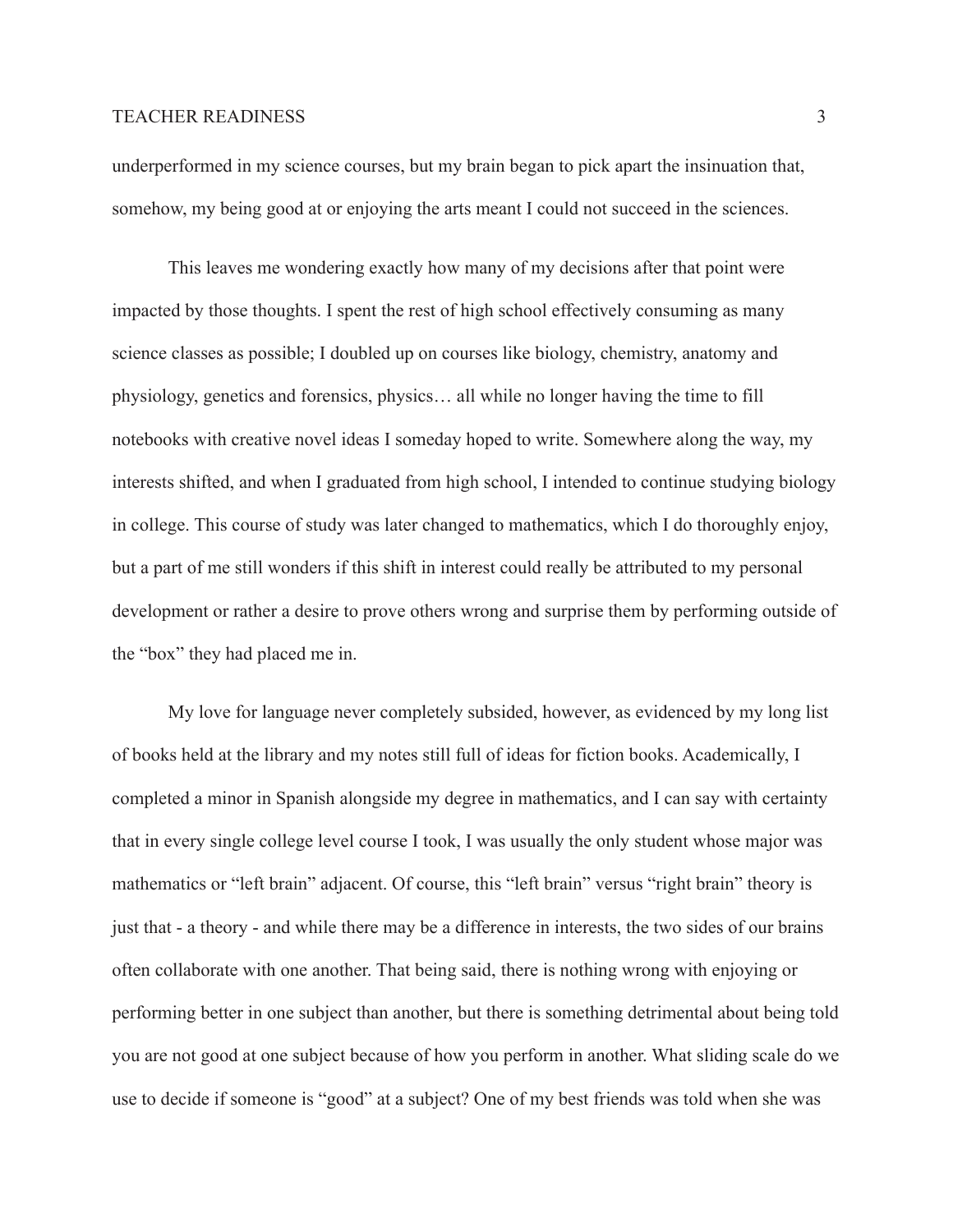underperformed in my science courses, but my brain began to pick apart the insinuation that, somehow, my being good at or enjoying the arts meant I could not succeed in the sciences.

This leaves me wondering exactly how many of my decisions after that point were impacted by those thoughts. I spent the rest of high school effectively consuming as many science classes as possible; I doubled up on courses like biology, chemistry, anatomy and physiology, genetics and forensics, physics… all while no longer having the time to fill notebooks with creative novel ideas I someday hoped to write. Somewhere along the way, my interests shifted, and when I graduated from high school, I intended to continue studying biology in college. This course of study was later changed to mathematics, which I do thoroughly enjoy, but a part of me still wonders if this shift in interest could really be attributed to my personal development or rather a desire to prove others wrong and surprise them by performing outside of the "box" they had placed me in.

My love for language never completely subsided, however, as evidenced by my long list of books held at the library and my notes still full of ideas for fiction books. Academically, I completed a minor in Spanish alongside my degree in mathematics, and I can say with certainty that in every single college level course I took, I was usually the only student whose major was mathematics or "left brain" adjacent. Of course, this "left brain" versus "right brain" theory is just that - a theory - and while there may be a difference in interests, the two sides of our brains often collaborate with one another. That being said, there is nothing wrong with enjoying or performing better in one subject than another, but there is something detrimental about being told you are not good at one subject because of how you perform in another. What sliding scale do we use to decide if someone is "good" at a subject? One of my best friends was told when she was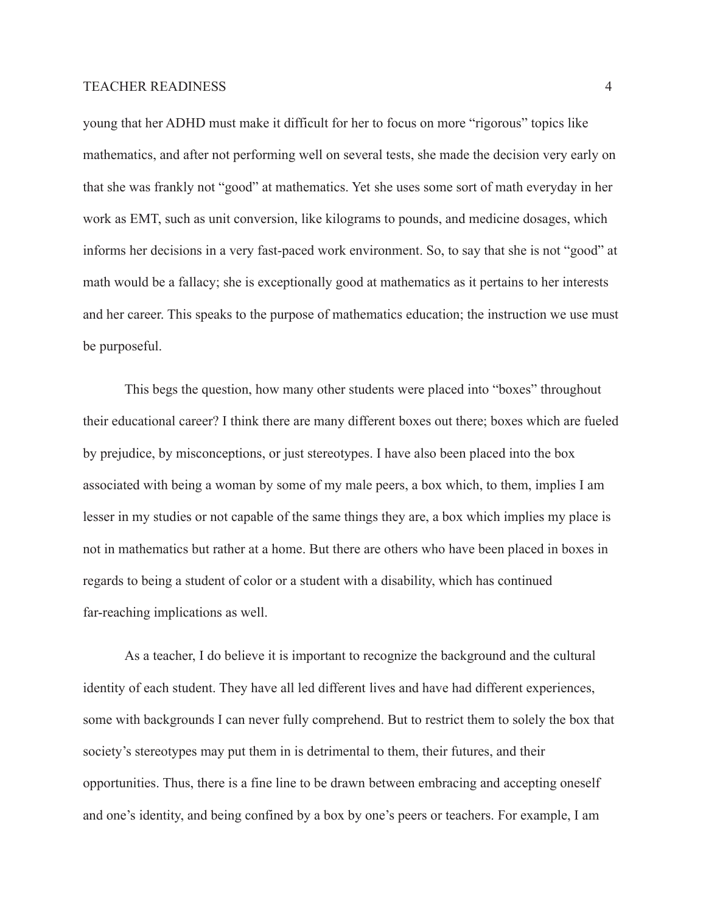young that her ADHD must make it difficult for her to focus on more "rigorous" topics like mathematics, and after not performing well on several tests, she made the decision very early on that she was frankly not "good" at mathematics. Yet she uses some sort of math everyday in her work as EMT, such as unit conversion, like kilograms to pounds, and medicine dosages, which informs her decisions in a very fast-paced work environment. So, to say that she is not "good" at math would be a fallacy; she is exceptionally good at mathematics as it pertains to her interests and her career. This speaks to the purpose of mathematics education; the instruction we use must be purposeful.

This begs the question, how many other students were placed into "boxes" throughout their educational career? I think there are many different boxes out there; boxes which are fueled by prejudice, by misconceptions, or just stereotypes. I have also been placed into the box associated with being a woman by some of my male peers, a box which, to them, implies I am lesser in my studies or not capable of the same things they are, a box which implies my place is not in mathematics but rather at a home. But there are others who have been placed in boxes in regards to being a student of color or a student with a disability, which has continued far-reaching implications as well.

As a teacher, I do believe it is important to recognize the background and the cultural identity of each student. They have all led different lives and have had different experiences, some with backgrounds I can never fully comprehend. But to restrict them to solely the box that society's stereotypes may put them in is detrimental to them, their futures, and their opportunities. Thus, there is a fine line to be drawn between embracing and accepting oneself and one's identity, and being confined by a box by one's peers or teachers. For example, I am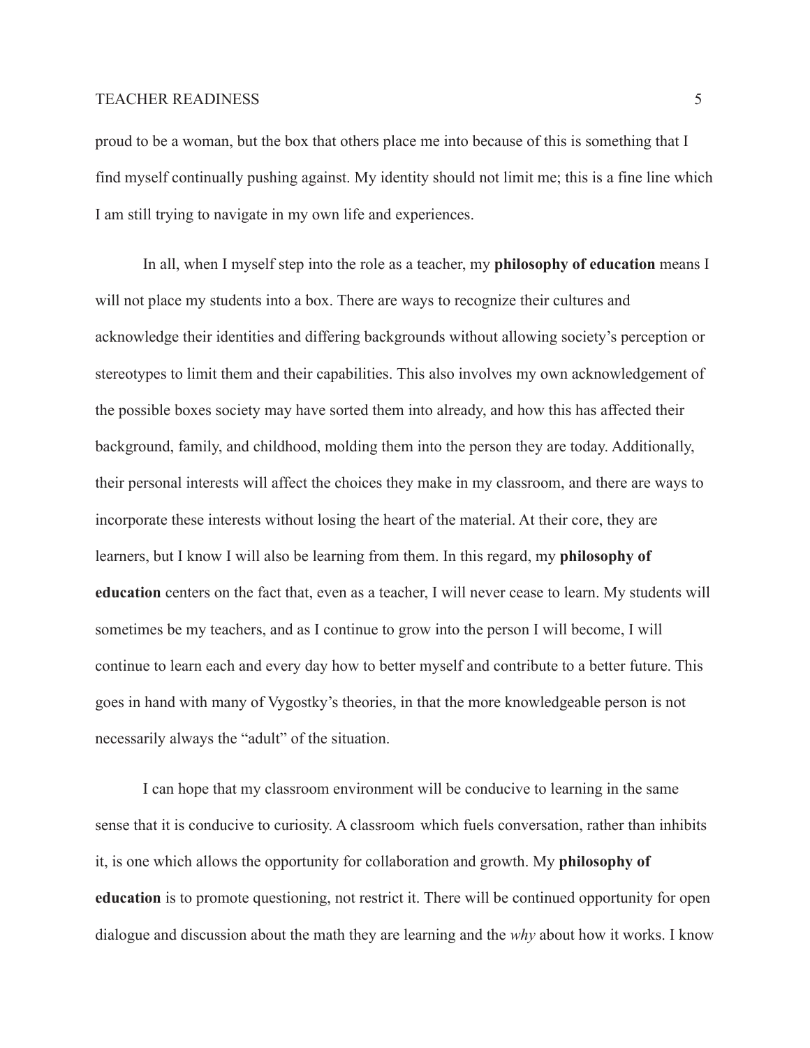proud to be a woman, but the box that others place me into because of this is something that I find myself continually pushing against. My identity should not limit me; this is a fine line which I am still trying to navigate in my own life and experiences.

In all, when I myself step into the role as a teacher, my **philosophy of education** means I will not place my students into a box. There are ways to recognize their cultures and acknowledge their identities and differing backgrounds without allowing society's perception or stereotypes to limit them and their capabilities. This also involves my own acknowledgement of the possible boxes society may have sorted them into already, and how this has affected their background, family, and childhood, molding them into the person they are today. Additionally, their personal interests will affect the choices they make in my classroom, and there are ways to incorporate these interests without losing the heart of the material. At their core, they are learners, but I know I will also be learning from them. In this regard, my **philosophy of education** centers on the fact that, even as a teacher, I will never cease to learn. My students will sometimes be my teachers, and as I continue to grow into the person I will become, I will continue to learn each and every day how to better myself and contribute to a better future. This goes in hand with many of Vygostky's theories, in that the more knowledgeable person is not necessarily always the "adult" of the situation.

I can hope that my classroom environment will be conducive to learning in the same sense that it is conducive to curiosity. A classroom which fuels conversation, rather than inhibits it, is one which allows the opportunity for collaboration and growth. My **philosophy of education** is to promote questioning, not restrict it. There will be continued opportunity for open dialogue and discussion about the math they are learning and the *why* about how it works. I know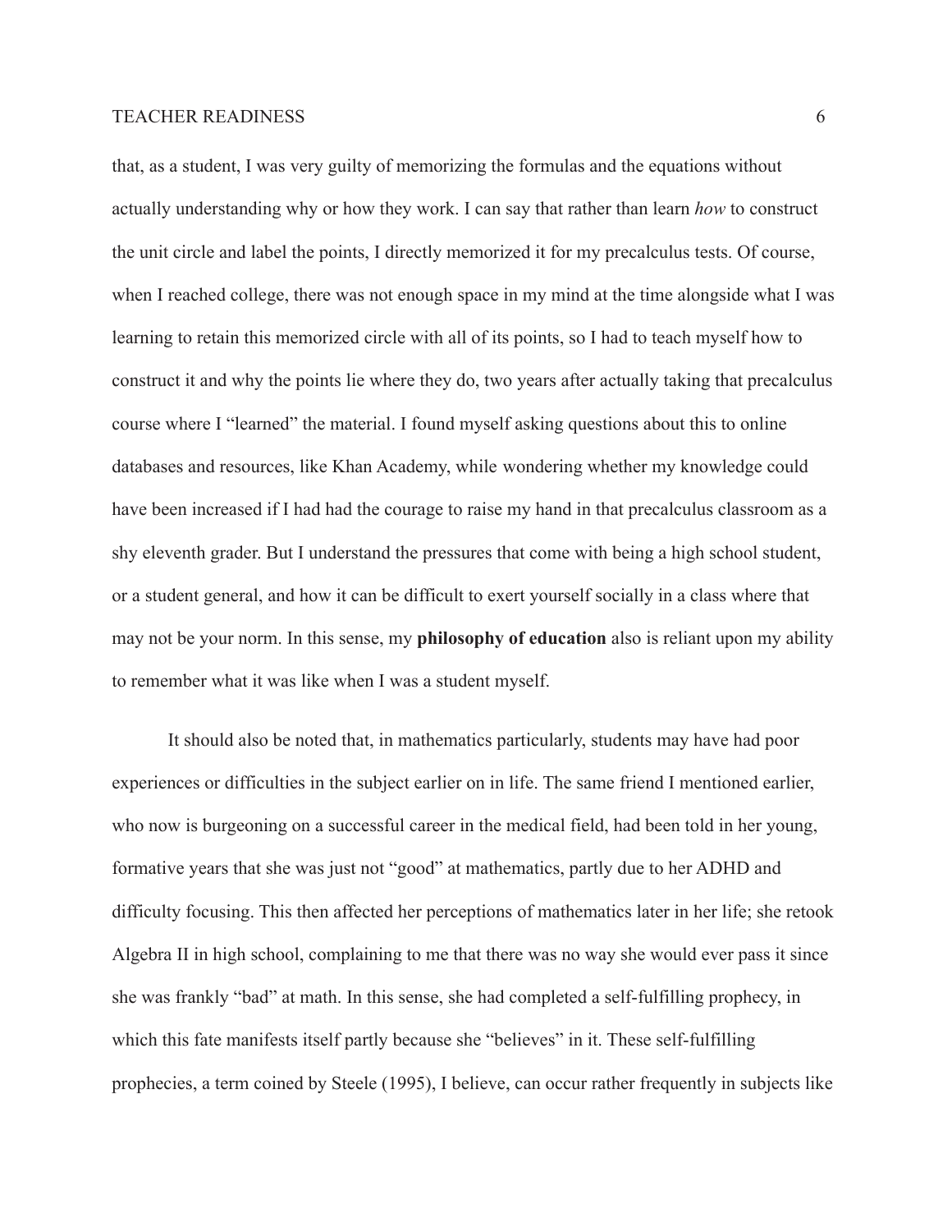that, as a student, I was very guilty of memorizing the formulas and the equations without actually understanding why or how they work. I can say that rather than learn *how* to construct the unit circle and label the points, I directly memorized it for my precalculus tests. Of course, when I reached college, there was not enough space in my mind at the time alongside what I was learning to retain this memorized circle with all of its points, so I had to teach myself how to construct it and why the points lie where they do, two years after actually taking that precalculus course where I "learned" the material. I found myself asking questions about this to online databases and resources, like Khan Academy, while wondering whether my knowledge could have been increased if I had had the courage to raise my hand in that precalculus classroom as a shy eleventh grader. But I understand the pressures that come with being a high school student, or a student general, and how it can be difficult to exert yourself socially in a class where that may not be your norm. In this sense, my **philosophy of education** also is reliant upon my ability to remember what it was like when I was a student myself.

It should also be noted that, in mathematics particularly, students may have had poor experiences or difficulties in the subject earlier on in life. The same friend I mentioned earlier, who now is burgeoning on a successful career in the medical field, had been told in her young, formative years that she was just not "good" at mathematics, partly due to her ADHD and difficulty focusing. This then affected her perceptions of mathematics later in her life; she retook Algebra II in high school, complaining to me that there was no way she would ever pass it since she was frankly "bad" at math. In this sense, she had completed a self-fulfilling prophecy, in which this fate manifests itself partly because she "believes" in it. These self-fulfilling prophecies, a term coined by Steele (1995), I believe, can occur rather frequently in subjects like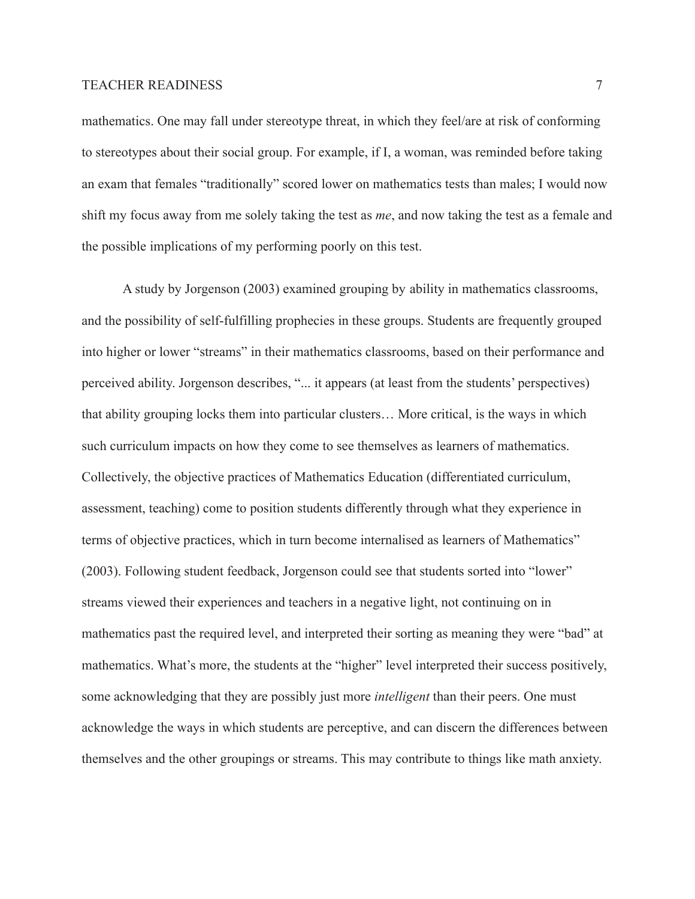mathematics. One may fall under stereotype threat, in which they feel/are at risk of conforming to stereotypes about their social group. For example, if I, a woman, was reminded before taking an exam that females "traditionally" scored lower on mathematics tests than males; I would now shift my focus away from me solely taking the test as *me*, and now taking the test as a female and the possible implications of my performing poorly on this test.

A study by Jorgenson (2003) examined grouping by ability in mathematics classrooms, and the possibility of self-fulfilling prophecies in these groups. Students are frequently grouped into higher or lower "streams" in their mathematics classrooms, based on their performance and perceived ability. Jorgenson describes, "... it appears (at least from the students' perspectives) that ability grouping locks them into particular clusters… More critical, is the ways in which such curriculum impacts on how they come to see themselves as learners of mathematics. Collectively, the objective practices of Mathematics Education (differentiated curriculum, assessment, teaching) come to position students differently through what they experience in terms of objective practices, which in turn become internalised as learners of Mathematics" (2003). Following student feedback, Jorgenson could see that students sorted into "lower" streams viewed their experiences and teachers in a negative light, not continuing on in mathematics past the required level, and interpreted their sorting as meaning they were "bad" at mathematics. What's more, the students at the "higher" level interpreted their success positively, some acknowledging that they are possibly just more *intelligent* than their peers. One must acknowledge the ways in which students are perceptive, and can discern the differences between themselves and the other groupings or streams. This may contribute to things like math anxiety.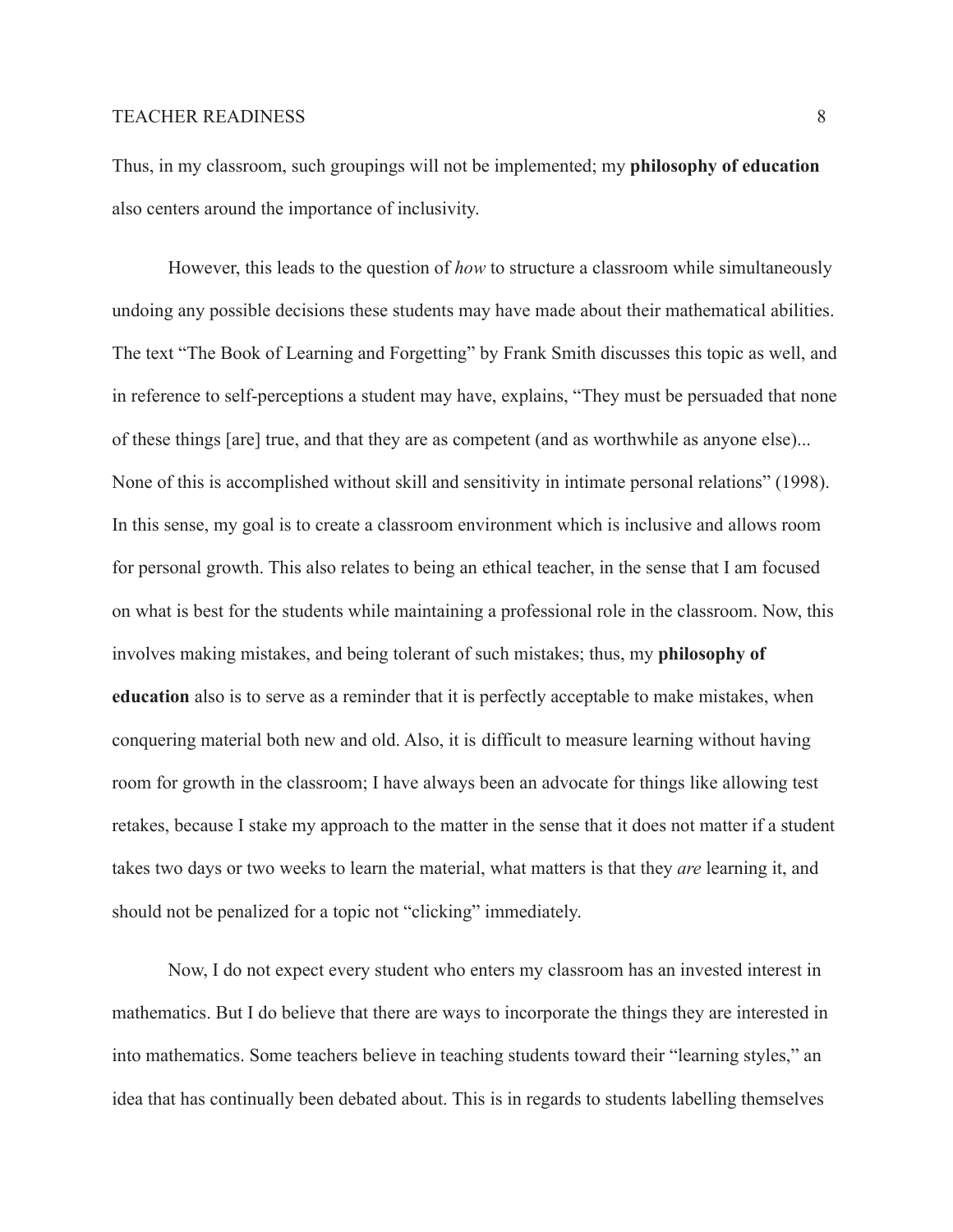Thus, in my classroom, such groupings will not be implemented; my **philosophy of education** also centers around the importance of inclusivity.

However, this leads to the question of *how* to structure a classroom while simultaneously undoing any possible decisions these students may have made about their mathematical abilities. The text "The Book of Learning and Forgetting" by Frank Smith discusses this topic as well, and in reference to self-perceptions a student may have, explains, "They must be persuaded that none of these things [are] true, and that they are as competent (and as worthwhile as anyone else)... None of this is accomplished without skill and sensitivity in intimate personal relations" (1998). In this sense, my goal is to create a classroom environment which is inclusive and allows room for personal growth. This also relates to being an ethical teacher, in the sense that I am focused on what is best for the students while maintaining a professional role in the classroom. Now, this involves making mistakes, and being tolerant of such mistakes; thus, my **philosophy of education** also is to serve as a reminder that it is perfectly acceptable to make mistakes, when conquering material both new and old. Also, it is difficult to measure learning without having room for growth in the classroom; I have always been an advocate for things like allowing test retakes, because I stake my approach to the matter in the sense that it does not matter if a student takes two days or two weeks to learn the material, what matters is that they *are* learning it, and should not be penalized for a topic not "clicking" immediately.

Now, I do not expect every student who enters my classroom has an invested interest in mathematics. But I do believe that there are ways to incorporate the things they are interested in into mathematics. Some teachers believe in teaching students toward their "learning styles," an idea that has continually been debated about. This is in regards to students labelling themselves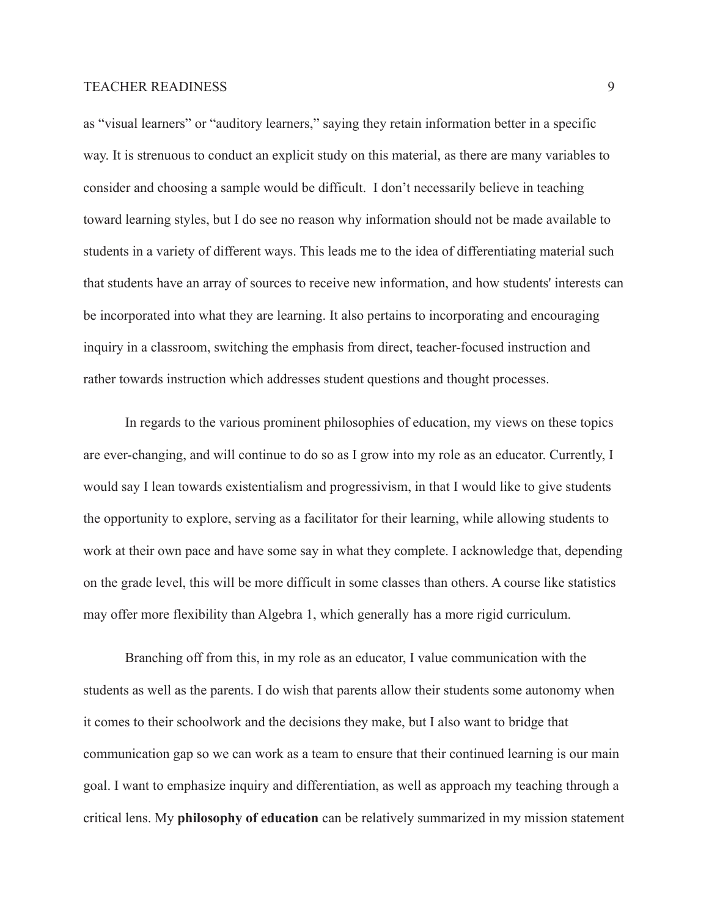as "visual learners" or "auditory learners," saying they retain information better in a specific way. It is strenuous to conduct an explicit study on this material, as there are many variables to consider and choosing a sample would be difficult. I don't necessarily believe in teaching toward learning styles, but I do see no reason why information should not be made available to students in a variety of different ways. This leads me to the idea of differentiating material such that students have an array of sources to receive new information, and how students' interests can be incorporated into what they are learning. It also pertains to incorporating and encouraging inquiry in a classroom, switching the emphasis from direct, teacher-focused instruction and rather towards instruction which addresses student questions and thought processes.

In regards to the various prominent philosophies of education, my views on these topics are ever-changing, and will continue to do so as I grow into my role as an educator. Currently, I would say I lean towards existentialism and progressivism, in that I would like to give students the opportunity to explore, serving as a facilitator for their learning, while allowing students to work at their own pace and have some say in what they complete. I acknowledge that, depending on the grade level, this will be more difficult in some classes than others. A course like statistics may offer more flexibility than Algebra 1, which generally has a more rigid curriculum.

Branching off from this, in my role as an educator, I value communication with the students as well as the parents. I do wish that parents allow their students some autonomy when it comes to their schoolwork and the decisions they make, but I also want to bridge that communication gap so we can work as a team to ensure that their continued learning is our main goal. I want to emphasize inquiry and differentiation, as well as approach my teaching through a critical lens. My **philosophy of education** can be relatively summarized in my mission statement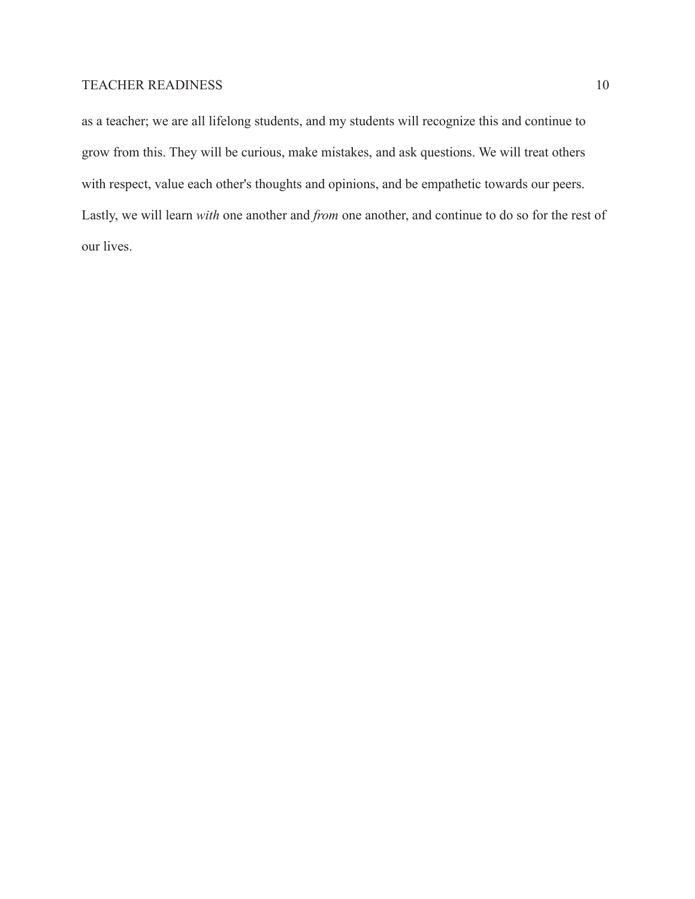as a teacher; we are all lifelong students, and my students will recognize this and continue to grow from this. They will be curious, make mistakes, and ask questions. We will treat others with respect, value each other's thoughts and opinions, and be empathetic towards our peers. Lastly, we will learn *with* one another and *from* one another, and continue to do so for the rest of our lives.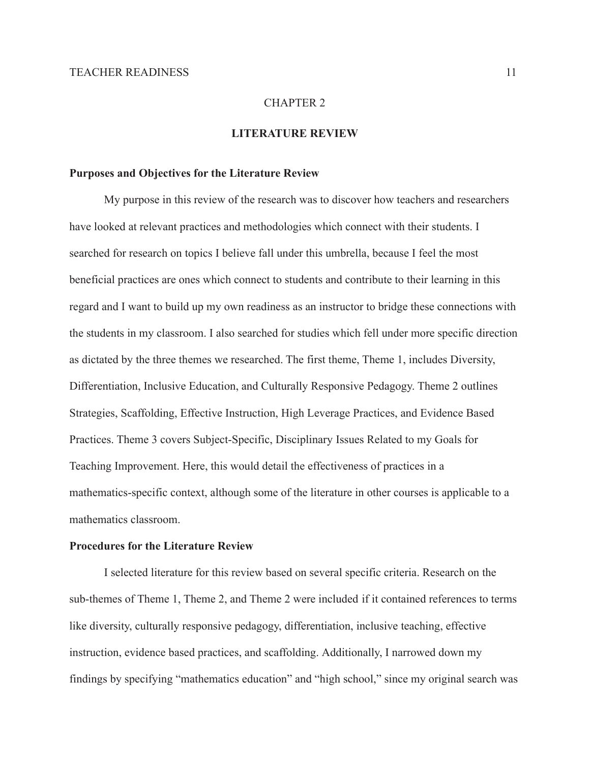# CHAPTER 2

## LITERATURE REVIEW

### Purposes and Objectives for the Literature Review

My purpose in this review of the research was to discover how teachers and researchers have looked at relevant practices and methodologies which connect with their students. I searched for research on topics I believe fall under this umbrella, because I feel the most beneficial practices are ones which connect to students and contribute to their learning in this regard and I want to build up my own readiness as an instructor to bridge these connections with the students in my classroom. I also searched for studies which fell under more specific direction as dictated by the three themes we researched. The first theme, Theme 1, includes Diversity, Differentiation, Inclusive Education, and Culturally Responsive Pedagogy. Theme 2 outlines Strategies, Scaffolding, Effective Instruction, High Leverage Practices, and Evidence Based Practices. Theme 3 covers Subject-Specific, Disciplinary Issues Related to my Goals for Teaching Improvement. Here, this would detail the effectiveness of practices in a mathematics-specific context, although some of the literature in other courses is applicable to a mathematics classroom.

### Procedures for the Literature Review

I selected literature for this review based on several specific criteria. Research on the sub-themes of Theme 1, Theme 2, and Theme 2 were included if it contained references to terms like diversity, culturally responsive pedagogy, differentiation, inclusive teaching, effective instruction, evidence based practices, and scaffolding. Additionally, I narrowed down my findings by specifying "mathematics education" and "high school," since my original search was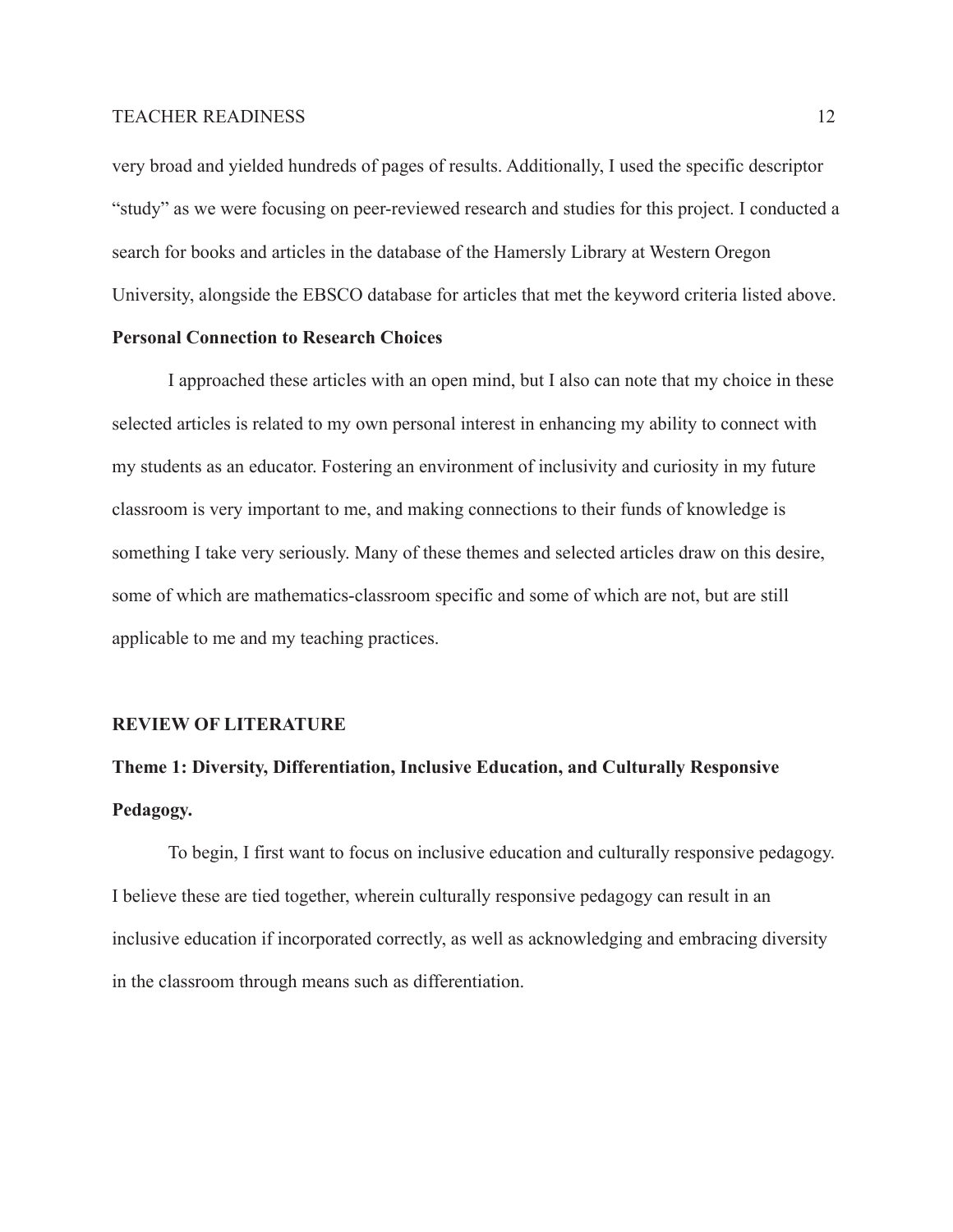very broad and yielded hundreds of pages of results. Additionally, I used the specific descriptor "study" as we were focusing on peer-reviewed research and studies for this project. I conducted a search for books and articles in the database of the Hamersly Library at Western Oregon University, alongside the EBSCO database for articles that met the keyword criteria listed above.

### Personal Connection to Research Choices

I approached these articles with an open mind, but I also can note that my choice in these selected articles is related to my own personal interest in enhancing my ability to connect with my students as an educator. Fostering an environment of inclusivity and curiosity in my future classroom is very important to me, and making connections to their funds of knowledge is something I take very seriously. Many of these themes and selected articles draw on this desire, some of which are mathematics-classroom specific and some of which are not, but are still applicable to me and my teaching practices.

## REVIEW OF LITERATURE

### Theme 1: Diversity, Differentiation, Inclusive Education, and Culturally Responsive Pedagogy.

To begin, I first want to focus on inclusive education and culturally responsive pedagogy. I believe these are tied together, wherein culturally responsive pedagogy can result in an inclusive education if incorporated correctly, as well as acknowledging and embracing diversity in the classroom through means such as differentiation.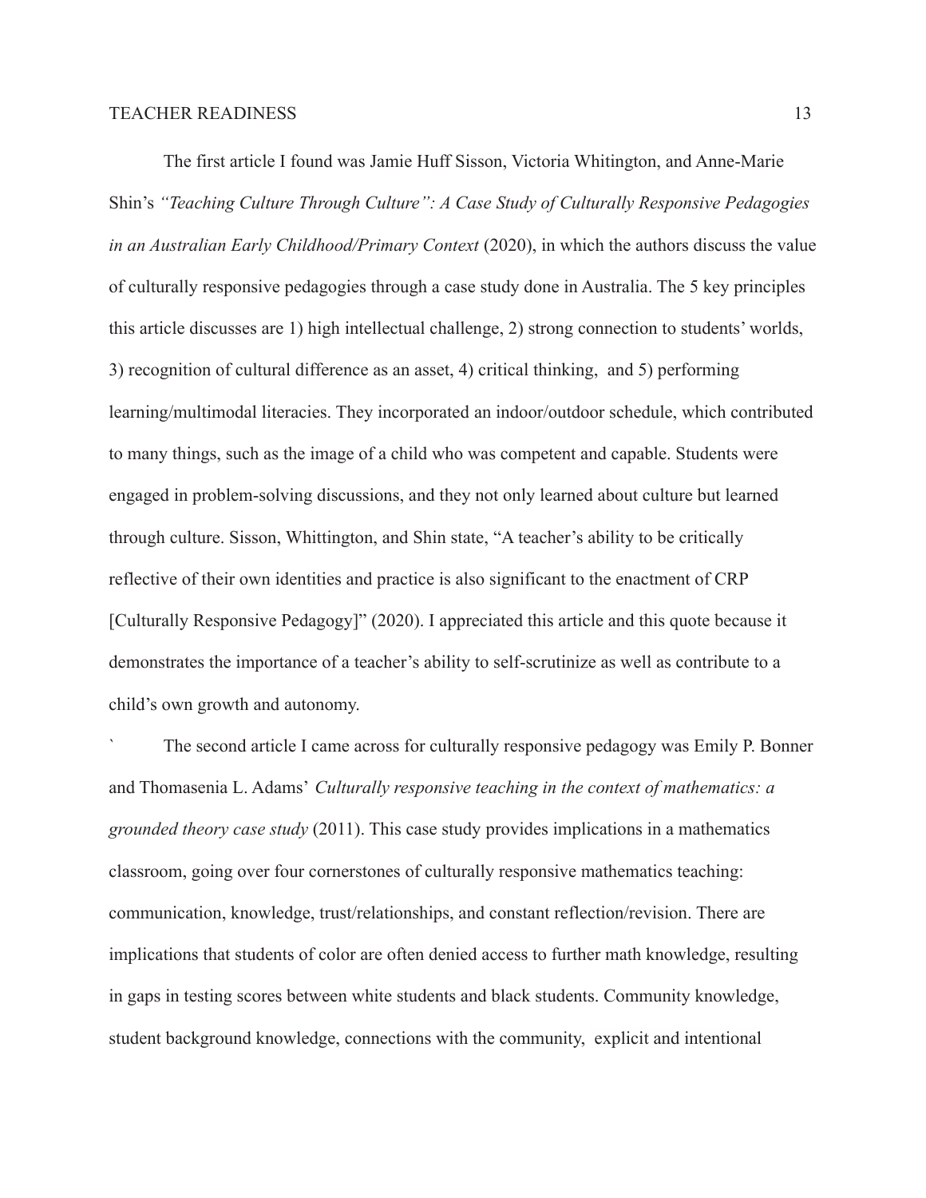The first article I found was Jamie Huff Sisson, Victoria Whitington, and Anne-Marie Shin's *"Teaching Culture Through Culture": A Case Study of Culturally Responsive Pedagogies in an Australian Early Childhood/Primary Context* (2020), in which the authors discuss the value of culturally responsive pedagogies through a case study done in Australia. The 5 key principles this article discusses are 1) high intellectual challenge, 2) strong connection to students' worlds, 3) recognition of cultural difference as an asset, 4) critical thinking, and 5) performing learning/multimodal literacies. They incorporated an indoor/outdoor schedule, which contributed to many things, such as the image of a child who was competent and capable. Students were engaged in problem-solving discussions, and they not only learned about culture but learned through culture. Sisson, Whittington, and Shin state, "A teacher's ability to be critically reflective of their own identities and practice is also significant to the enactment of CRP [Culturally Responsive Pedagogy]" (2020). I appreciated this article and this quote because it demonstrates the importance of a teacher's ability to self-scrutinize as well as contribute to a child's own growth and autonomy.

` The second article I came across for culturally responsive pedagogy was Emily P. Bonner and Thomasenia L. Adams' *Culturally responsive teaching in the context of mathematics: a grounded theory case study* (2011). This case study provides implications in a mathematics classroom, going over four cornerstones of culturally responsive mathematics teaching: communication, knowledge, trust/relationships, and constant reflection/revision. There are implications that students of color are often denied access to further math knowledge, resulting in gaps in testing scores between white students and black students. Community knowledge, student background knowledge, connections with the community, explicit and intentional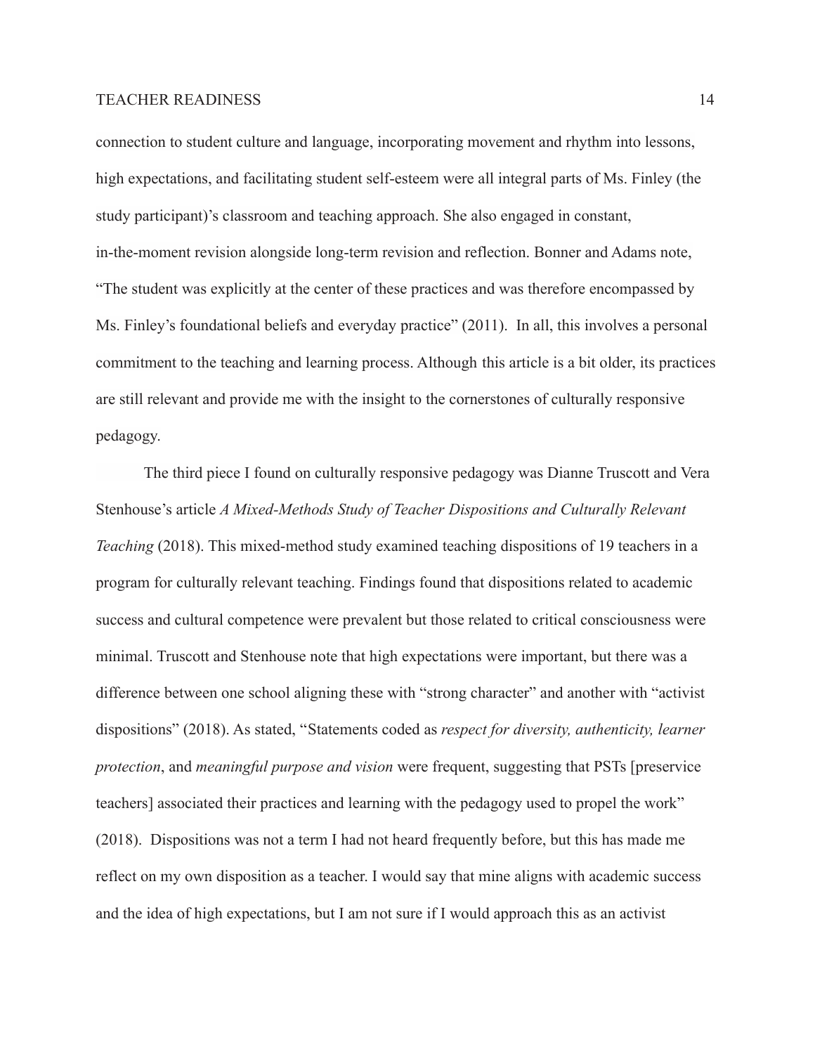connection to student culture and language, incorporating movement and rhythm into lessons, high expectations, and facilitating student self-esteem were all integral parts of Ms. Finley (the study participant)'s classroom and teaching approach. She also engaged in constant, in-the-moment revision alongside long-term revision and reflection. Bonner and Adams note, "The student was explicitly at the center of these practices and was therefore encompassed by Ms. Finley's foundational beliefs and everyday practice" (2011). In all, this involves a personal commitment to the teaching and learning process. Although this article is a bit older, its practices are still relevant and provide me with the insight to the cornerstones of culturally responsive pedagogy.

The third piece I found on culturally responsive pedagogy was Dianne Truscott and Vera Stenhouse's article *A Mixed-Methods Study of Teacher Dispositions and Culturally Relevant Teaching* (2018). This mixed-method study examined teaching dispositions of 19 teachers in a program for culturally relevant teaching. Findings found that dispositions related to academic success and cultural competence were prevalent but those related to critical consciousness were minimal. Truscott and Stenhouse note that high expectations were important, but there was a difference between one school aligning these with "strong character" and another with "activist dispositions" (2018). As stated, "Statements coded as *respect for diversity, authenticity, learner protection*, and *meaningful purpose and vision* were frequent, suggesting that PSTs [preservice teachers] associated their practices and learning with the pedagogy used to propel the work" (2018). Dispositions was not a term I had not heard frequently before, but this has made me reflect on my own disposition as a teacher. I would say that mine aligns with academic success and the idea of high expectations, but I am not sure if I would approach this as an activist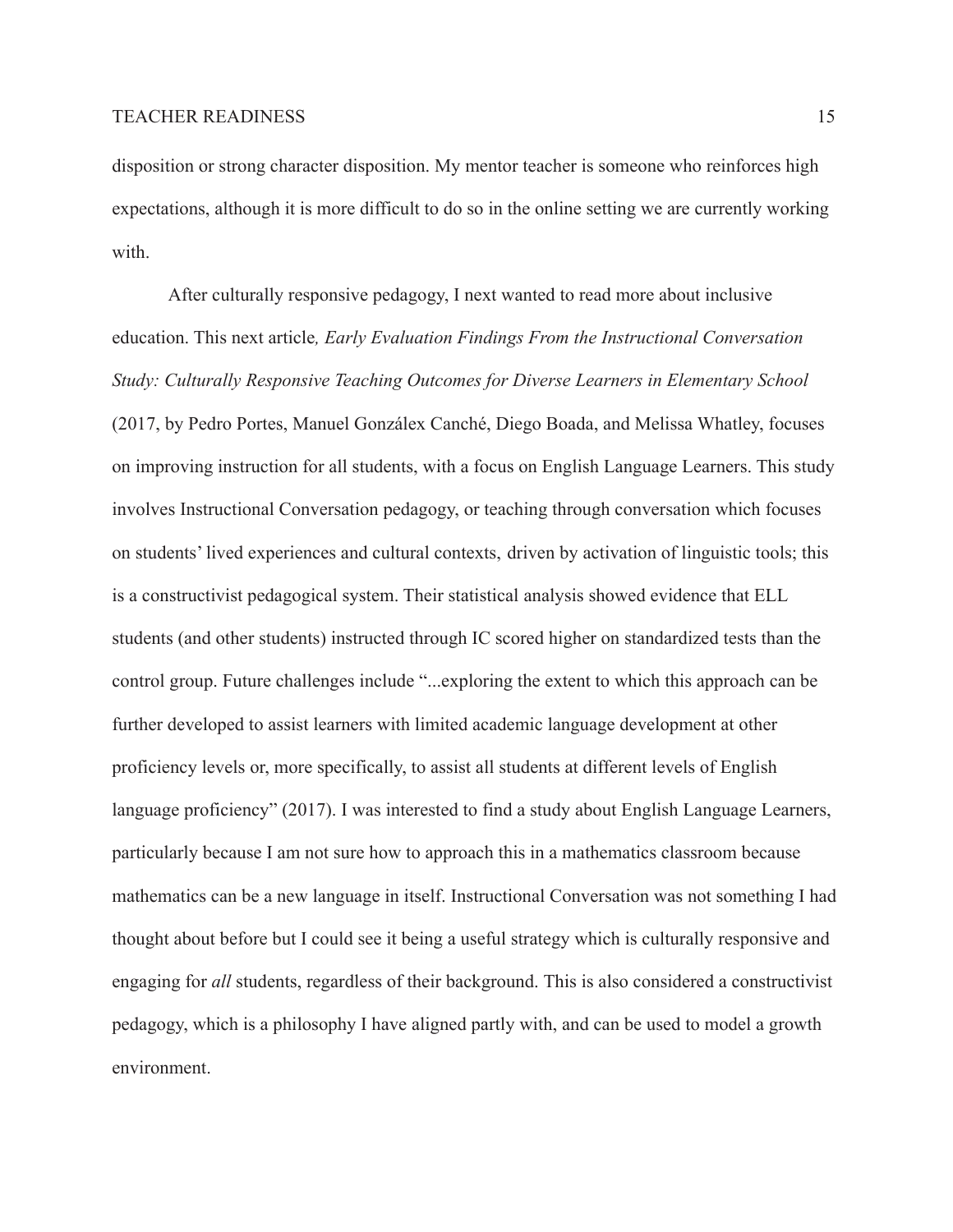disposition or strong character disposition. My mentor teacher is someone who reinforces high expectations, although it is more difficult to do so in the online setting we are currently working with.

After culturally responsive pedagogy, I next wanted to read more about inclusive education. This next article*, Early Evaluation Findings From the Instructional Conversation Study: Culturally Responsive Teaching Outcomes for Diverse Learners in Elementary School* (2017, by Pedro Portes, Manuel Gonzálex Canché, Diego Boada, and Melissa Whatley, focuses on improving instruction for all students, with a focus on English Language Learners. This study involves Instructional Conversation pedagogy, or teaching through conversation which focuses on students' lived experiences and cultural contexts, driven by activation of linguistic tools; this is a constructivist pedagogical system. Their statistical analysis showed evidence that ELL students (and other students) instructed through IC scored higher on standardized tests than the control group. Future challenges include "...exploring the extent to which this approach can be further developed to assist learners with limited academic language development at other proficiency levels or, more specifically, to assist all students at different levels of English language proficiency" (2017). I was interested to find a study about English Language Learners, particularly because I am not sure how to approach this in a mathematics classroom because mathematics can be a new language in itself. Instructional Conversation was not something I had thought about before but I could see it being a useful strategy which is culturally responsive and engaging for *all* students, regardless of their background. This is also considered a constructivist pedagogy, which is a philosophy I have aligned partly with, and can be used to model a growth environment.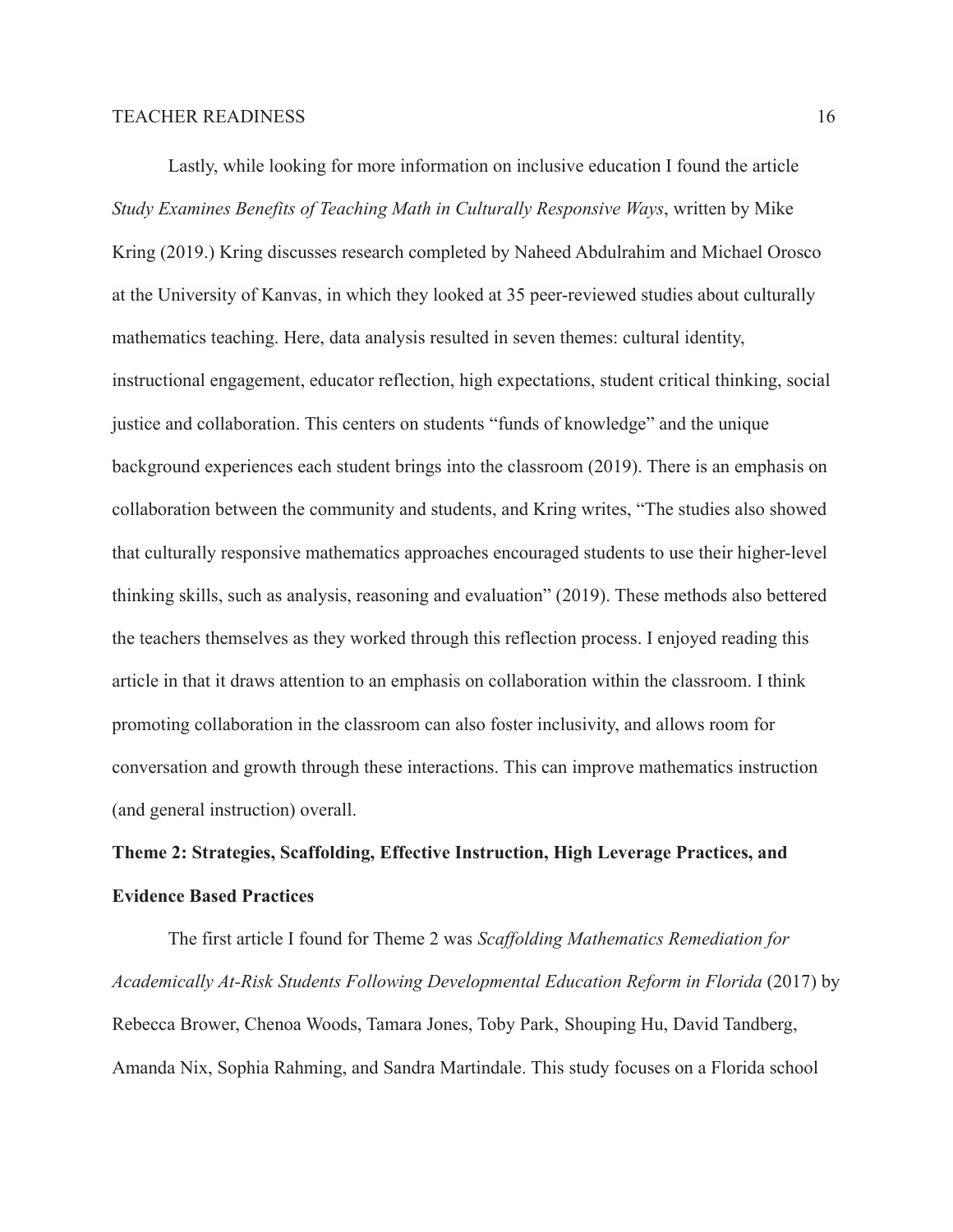Lastly, while looking for more information on inclusive education I found the article *Study Examines Benefits of Teaching Math in Culturally Responsive Ways*, written by Mike Kring (2019.) Kring discusses research completed by Naheed Abdulrahim and Michael Orosco at the University of Kanvas, in which they looked at 35 peer-reviewed studies about culturally mathematics teaching. Here, data analysis resulted in seven themes: cultural identity, instructional engagement, educator reflection, high expectations, student critical thinking, social justice and collaboration. This centers on students "funds of knowledge" and the unique background experiences each student brings into the classroom (2019). There is an emphasis on collaboration between the community and students, and Kring writes, "The studies also showed that culturally responsive mathematics approaches encouraged students to use their higher-level thinking skills, such as analysis, reasoning and evaluation" (2019). These methods also bettered the teachers themselves as they worked through this reflection process. I enjoyed reading this article in that it draws attention to an emphasis on collaboration within the classroom. I think promoting collaboration in the classroom can also foster inclusivity, and allows room for conversation and growth through these interactions. This can improve mathematics instruction (and general instruction) overall.

**Theme 2: Strategies, Scaffolding, Effective Instruction, High Leverage Practices, and Evidence Based Practices**

The first article I found for Theme 2 was *Scaffolding Mathematics Remediation for Academically At-Risk Students Following Developmental Education Reform in Florida* (2017) by Rebecca Brower, Chenoa Woods, Tamara Jones, Toby Park, Shouping Hu, David Tandberg, Amanda Nix, Sophia Rahming, and Sandra Martindale. This study focuses on a Florida school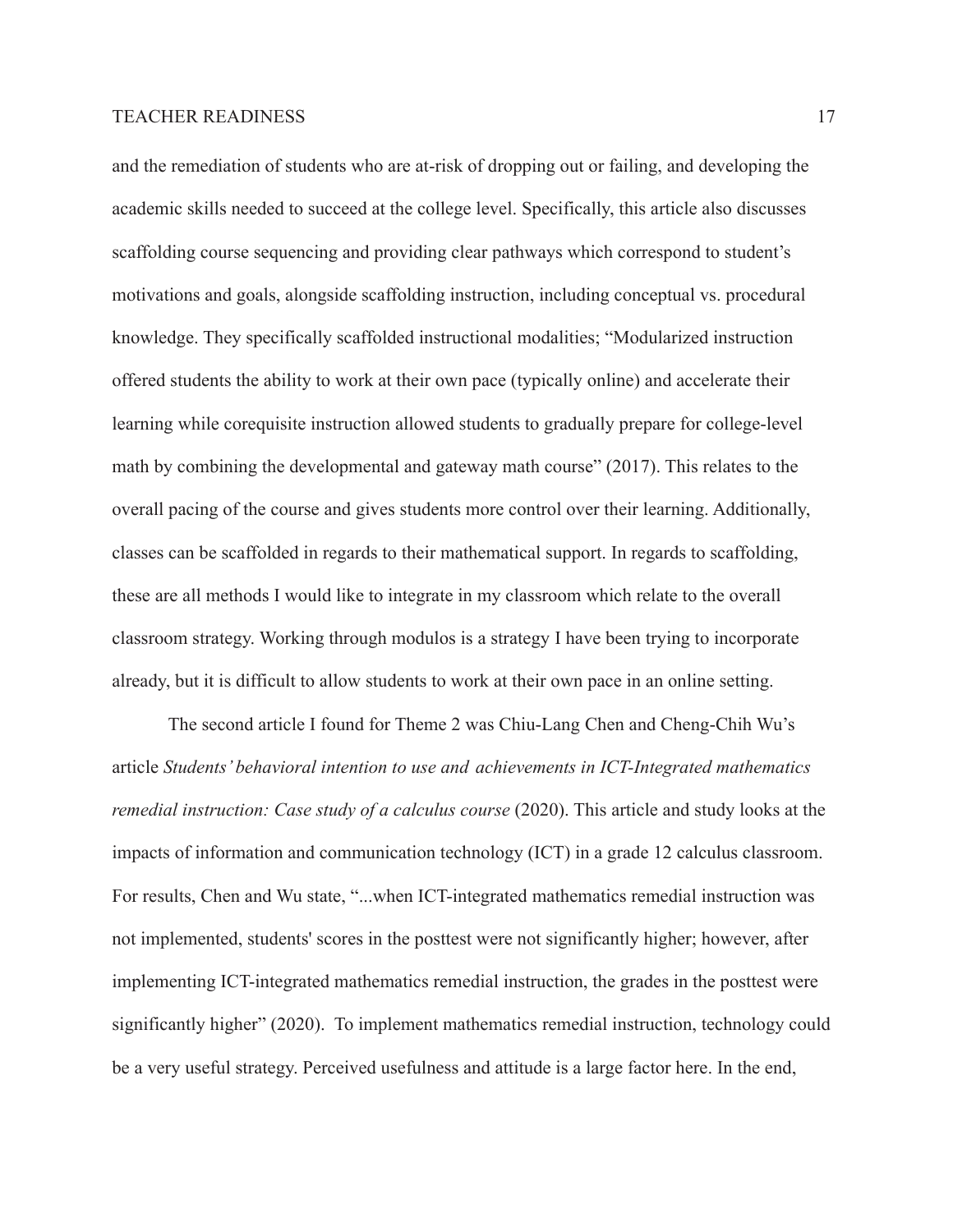and the remediation of students who are at-risk of dropping out or failing, and developing the academic skills needed to succeed at the college level. Specifically, this article also discusses scaffolding course sequencing and providing clear pathways which correspond to student's motivations and goals, alongside scaffolding instruction, including conceptual vs. procedural knowledge. They specifically scaffolded instructional modalities; "Modularized instruction offered students the ability to work at their own pace (typically online) and accelerate their learning while corequisite instruction allowed students to gradually prepare for college-level math by combining the developmental and gateway math course" (2017). This relates to the overall pacing of the course and gives students more control over their learning. Additionally, classes can be scaffolded in regards to their mathematical support. In regards to scaffolding, these are all methods I would like to integrate in my classroom which relate to the overall classroom strategy. Working through modulos is a strategy I have been trying to incorporate already, but it is difficult to allow students to work at their own pace in an online setting.

The second article I found for Theme 2 was Chiu-Lang Chen and Cheng-Chih Wu's article *Students' behavioral intention to use and achievements in ICT-Integrated mathematics remedial instruction: Case study of a calculus course* (2020). This article and study looks at the impacts of information and communication technology (ICT) in a grade 12 calculus classroom. For results, Chen and Wu state, "...when ICT-integrated mathematics remedial instruction was not implemented, students' scores in the posttest were not significantly higher; however, after implementing ICT-integrated mathematics remedial instruction, the grades in the posttest were significantly higher" (2020). To implement mathematics remedial instruction, technology could be a very useful strategy. Perceived usefulness and attitude is a large factor here. In the end,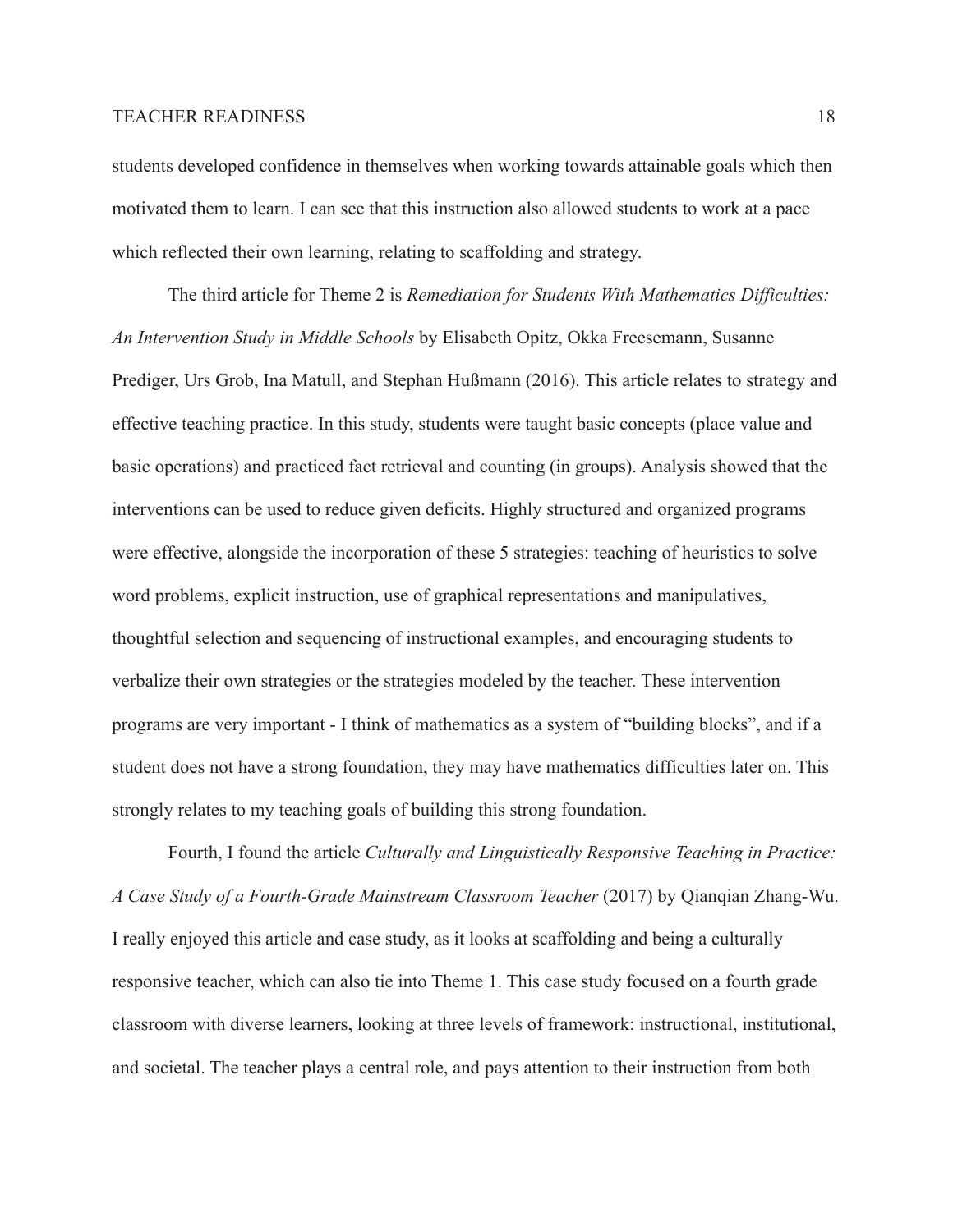students developed confidence in themselves when working towards attainable goals which then motivated them to learn. I can see that this instruction also allowed students to work at a pace which reflected their own learning, relating to scaffolding and strategy.

The third article for Theme 2 is *Remediation for Students With Mathematics Difficulties: An Intervention Study in Middle Schools* by Elisabeth Opitz, Okka Freesemann, Susanne Prediger, Urs Grob, Ina Matull, and Stephan Hußmann (2016). This article relates to strategy and effective teaching practice. In this study, students were taught basic concepts (place value and basic operations) and practiced fact retrieval and counting (in groups). Analysis showed that the interventions can be used to reduce given deficits. Highly structured and organized programs were effective, alongside the incorporation of these 5 strategies: teaching of heuristics to solve word problems, explicit instruction, use of graphical representations and manipulatives, thoughtful selection and sequencing of instructional examples, and encouraging students to verbalize their own strategies or the strategies modeled by the teacher. These intervention programs are very important - I think of mathematics as a system of "building blocks", and if a student does not have a strong foundation, they may have mathematics difficulties later on. This strongly relates to my teaching goals of building this strong foundation.

Fourth, I found the article *Culturally and Linguistically Responsive Teaching in Practice: A Case Study of a Fourth-Grade Mainstream Classroom Teacher* (2017) by Qianqian Zhang-Wu. I really enjoyed this article and case study, as it looks at scaffolding and being a culturally responsive teacher, which can also tie into Theme 1. This case study focused on a fourth grade classroom with diverse learners, looking at three levels of framework: instructional, institutional, and societal. The teacher plays a central role, and pays attention to their instruction from both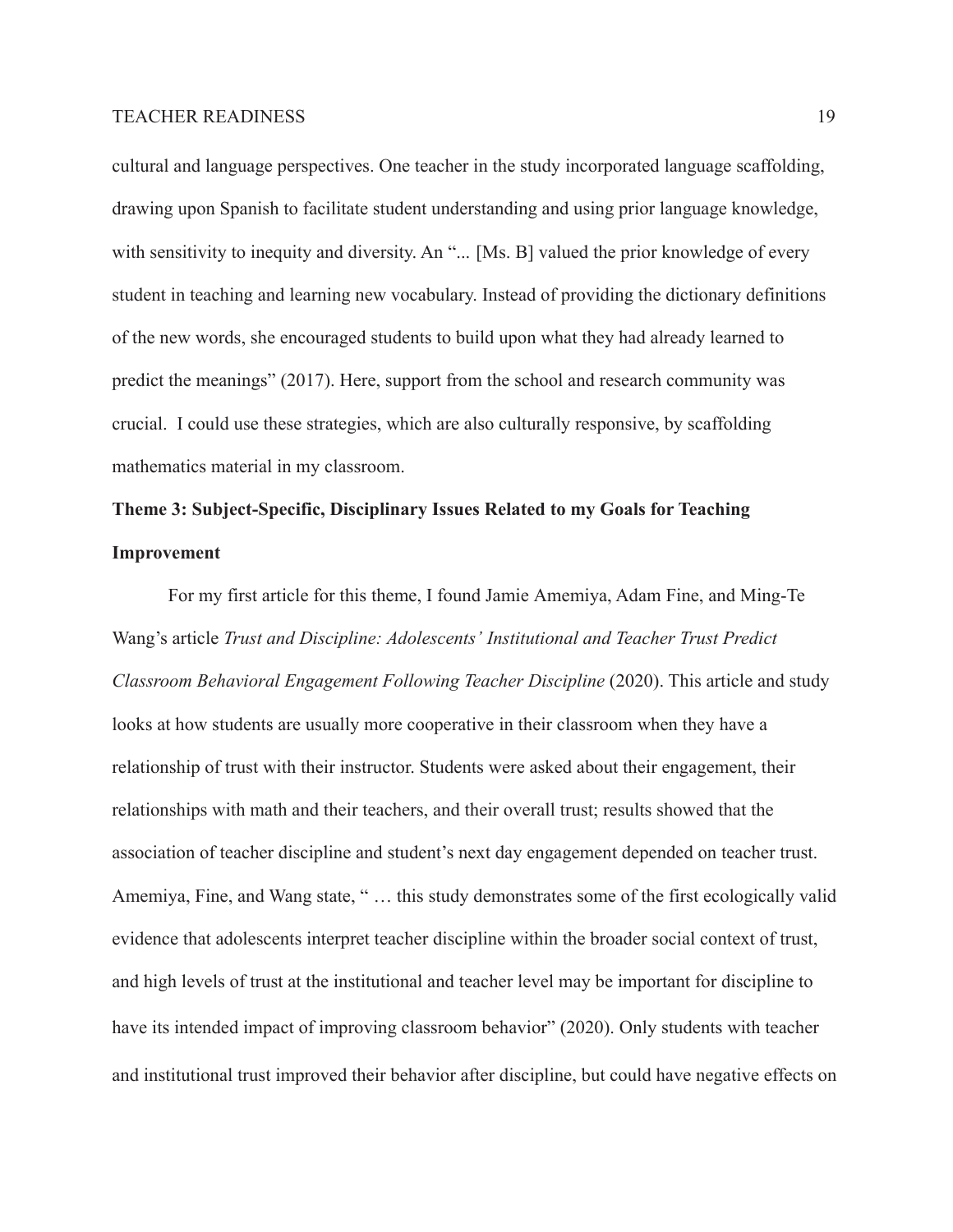cultural and language perspectives. One teacher in the study incorporated language scaffolding, drawing upon Spanish to facilitate student understanding and using prior language knowledge, with sensitivity to inequity and diversity. An "... [Ms. B] valued the prior knowledge of every student in teaching and learning new vocabulary. Instead of providing the dictionary definitions of the new words, she encouraged students to build upon what they had already learned to predict the meanings" (2017). Here, support from the school and research community was crucial. I could use these strategies, which are also culturally responsive, by scaffolding mathematics material in my classroom.

**Theme 3: Subject-Specific, Disciplinary Issues Related to my Goals for Teaching Improvement**

For my first article for this theme, I found Jamie Amemiya, Adam Fine, and Ming-Te Wang's article *Trust and Discipline: Adolescents' Institutional and Teacher Trust Predict Classroom Behavioral Engagement Following Teacher Discipline* (2020). This article and study looks at how students are usually more cooperative in their classroom when they have a relationship of trust with their instructor. Students were asked about their engagement, their relationships with math and their teachers, and their overall trust; results showed that the association of teacher discipline and student's next day engagement depended on teacher trust. Amemiya, Fine, and Wang state, " … this study demonstrates some of the first ecologically valid evidence that adolescents interpret teacher discipline within the broader social context of trust, and high levels of trust at the institutional and teacher level may be important for discipline to have its intended impact of improving classroom behavior" (2020). Only students with teacher and institutional trust improved their behavior after discipline, but could have negative effects on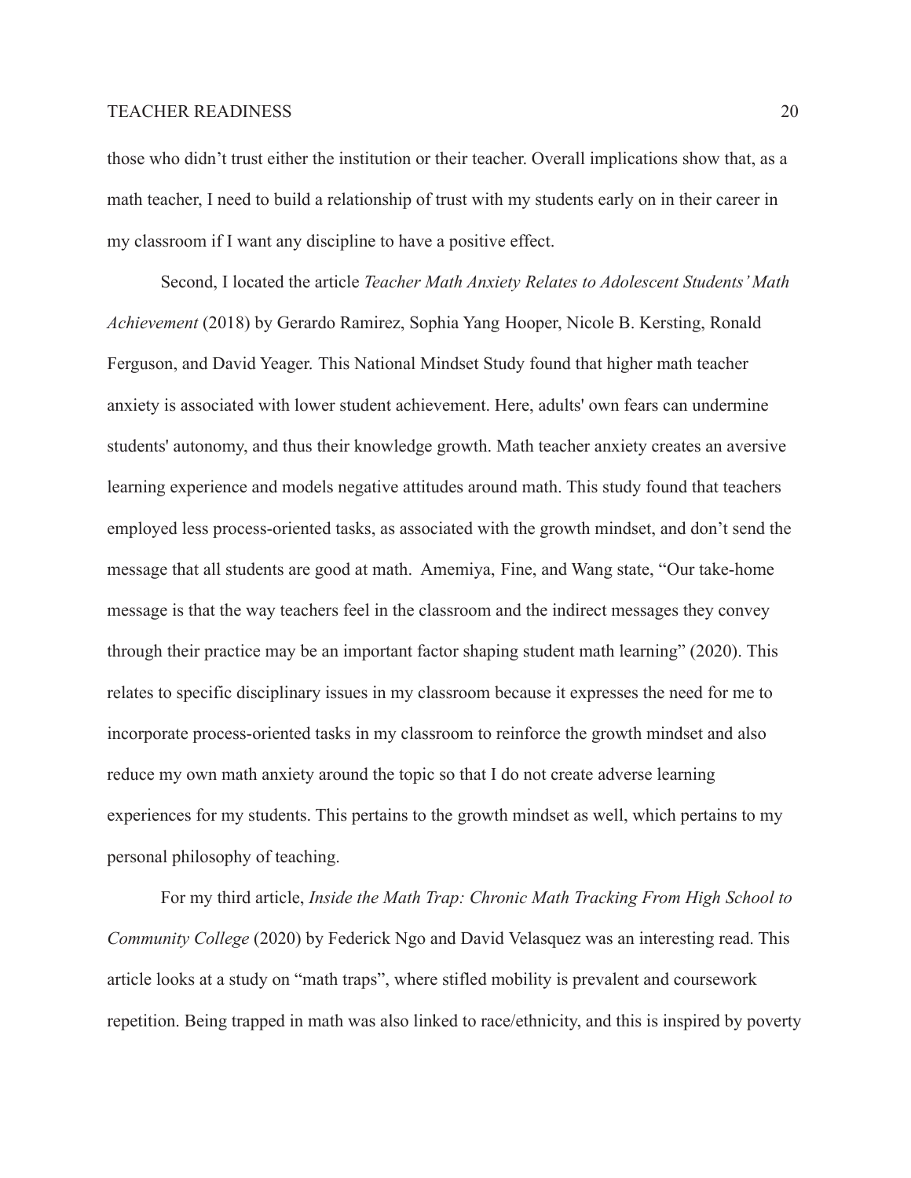those who didn't trust either the institution or their teacher. Overall implications show that, as a math teacher, I need to build a relationship of trust with my students early on in their career in my classroom if I want any discipline to have a positive effect.

Second, I located the article *Teacher Math Anxiety Relates to Adolescent Students' Math Achievement* (2018) by Gerardo Ramirez, Sophia Yang Hooper, Nicole B. Kersting, Ronald Ferguson, and David Yeager. This National Mindset Study found that higher math teacher anxiety is associated with lower student achievement. Here, adults' own fears can undermine students' autonomy, and thus their knowledge growth. Math teacher anxiety creates an aversive learning experience and models negative attitudes around math. This study found that teachers employed less process-oriented tasks, as associated with the growth mindset, and don't send the message that all students are good at math. Amemiya, Fine, and Wang state, "Our take-home message is that the way teachers feel in the classroom and the indirect messages they convey through their practice may be an important factor shaping student math learning" (2020). This relates to specific disciplinary issues in my classroom because it expresses the need for me to incorporate process-oriented tasks in my classroom to reinforce the growth mindset and also reduce my own math anxiety around the topic so that I do not create adverse learning experiences for my students. This pertains to the growth mindset as well, which pertains to my personal philosophy of teaching.

For my third article, *Inside the Math Trap: Chronic Math Tracking From High School to Community College* (2020) by Federick Ngo and David Velasquez was an interesting read. This article looks at a study on "math traps", where stifled mobility is prevalent and coursework repetition. Being trapped in math was also linked to race/ethnicity, and this is inspired by poverty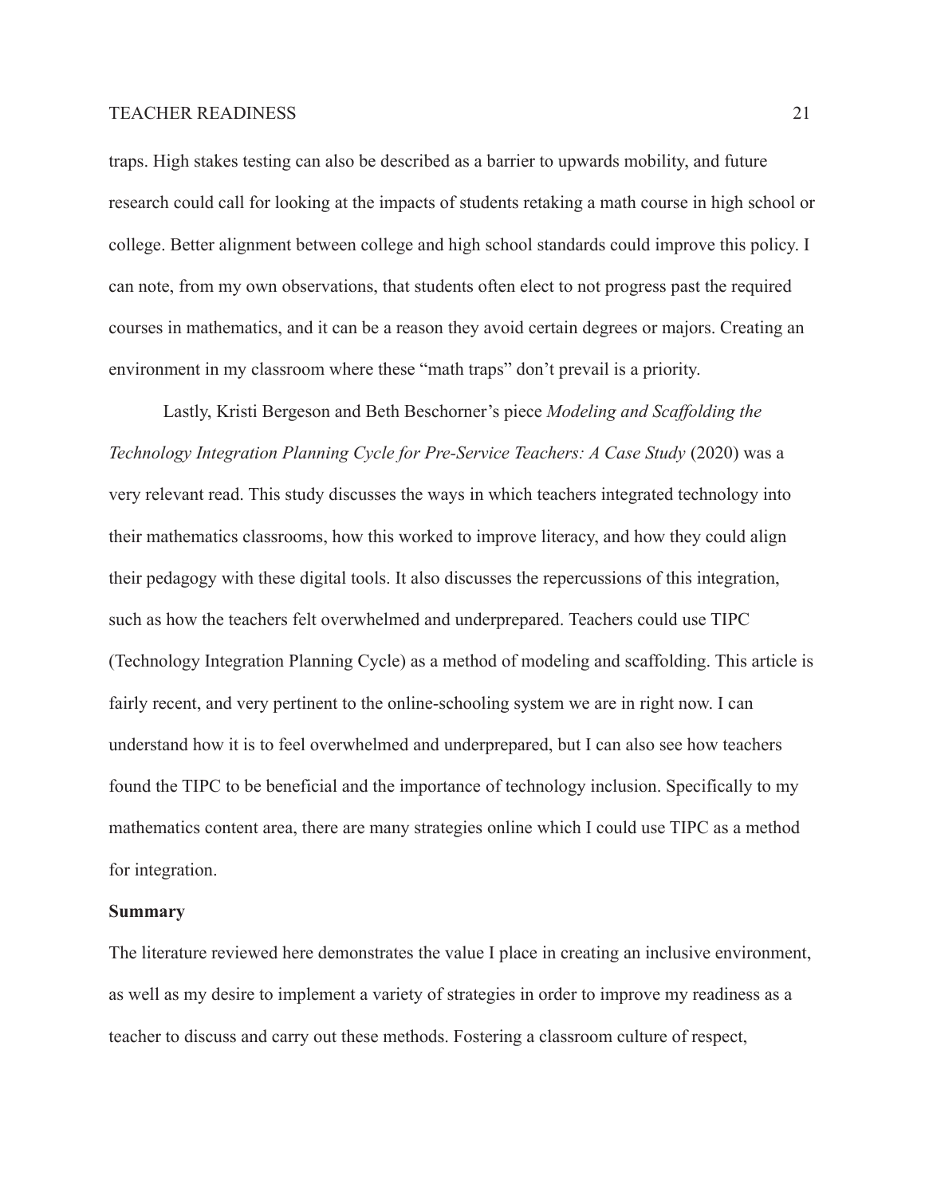traps. High stakes testing can also be described as a barrier to upwards mobility, and future research could call for looking at the impacts of students retaking a math course in high school or college. Better alignment between college and high school standards could improve this policy. I can note, from my own observations, that students often elect to not progress past the required courses in mathematics, and it can be a reason they avoid certain degrees or majors. Creating an environment in my classroom where these "math traps" don't prevail is a priority.

Lastly, Kristi Bergeson and Beth Beschorner's piece *Modeling and Scaffolding the Technology Integration Planning Cycle for Pre-Service Teachers: A Case Study* (2020) was a very relevant read. This study discusses the ways in which teachers integrated technology into their mathematics classrooms, how this worked to improve literacy, and how they could align their pedagogy with these digital tools. It also discusses the repercussions of this integration, such as how the teachers felt overwhelmed and underprepared. Teachers could use TIPC (Technology Integration Planning Cycle) as a method of modeling and scaffolding. This article is fairly recent, and very pertinent to the online-schooling system we are in right now. I can understand how it is to feel overwhelmed and underprepared, but I can also see how teachers found the TIPC to be beneficial and the importance of technology inclusion. Specifically to my mathematics content area, there are many strategies online which I could use TIPC as a method for integration.

**Summary**

The literature reviewed here demonstrates the value I place in creating an inclusive environment, as well as my desire to implement a variety of strategies in order to improve my readiness as a teacher to discuss and carry out these methods. Fostering a classroom culture of respect,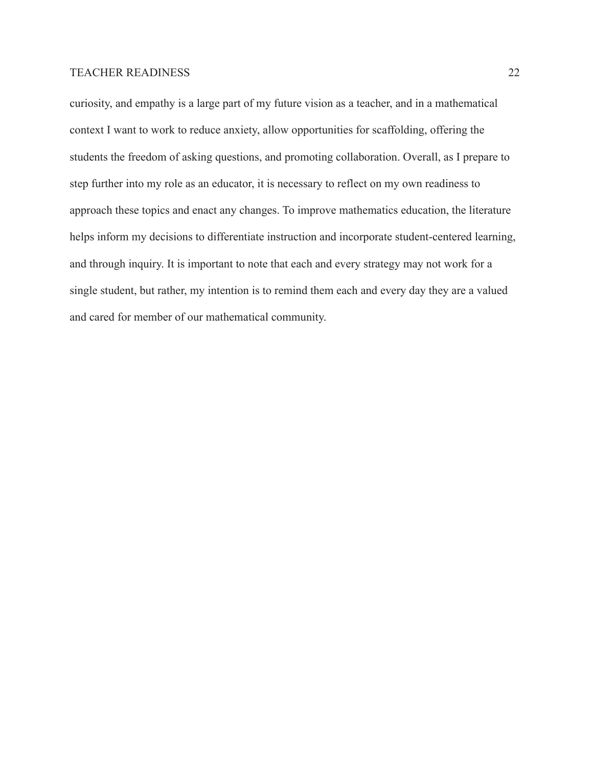curiosity, and empathy is a large part of my future vision as a teacher, and in a mathematical context I want to work to reduce anxiety, allow opportunities for scaffolding, offering the students the freedom of asking questions, and promoting collaboration. Overall, as I prepare to step further into my role as an educator, it is necessary to reflect on my own readiness to approach these topics and enact any changes. To improve mathematics education, the literature helps inform my decisions to differentiate instruction and incorporate student-centered learning, and through inquiry. It is important to note that each and every strategy may not work for a single student, but rather, my intention is to remind them each and every day they are a valued and cared for member of our mathematical community.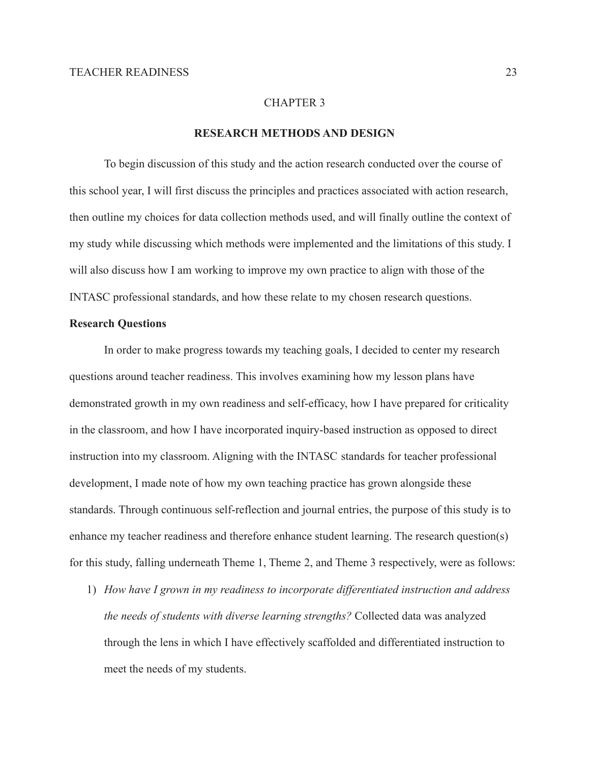# CHAPTER 3

## RESEARCH METHODS AND DESIGN

To begin discussion of this study and the action research conducted over the course of this school year, I will first discuss the principles and practices associated with action research, then outline my choices for data collection methods used, and will finally outline the context of my study while discussing which methods were implemented and the limitations of this study. I will also discuss how I am working to improve my own practice to align with those of the INTASC professional standards, and how these relate to my chosen research questions.

### Research Questions

In order to make progress towards my teaching goals, I decided to center my research questions around teacher readiness. This involves examining how my lesson plans have demonstrated growth in my own readiness and self-efficacy, how I have prepared for criticality in the classroom, and how I have incorporated inquiry-based instruction as opposed to direct instruction into my classroom. Aligning with the INTASC standards for teacher professional development, I made note of how my own teaching practice has grown alongside these standards. Through continuous self-reflection and journal entries, the purpose of this study is to enhance my teacher readiness and therefore enhance student learning. The research question(s) for this study, falling underneath Theme 1, Theme 2, and Theme 3 respectively, were as follows:

1) *How have I grown in my readiness to incorporate differentiated instruction and address the needs of students with diverse learning strengths?* Collected data was analyzed through the lens in which I have effectively scaffolded and differentiated instruction to meet the needs of my students.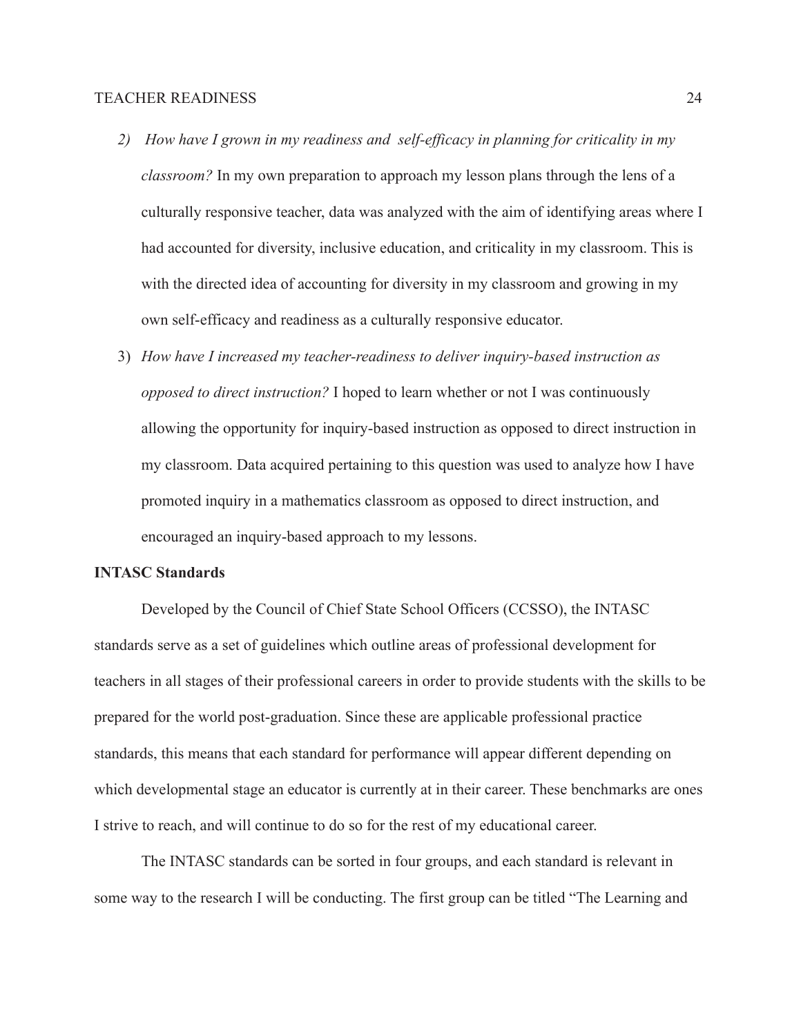2) *How have I grown in my readiness and self-efficacy in planning for criticality in my classroom?* In my own preparation to approach my lesson plans through the lens of a culturally responsive teacher, data was analyzed with the aim of identifying areas where I had accounted for diversity, inclusive education, and criticality in my classroom. This is with the directed idea of accounting for diversity in my classroom and growing in my own self-efficacy and readiness as a culturally responsive educator.

3) *How have I increased my teacher-readiness to deliver inquiry-based instruction as opposed to direct instruction?* I hoped to learn whether or not I was continuously allowing the opportunity for inquiry-based instruction as opposed to direct instruction in my classroom. Data acquired pertaining to this question was used to analyze how I have promoted inquiry in a mathematics classroom as opposed to direct instruction, and encouraged an inquiry-based approach to my lessons.

**INTASC Standards**

Developed by the Council of Chief State School Officers (CCSSO), the INTASC standards serve as a set of guidelines which outline areas of professional development for teachers in all stages of their professional careers in order to provide students with the skills to be prepared for the world post-graduation. Since these are applicable professional practice standards, this means that each standard for performance will appear different depending on which developmental stage an educator is currently at in their career. These benchmarks are ones I strive to reach, and will continue to do so for the rest of my educational career.

The INTASC standards can be sorted in four groups, and each standard is relevant in some way to the research I will be conducting. The first group can be titled "The Learning and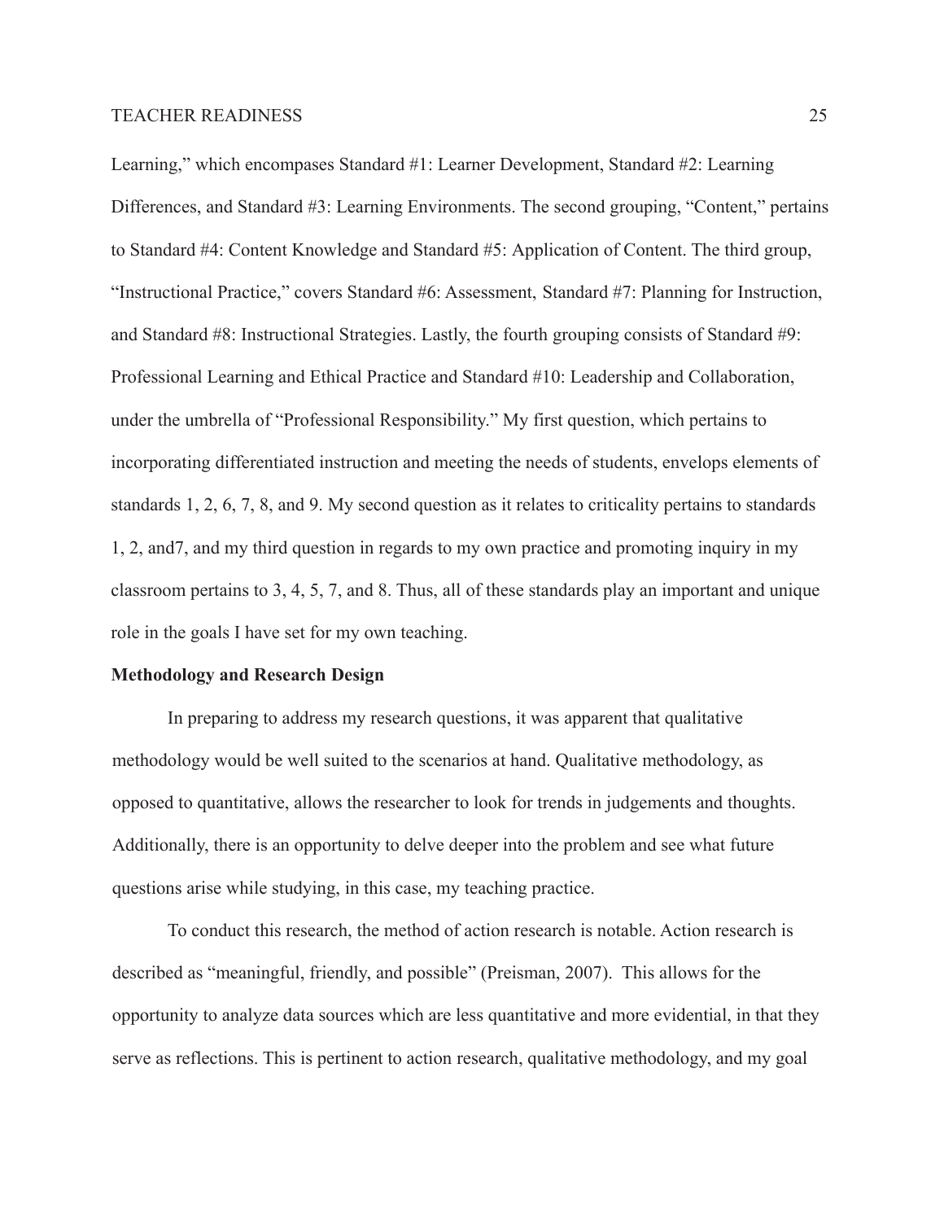Learning," which encompases Standard #1: Learner Development, Standard #2: Learning Differences, and Standard #3: Learning Environments. The second grouping, "Content," pertains to Standard #4: Content Knowledge and Standard #5: Application of Content. The third group, "Instructional Practice," covers Standard #6: Assessment, Standard #7: Planning for Instruction, and Standard #8: Instructional Strategies. Lastly, the fourth grouping consists of Standard #9: Professional Learning and Ethical Practice and Standard #10: Leadership and Collaboration, under the umbrella of "Professional Responsibility." My first question, which pertains to incorporating differentiated instruction and meeting the needs of students, envelops elements of standards 1, 2, 6, 7, 8, and 9. My second question as it relates to criticality pertains to standards 1, 2, and7, and my third question in regards to my own practice and promoting inquiry in my classroom pertains to 3, 4, 5, 7, and 8. Thus, all of these standards play an important and unique role in the goals I have set for my own teaching.

**Methodology and Research Design**

In preparing to address my research questions, it was apparent that qualitative methodology would be well suited to the scenarios at hand. Qualitative methodology, as opposed to quantitative, allows the researcher to look for trends in judgements and thoughts. Additionally, there is an opportunity to delve deeper into the problem and see what future questions arise while studying, in this case, my teaching practice.

To conduct this research, the method of action research is notable. Action research is described as "meaningful, friendly, and possible" (Preisman, 2007). This allows for the opportunity to analyze data sources which are less quantitative and more evidential, in that they serve as reflections. This is pertinent to action research, qualitative methodology, and my goal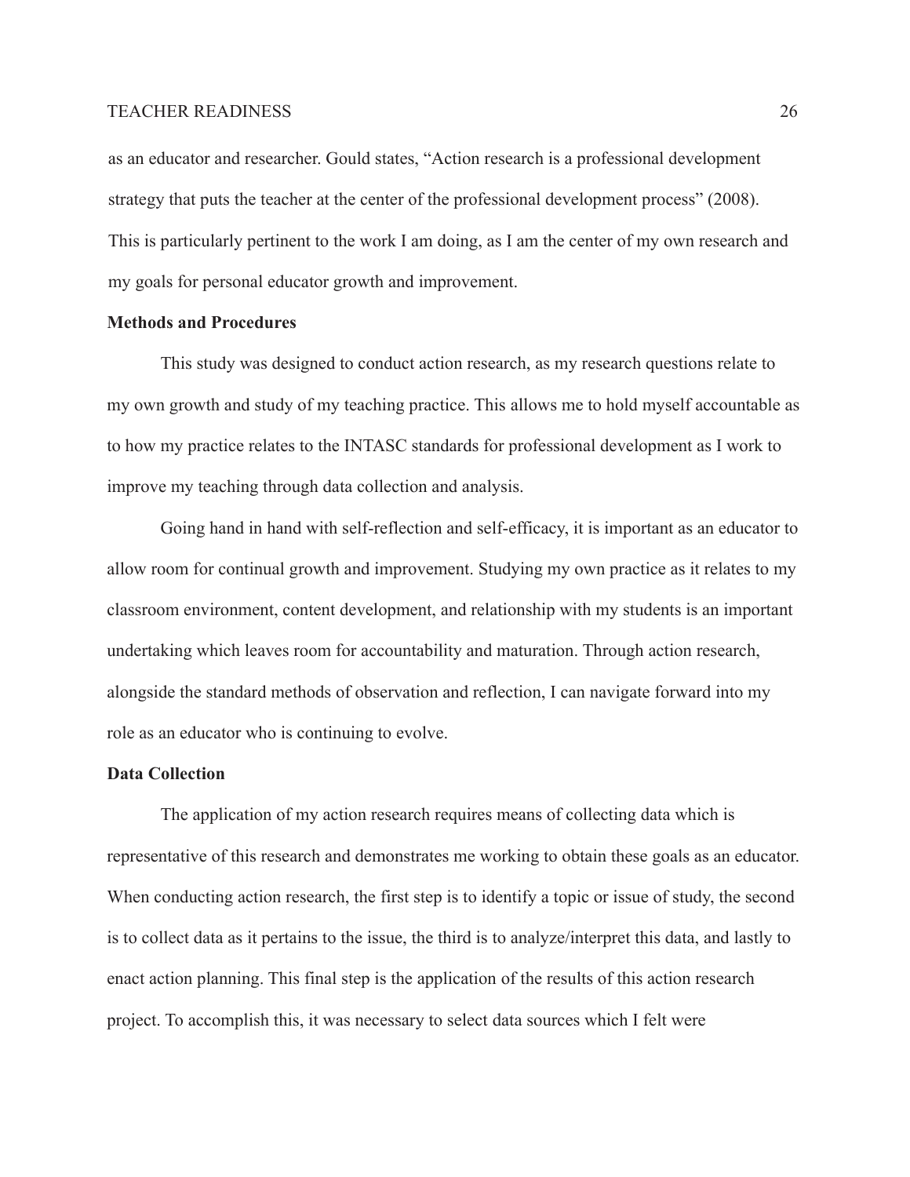as an educator and researcher. Gould states, "Action research is a professional development strategy that puts the teacher at the center of the professional development process" (2008). This is particularly pertinent to the work I am doing, as I am the center of my own research and my goals for personal educator growth and improvement.

## Methods and Procedures

This study was designed to conduct action research, as my research questions relate to my own growth and study of my teaching practice. This allows me to hold myself accountable as to how my practice relates to the INTASC standards for professional development as I work to improve my teaching through data collection and analysis.

Going hand in hand with self-reflection and self-efficacy, it is important as an educator to allow room for continual growth and improvement. Studying my own practice as it relates to my classroom environment, content development, and relationship with my students is an important undertaking which leaves room for accountability and maturation. Through action research, alongside the standard methods of observation and reflection, I can navigate forward into my role as an educator who is continuing to evolve.

## Data Collection

The application of my action research requires means of collecting data which is representative of this research and demonstrates me working to obtain these goals as an educator. When conducting action research, the first step is to identify a topic or issue of study, the second is to collect data as it pertains to the issue, the third is to analyze/interpret this data, and lastly to enact action planning. This final step is the application of the results of this action research project. To accomplish this, it was necessary to select data sources which I felt were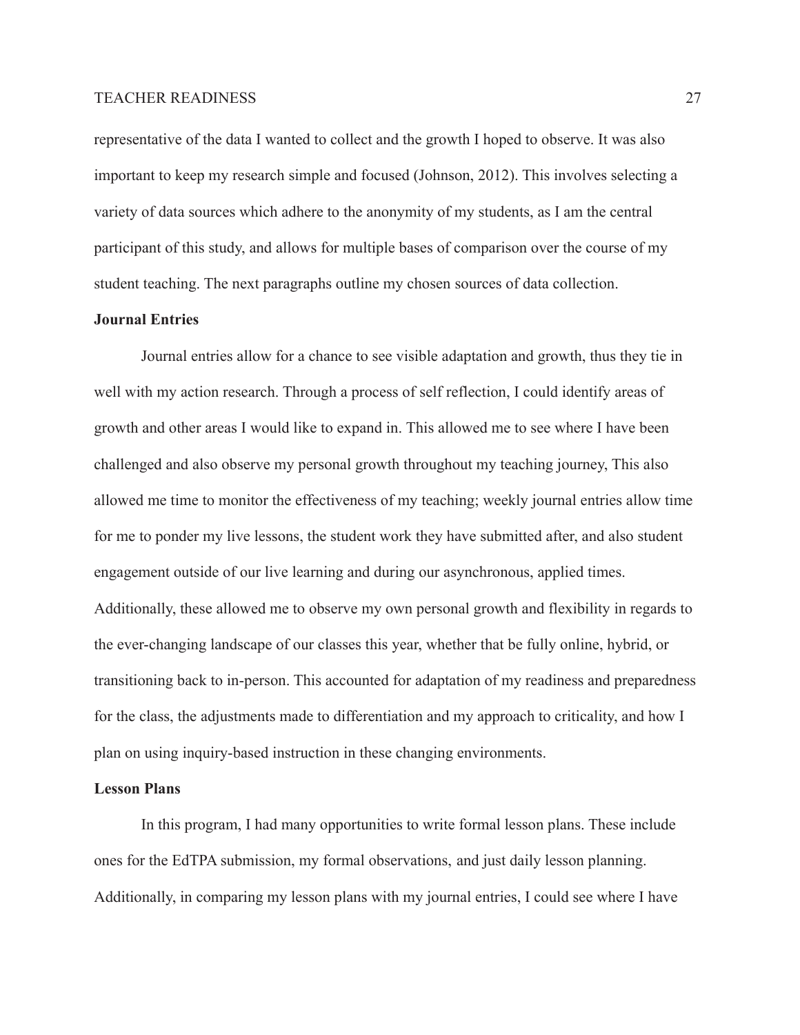representative of the data I wanted to collect and the growth I hoped to observe. It was also important to keep my research simple and focused (Johnson, 2012). This involves selecting a variety of data sources which adhere to the anonymity of my students, as I am the central participant of this study, and allows for multiple bases of comparison over the course of my student teaching. The next paragraphs outline my chosen sources of data collection.

**Journal Entries**

Journal entries allow for a chance to see visible adaptation and growth, thus they tie in well with my action research. Through a process of self reflection, I could identify areas of growth and other areas I would like to expand in. This allowed me to see where I have been challenged and also observe my personal growth throughout my teaching journey, This also allowed me time to monitor the effectiveness of my teaching; weekly journal entries allow time for me to ponder my live lessons, the student work they have submitted after, and also student engagement outside of our live learning and during our asynchronous, applied times. Additionally, these allowed me to observe my own personal growth and flexibility in regards to the ever-changing landscape of our classes this year, whether that be fully online, hybrid, or transitioning back to in-person. This accounted for adaptation of my readiness and preparedness for the class, the adjustments made to differentiation and my approach to criticality, and how I plan on using inquiry-based instruction in these changing environments.

**Lesson Plans**

In this program, I had many opportunities to write formal lesson plans. These include ones for the EdTPA submission, my formal observations, and just daily lesson planning. Additionally, in comparing my lesson plans with my journal entries, I could see where I have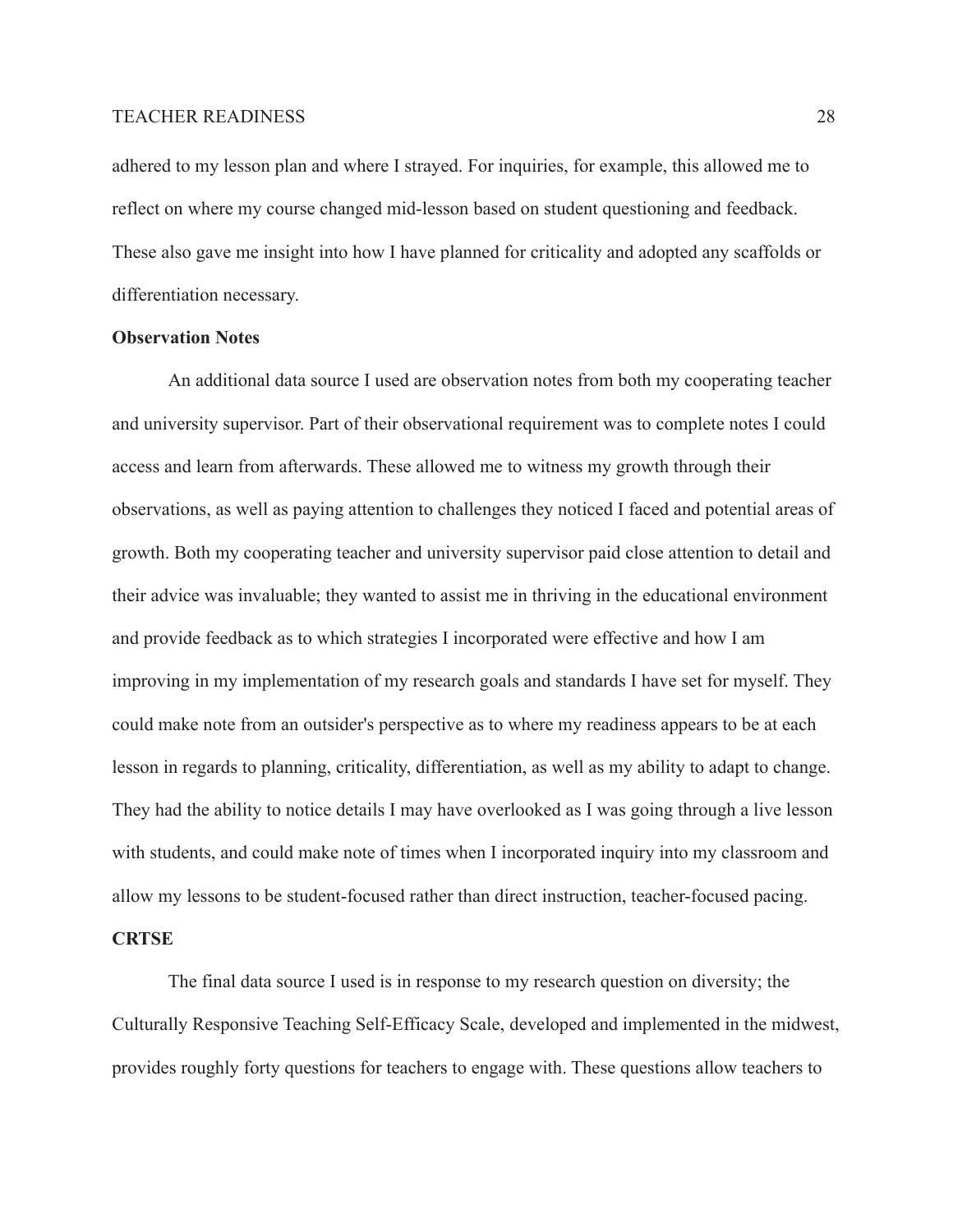adhered to my lesson plan and where I strayed. For inquiries, for example, this allowed me to reflect on where my course changed mid-lesson based on student questioning and feedback. These also gave me insight into how I have planned for criticality and adopted any scaffolds or differentiation necessary.

**Observation Notes**

An additional data source I used are observation notes from both my cooperating teacher and university supervisor. Part of their observational requirement was to complete notes I could access and learn from afterwards. These allowed me to witness my growth through their observations, as well as paying attention to challenges they noticed I faced and potential areas of growth. Both my cooperating teacher and university supervisor paid close attention to detail and their advice was invaluable; they wanted to assist me in thriving in the educational environment and provide feedback as to which strategies I incorporated were effective and how I am improving in my implementation of my research goals and standards I have set for myself. They could make note from an outsider's perspective as to where my readiness appears to be at each lesson in regards to planning, criticality, differentiation, as well as my ability to adapt to change. They had the ability to notice details I may have overlooked as I was going through a live lesson with students, and could make note of times when I incorporated inquiry into my classroom and allow my lessons to be student-focused rather than direct instruction, teacher-focused pacing.

**CRTSE**

The final data source I used is in response to my research question on diversity; the Culturally Responsive Teaching Self-Efficacy Scale, developed and implemented in the midwest, provides roughly forty questions for teachers to engage with. These questions allow teachers to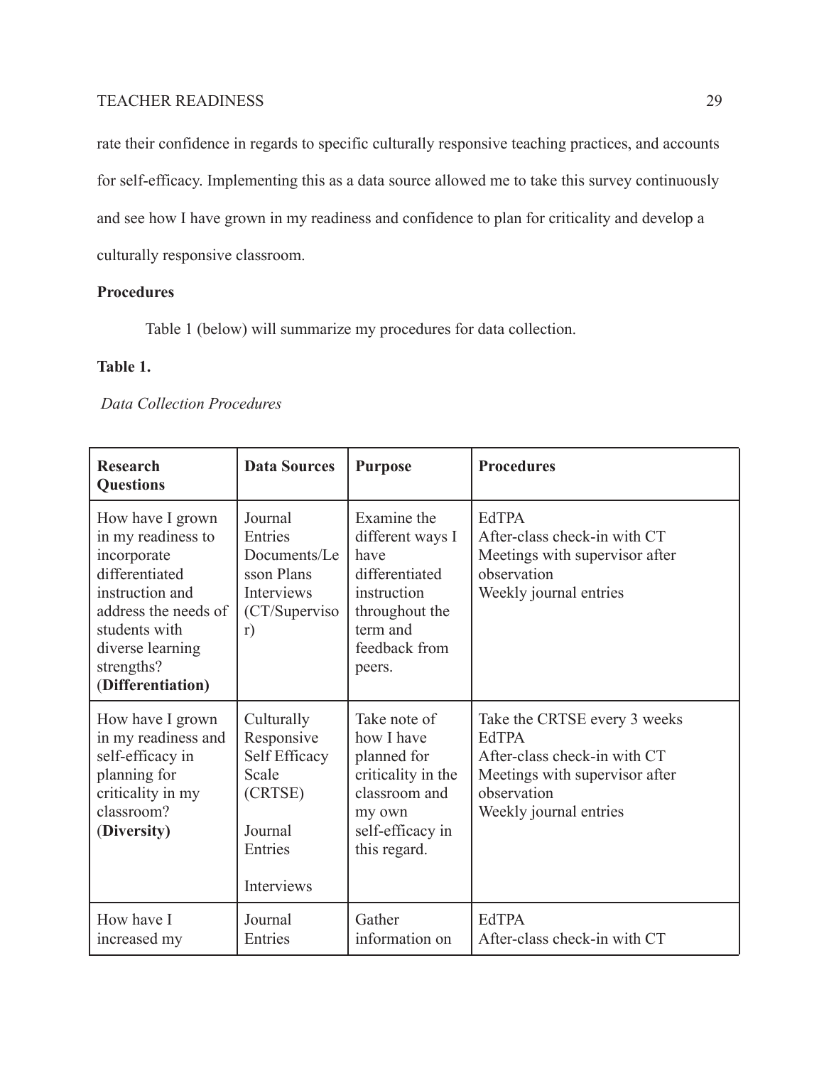rate their confidence in regards to specific culturally responsive teaching practices, and accounts for self-efficacy. Implementing this as a data source allowed me to take this survey continuously and see how I have grown in my readiness and confidence to plan for criticality and develop a culturally responsive classroom.

**Procedures**

Table 1 (below) will summarize my procedures for data collection.

**Table 1.**

*Data Collection Procedures*

| **Research Questions** | **Data Sources** | **Purpose** | **Procedures** |
|---|---|---|---|
| How have I grown in my readiness to incorporate differentiated instruction and address the needs of students with diverse learning strengths? (**Differentiation)** | Journal Entries<br>Documents/Lesson Plans<br>Interviews (CT/Supervisor) | Examine the different ways I have differentiated instruction throughout the term and feedback from peers. | EdTPA<br>After-class check-in with CT<br>Meetings with supervisor after observation<br>Weekly journal entries |
| How have I grown in my readiness and self-efficacy in planning for criticality in my classroom? (**Diversity)** | Culturally Responsive Self Efficacy Scale (CRTSE)<br><br>Journal Entries<br><br>Interviews | Take note of how I have planned for criticality in the classroom and my own self-efficacy in this regard. | Take the CRTSE every 3 weeks<br>EdTPA<br>After-class check-in with CT<br>Meetings with supervisor after observation<br>Weekly journal entries |
| How have I increased my | Journal Entries | Gather information on | EdTPA<br>After-class check-in with CT |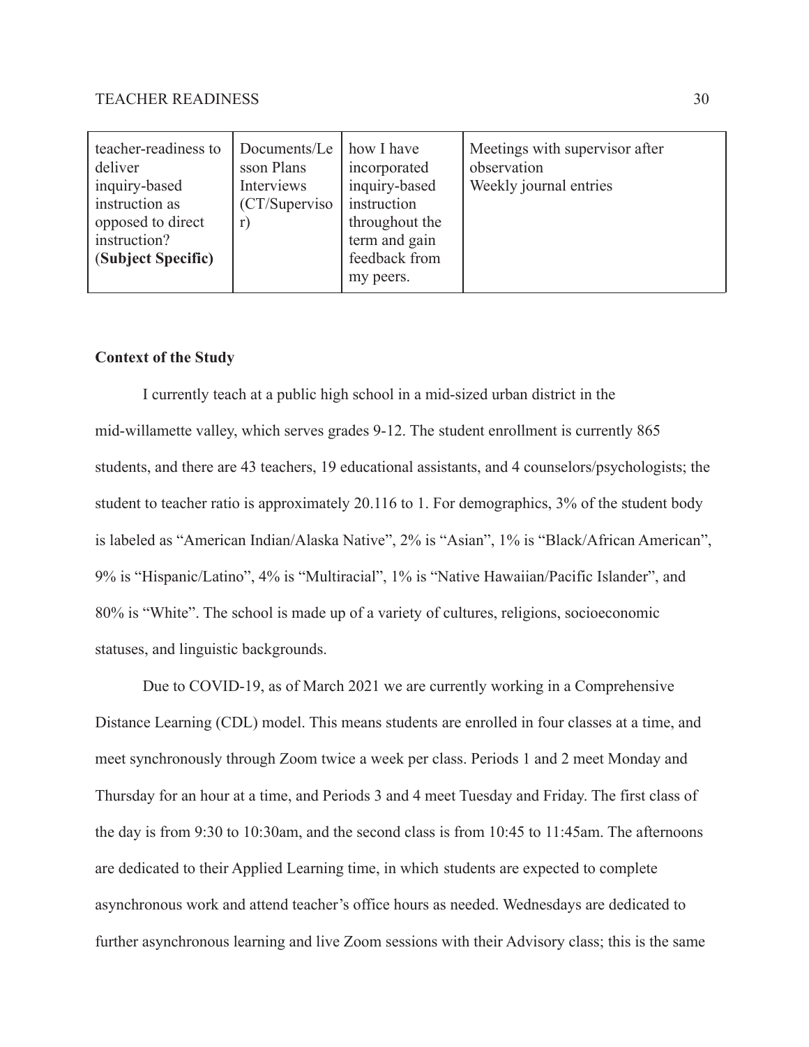| teacher-readiness to deliver inquiry-based instruction as opposed to direct instruction? (**Subject Specific**) | Documents/Lesson Plans Interviews (CT/Supervisor) | how I have incorporated inquiry-based instruction throughout the term and gain feedback from my peers. | Meetings with supervisor after observation Weekly journal entries |
|---|---|---|---|

**Context of the Study**

I currently teach at a public high school in a mid-sized urban district in the mid-willamette valley, which serves grades 9-12. The student enrollment is currently 865 students, and there are 43 teachers, 19 educational assistants, and 4 counselors/psychologists; the student to teacher ratio is approximately 20.116 to 1. For demographics, 3% of the student body is labeled as "American Indian/Alaska Native", 2% is "Asian", 1% is "Black/African American", 9% is "Hispanic/Latino", 4% is "Multiracial", 1% is "Native Hawaiian/Pacific Islander", and 80% is "White". The school is made up of a variety of cultures, religions, socioeconomic statuses, and linguistic backgrounds.

Due to COVID-19, as of March 2021 we are currently working in a Comprehensive Distance Learning (CDL) model. This means students are enrolled in four classes at a time, and meet synchronously through Zoom twice a week per class. Periods 1 and 2 meet Monday and Thursday for an hour at a time, and Periods 3 and 4 meet Tuesday and Friday. The first class of the day is from 9:30 to 10:30am, and the second class is from 10:45 to 11:45am. The afternoons are dedicated to their Applied Learning time, in which students are expected to complete asynchronous work and attend teacher's office hours as needed. Wednesdays are dedicated to further asynchronous learning and live Zoom sessions with their Advisory class; this is the same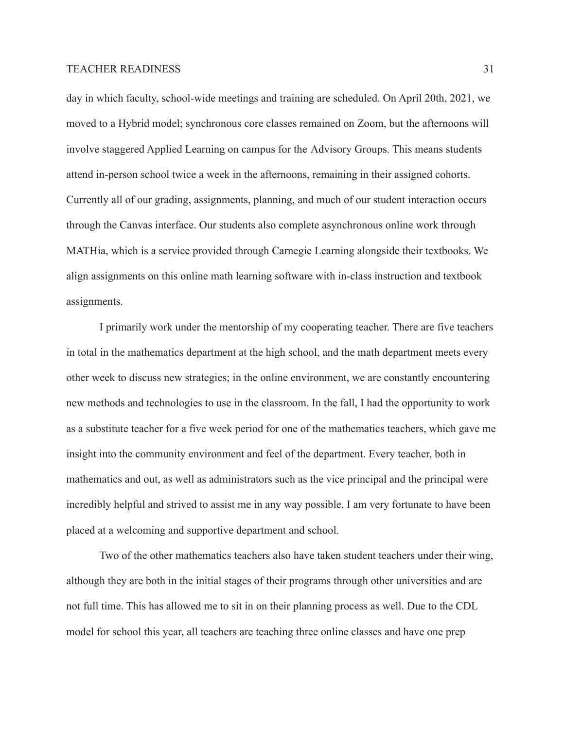day in which faculty, school-wide meetings and training are scheduled. On April 20th, 2021, we moved to a Hybrid model; synchronous core classes remained on Zoom, but the afternoons will involve staggered Applied Learning on campus for the Advisory Groups. This means students attend in-person school twice a week in the afternoons, remaining in their assigned cohorts. Currently all of our grading, assignments, planning, and much of our student interaction occurs through the Canvas interface. Our students also complete asynchronous online work through MATHia, which is a service provided through Carnegie Learning alongside their textbooks. We align assignments on this online math learning software with in-class instruction and textbook assignments.

I primarily work under the mentorship of my cooperating teacher. There are five teachers in total in the mathematics department at the high school, and the math department meets every other week to discuss new strategies; in the online environment, we are constantly encountering new methods and technologies to use in the classroom. In the fall, I had the opportunity to work as a substitute teacher for a five week period for one of the mathematics teachers, which gave me insight into the community environment and feel of the department. Every teacher, both in mathematics and out, as well as administrators such as the vice principal and the principal were incredibly helpful and strived to assist me in any way possible. I am very fortunate to have been placed at a welcoming and supportive department and school.

Two of the other mathematics teachers also have taken student teachers under their wing, although they are both in the initial stages of their programs through other universities and are not full time. This has allowed me to sit in on their planning process as well. Due to the CDL model for school this year, all teachers are teaching three online classes and have one prep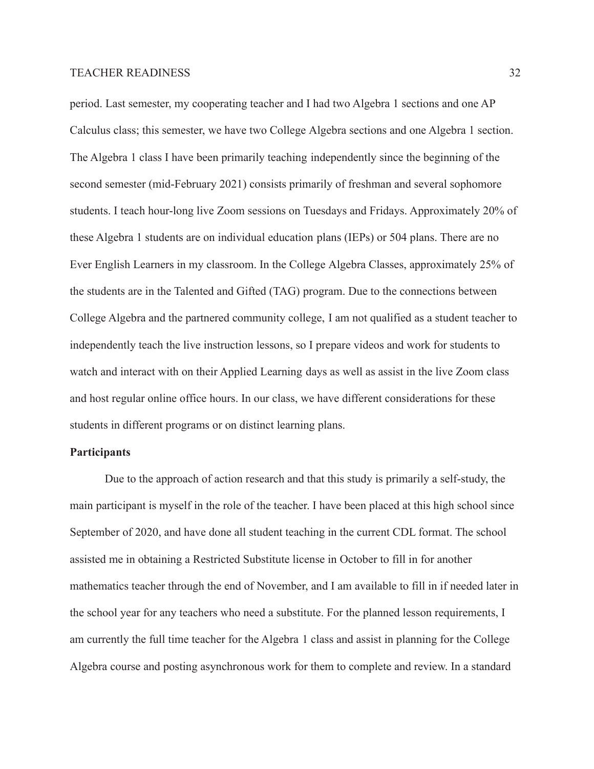period. Last semester, my cooperating teacher and I had two Algebra 1 sections and one AP Calculus class; this semester, we have two College Algebra sections and one Algebra 1 section. The Algebra 1 class I have been primarily teaching independently since the beginning of the second semester (mid-February 2021) consists primarily of freshman and several sophomore students. I teach hour-long live Zoom sessions on Tuesdays and Fridays. Approximately 20% of these Algebra 1 students are on individual education plans (IEPs) or 504 plans. There are no Ever English Learners in my classroom. In the College Algebra Classes, approximately 25% of the students are in the Talented and Gifted (TAG) program. Due to the connections between College Algebra and the partnered community college, I am not qualified as a student teacher to independently teach the live instruction lessons, so I prepare videos and work for students to watch and interact with on their Applied Learning days as well as assist in the live Zoom class and host regular online office hours. In our class, we have different considerations for these students in different programs or on distinct learning plans.

**Participants**

Due to the approach of action research and that this study is primarily a self-study, the main participant is myself in the role of the teacher. I have been placed at this high school since September of 2020, and have done all student teaching in the current CDL format. The school assisted me in obtaining a Restricted Substitute license in October to fill in for another mathematics teacher through the end of November, and I am available to fill in if needed later in the school year for any teachers who need a substitute. For the planned lesson requirements, I am currently the full time teacher for the Algebra 1 class and assist in planning for the College Algebra course and posting asynchronous work for them to complete and review. In a standard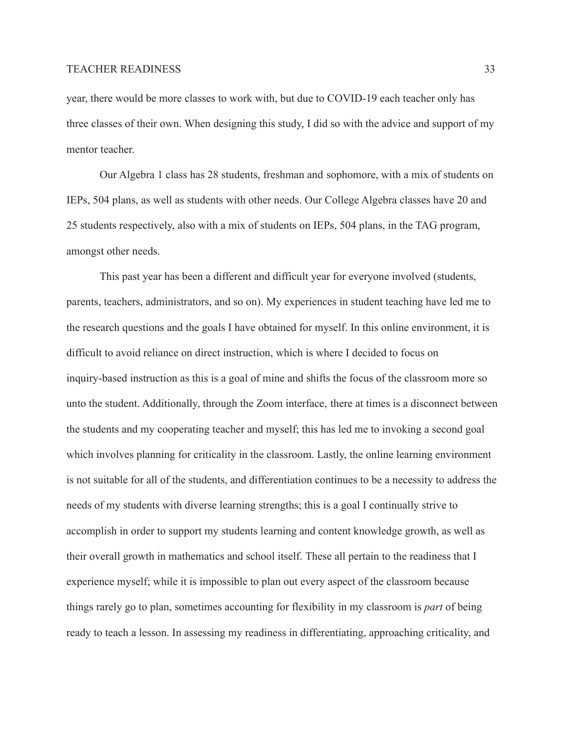year, there would be more classes to work with, but due to COVID-19 each teacher only has three classes of their own. When designing this study, I did so with the advice and support of my mentor teacher.

Our Algebra 1 class has 28 students, freshman and sophomore, with a mix of students on IEPs, 504 plans, as well as students with other needs. Our College Algebra classes have 20 and 25 students respectively, also with a mix of students on IEPs, 504 plans, in the TAG program, amongst other needs.

This past year has been a different and difficult year for everyone involved (students, parents, teachers, administrators, and so on). My experiences in student teaching have led me to the research questions and the goals I have obtained for myself. In this online environment, it is difficult to avoid reliance on direct instruction, which is where I decided to focus on inquiry-based instruction as this is a goal of mine and shifts the focus of the classroom more so unto the student. Additionally, through the Zoom interface, there at times is a disconnect between the students and my cooperating teacher and myself; this has led me to invoking a second goal which involves planning for criticality in the classroom. Lastly, the online learning environment is not suitable for all of the students, and differentiation continues to be a necessity to address the needs of my students with diverse learning strengths; this is a goal I continually strive to accomplish in order to support my students learning and content knowledge growth, as well as their overall growth in mathematics and school itself. These all pertain to the readiness that I experience myself; while it is impossible to plan out every aspect of the classroom because things rarely go to plan, sometimes accounting for flexibility in my classroom is *part* of being ready to teach a lesson. In assessing my readiness in differentiating, approaching criticality, and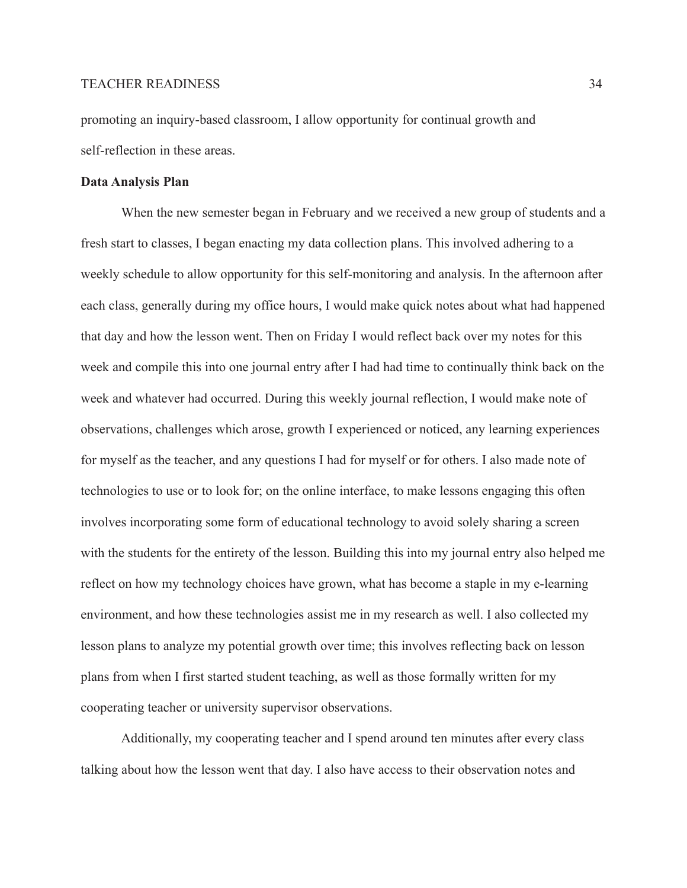promoting an inquiry-based classroom, I allow opportunity for continual growth and self-reflection in these areas.

**Data Analysis Plan**

When the new semester began in February and we received a new group of students and a fresh start to classes, I began enacting my data collection plans. This involved adhering to a weekly schedule to allow opportunity for this self-monitoring and analysis. In the afternoon after each class, generally during my office hours, I would make quick notes about what had happened that day and how the lesson went. Then on Friday I would reflect back over my notes for this week and compile this into one journal entry after I had had time to continually think back on the week and whatever had occurred. During this weekly journal reflection, I would make note of observations, challenges which arose, growth I experienced or noticed, any learning experiences for myself as the teacher, and any questions I had for myself or for others. I also made note of technologies to use or to look for; on the online interface, to make lessons engaging this often involves incorporating some form of educational technology to avoid solely sharing a screen with the students for the entirety of the lesson. Building this into my journal entry also helped me reflect on how my technology choices have grown, what has become a staple in my e-learning environment, and how these technologies assist me in my research as well. I also collected my lesson plans to analyze my potential growth over time; this involves reflecting back on lesson plans from when I first started student teaching, as well as those formally written for my cooperating teacher or university supervisor observations.

Additionally, my cooperating teacher and I spend around ten minutes after every class talking about how the lesson went that day. I also have access to their observation notes and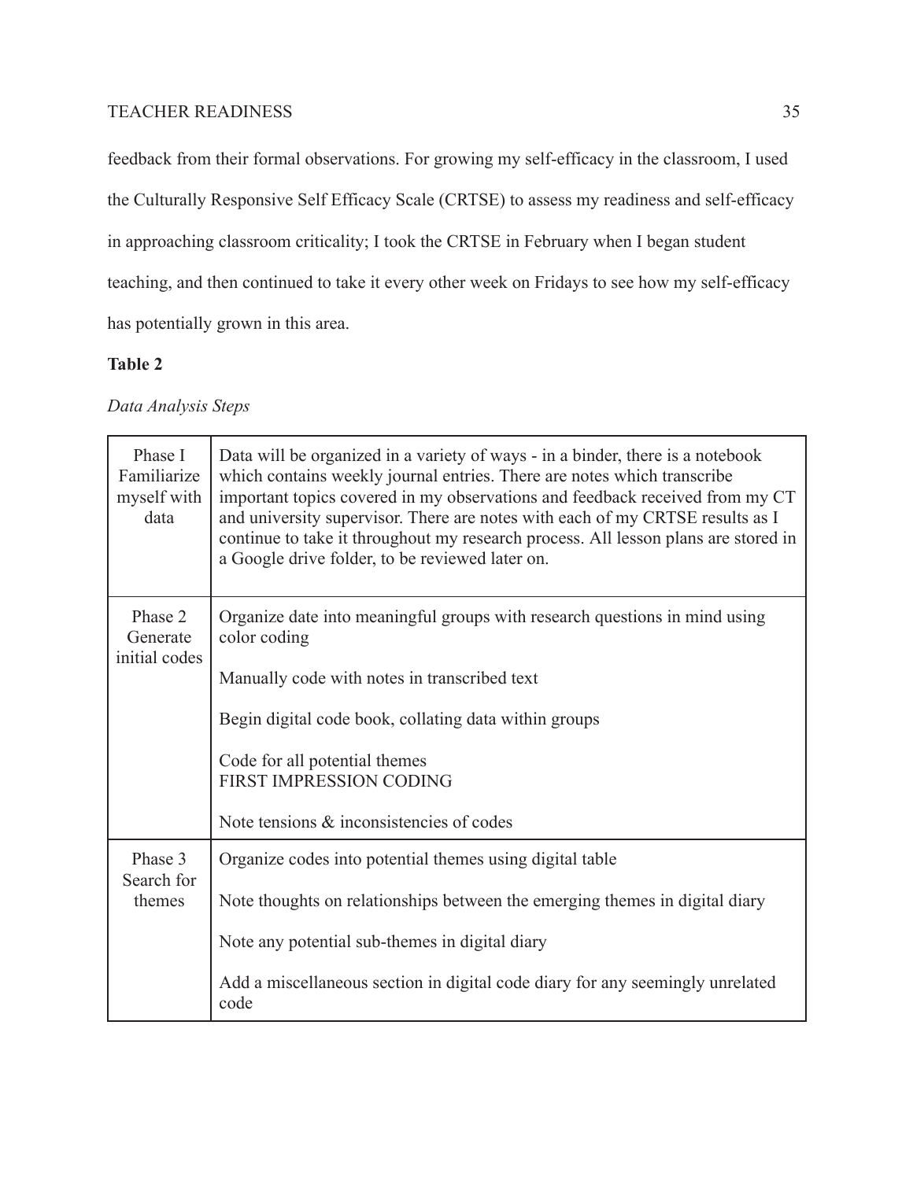feedback from their formal observations. For growing my self-efficacy in the classroom, I used the Culturally Responsive Self Efficacy Scale (CRTSE) to assess my readiness and self-efficacy in approaching classroom criticality; I took the CRTSE in February when I began student teaching, and then continued to take it every other week on Fridays to see how my self-efficacy has potentially grown in this area.

**Table 2**

*Data Analysis Steps*

| | |
|---|---|
| Phase I Familiarize myself with data | Data will be organized in a variety of ways - in a binder, there is a notebook which contains weekly journal entries. There are notes which transcribe important topics covered in my observations and feedback received from my CT and university supervisor. There are notes with each of my CRTSE results as I continue to take it throughout my research process. All lesson plans are stored in a Google drive folder, to be reviewed later on. |
| Phase 2 Generate initial codes | Organize date into meaningful groups with research questions in mind using color coding<br><br>Manually code with notes in transcribed text<br><br>Begin digital code book, collating data within groups<br><br>Code for all potential themes<br>FIRST IMPRESSION CODING<br><br>Note tensions & inconsistencies of codes |
| Phase 3 Search for themes | Organize codes into potential themes using digital table<br><br>Note thoughts on relationships between the emerging themes in digital diary<br><br>Note any potential sub-themes in digital diary<br><br>Add a miscellaneous section in digital code diary for any seemingly unrelated code |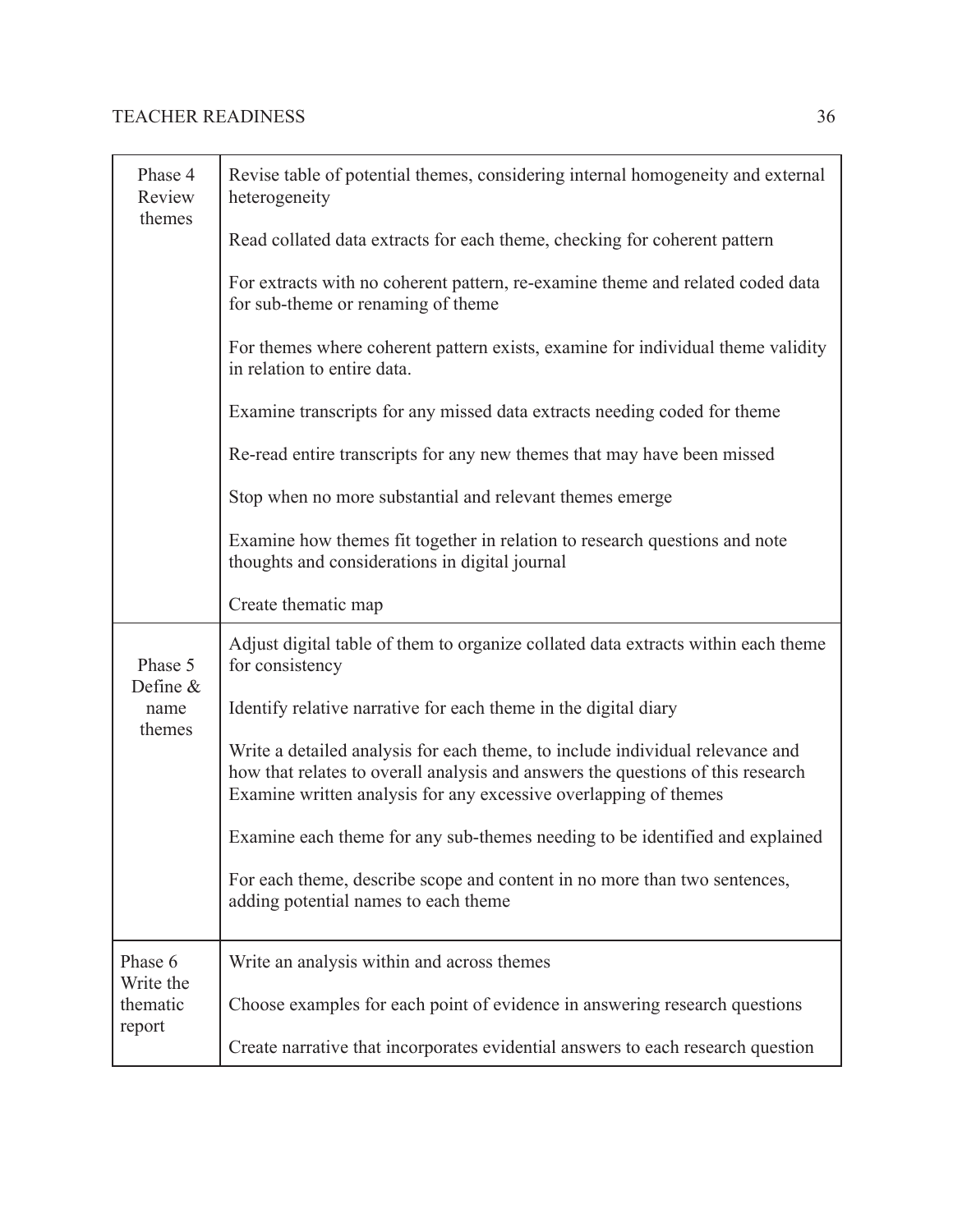| | |
|---|---|
| Phase 4 Review themes | Revise table of potential themes, considering internal homogeneity and external heterogeneity<br><br>Read collated data extracts for each theme, checking for coherent pattern<br><br>For extracts with no coherent pattern, re-examine theme and related coded data for sub-theme or renaming of theme<br><br>For themes where coherent pattern exists, examine for individual theme validity in relation to entire data.<br><br>Examine transcripts for any missed data extracts needing coded for theme<br><br>Re-read entire transcripts for any new themes that may have been missed<br><br>Stop when no more substantial and relevant themes emerge<br><br>Examine how themes fit together in relation to research questions and note thoughts and considerations in digital journal<br><br>Create thematic map |
| Phase 5 Define & name themes | Adjust digital table of them to organize collated data extracts within each theme for consistency<br><br>Identify relative narrative for each theme in the digital diary<br><br>Write a detailed analysis for each theme, to include individual relevance and how that relates to overall analysis and answers the questions of this research Examine written analysis for any excessive overlapping of themes<br><br>Examine each theme for any sub-themes needing to be identified and explained<br><br>For each theme, describe scope and content in no more than two sentences, adding potential names to each theme |
| Phase 6 Write the thematic report | Write an analysis within and across themes<br><br>Choose examples for each point of evidence in answering research questions<br><br>Create narrative that incorporates evidential answers to each research question |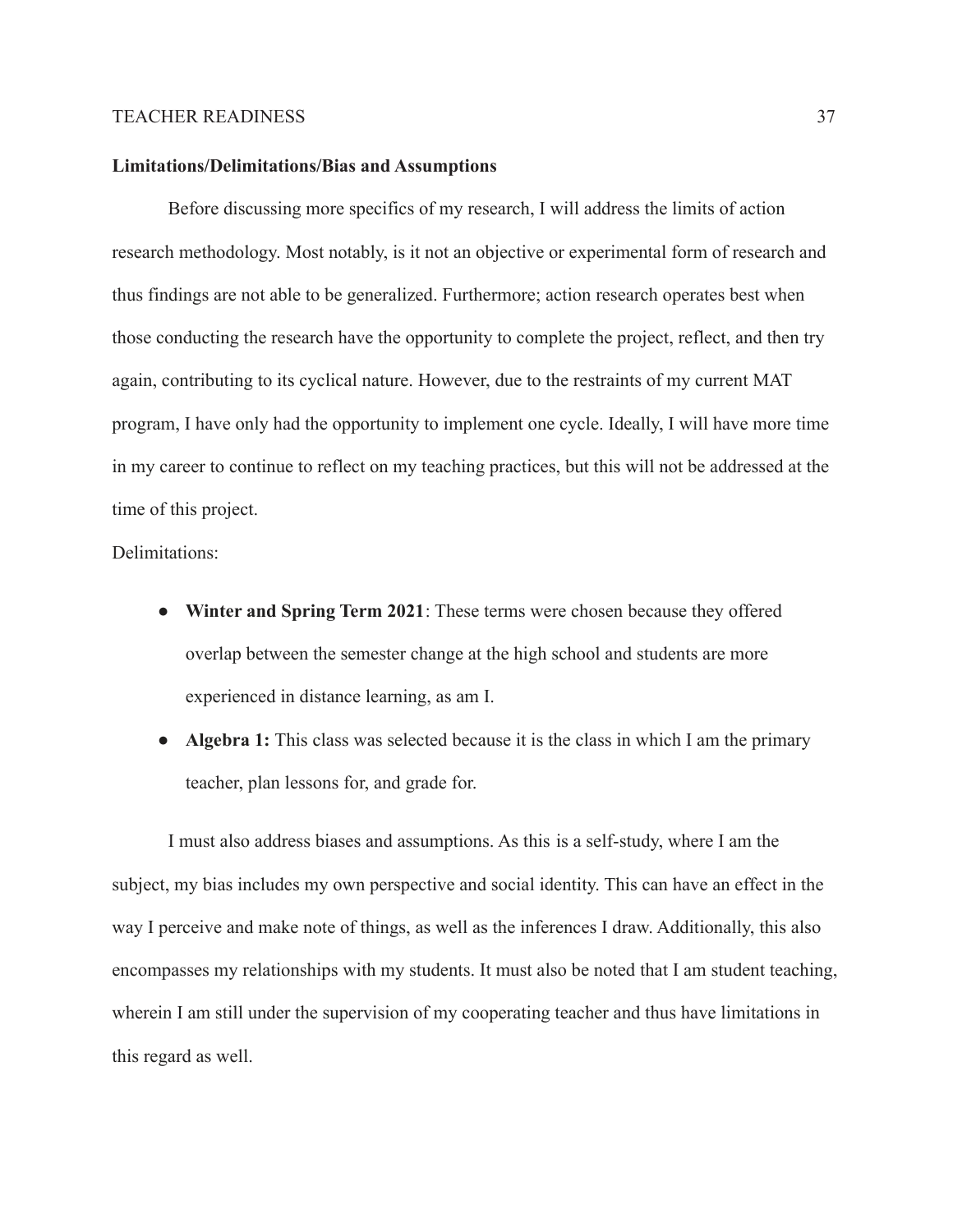**Limitations/Delimitations/Bias and Assumptions**

Before discussing more specifics of my research, I will address the limits of action research methodology. Most notably, is it not an objective or experimental form of research and thus findings are not able to be generalized. Furthermore; action research operates best when those conducting the research have the opportunity to complete the project, reflect, and then try again, contributing to its cyclical nature. However, due to the restraints of my current MAT program, I have only had the opportunity to implement one cycle. Ideally, I will have more time in my career to continue to reflect on my teaching practices, but this will not be addressed at the time of this project.

Delimitations:

- **Winter and Spring Term 2021**: These terms were chosen because they offered overlap between the semester change at the high school and students are more experienced in distance learning, as am I.
- **Algebra 1:** This class was selected because it is the class in which I am the primary teacher, plan lessons for, and grade for.

I must also address biases and assumptions. As this is a self-study, where I am the subject, my bias includes my own perspective and social identity. This can have an effect in the way I perceive and make note of things, as well as the inferences I draw. Additionally, this also encompasses my relationships with my students. It must also be noted that I am student teaching, wherein I am still under the supervision of my cooperating teacher and thus have limitations in this regard as well.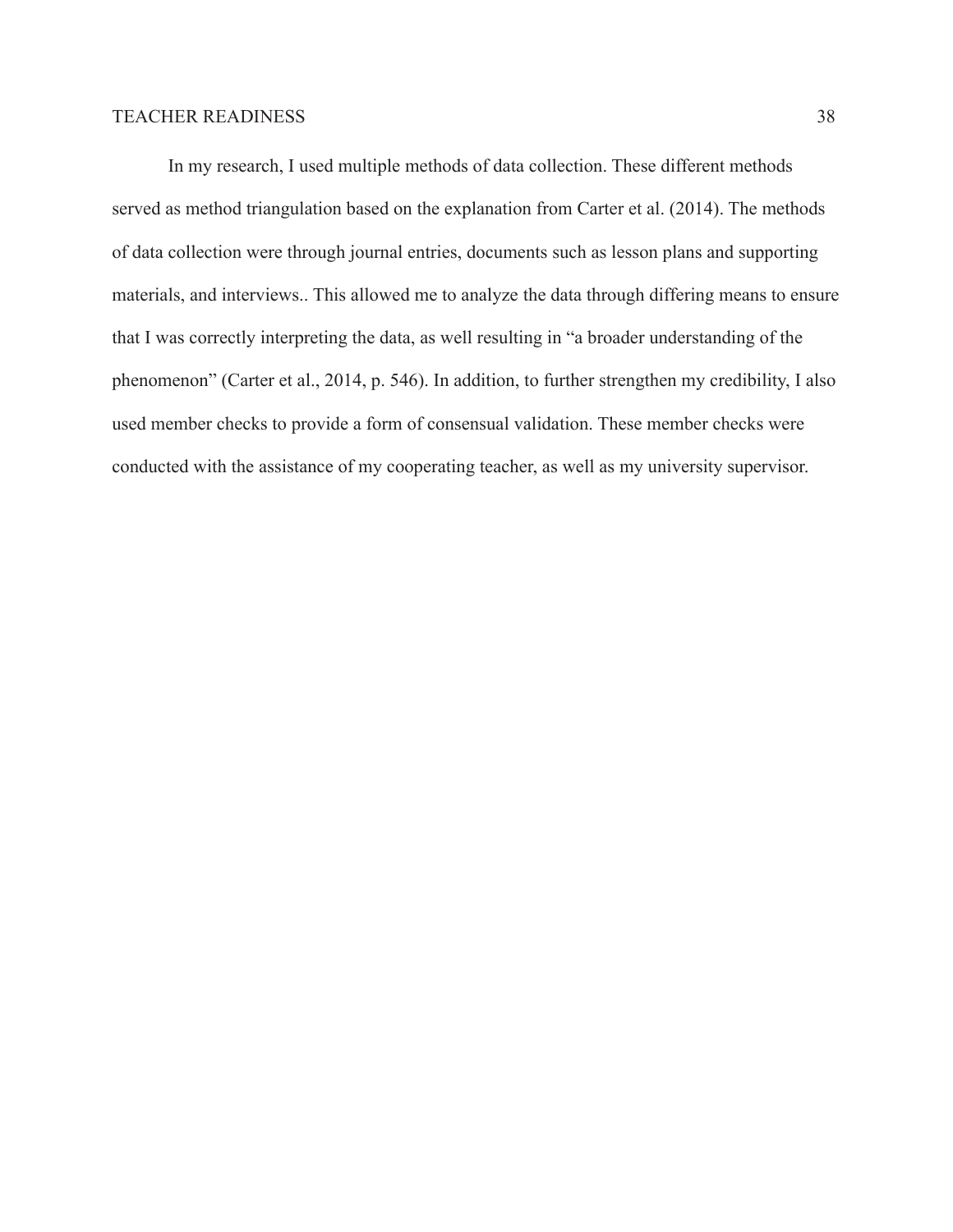In my research, I used multiple methods of data collection. These different methods served as method triangulation based on the explanation from Carter et al. (2014). The methods of data collection were through journal entries, documents such as lesson plans and supporting materials, and interviews.. This allowed me to analyze the data through differing means to ensure that I was correctly interpreting the data, as well resulting in "a broader understanding of the phenomenon" (Carter et al., 2014, p. 546). In addition, to further strengthen my credibility, I also used member checks to provide a form of consensual validation. These member checks were conducted with the assistance of my cooperating teacher, as well as my university supervisor.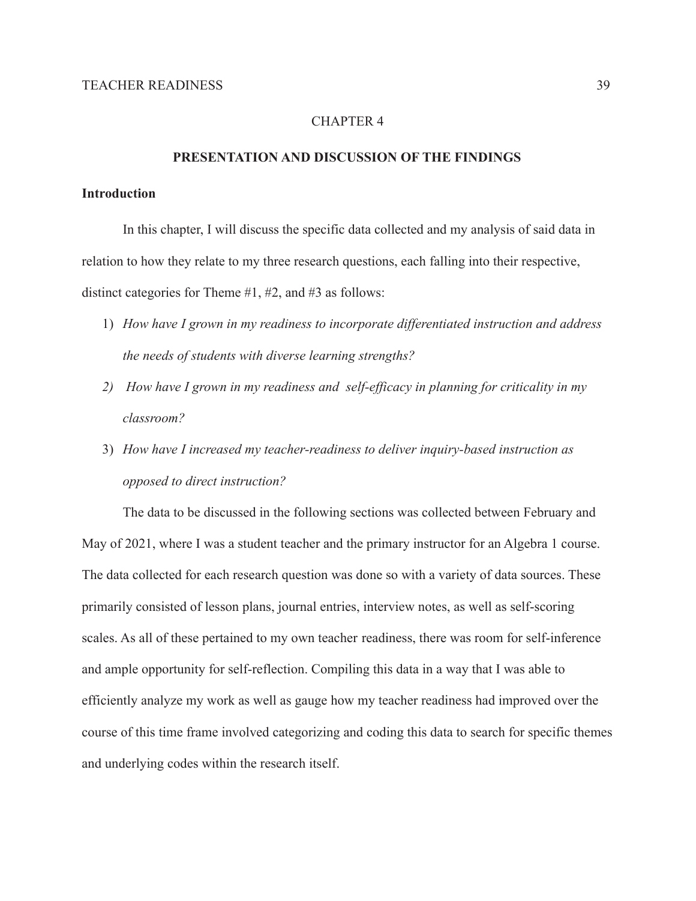# CHAPTER 4

## PRESENTATION AND DISCUSSION OF THE FINDINGS

### Introduction

In this chapter, I will discuss the specific data collected and my analysis of said data in relation to how they relate to my three research questions, each falling into their respective, distinct categories for Theme #1, #2, and #3 as follows:

1) *How have I grown in my readiness to incorporate differentiated instruction and address the needs of students with diverse learning strengths?*
2) *How have I grown in my readiness and self-efficacy in planning for criticality in my classroom?*
3) *How have I increased my teacher-readiness to deliver inquiry-based instruction as opposed to direct instruction?*

The data to be discussed in the following sections was collected between February and May of 2021, where I was a student teacher and the primary instructor for an Algebra 1 course. The data collected for each research question was done so with a variety of data sources. These primarily consisted of lesson plans, journal entries, interview notes, as well as self-scoring scales. As all of these pertained to my own teacher readiness, there was room for self-inference and ample opportunity for self-reflection. Compiling this data in a way that I was able to efficiently analyze my work as well as gauge how my teacher readiness had improved over the course of this time frame involved categorizing and coding this data to search for specific themes and underlying codes within the research itself.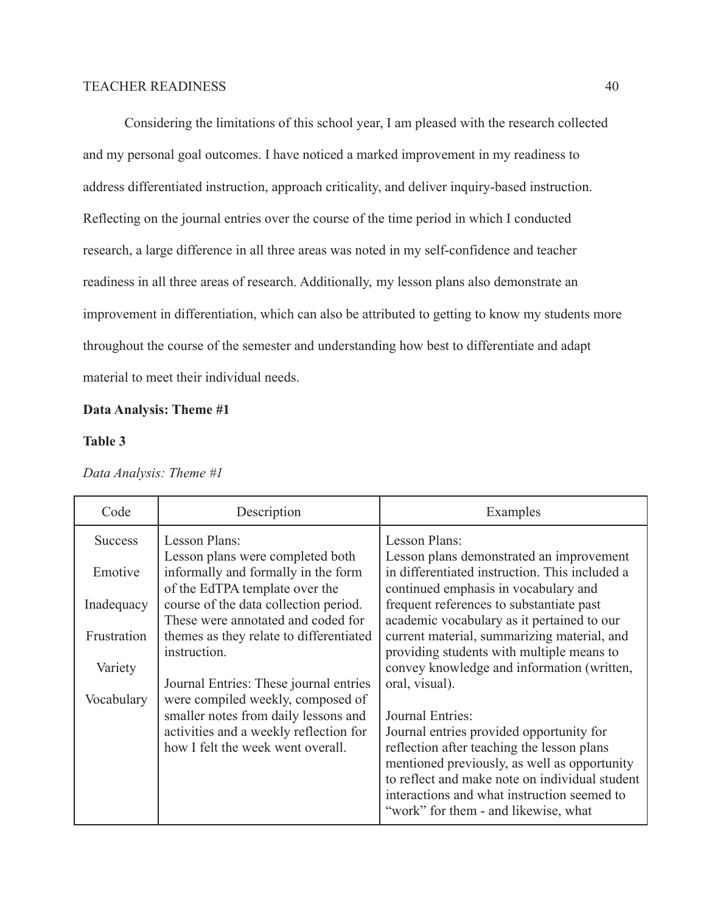Considering the limitations of this school year, I am pleased with the research collected and my personal goal outcomes. I have noticed a marked improvement in my readiness to address differentiated instruction, approach criticality, and deliver inquiry-based instruction. Reflecting on the journal entries over the course of the time period in which I conducted research, a large difference in all three areas was noted in my self-confidence and teacher readiness in all three areas of research. Additionally, my lesson plans also demonstrate an improvement in differentiation, which can also be attributed to getting to know my students more throughout the course of the semester and understanding how best to differentiate and adapt material to meet their individual needs.

**Data Analysis: Theme #1**

**Table 3**

*Data Analysis: Theme #1*

| Code | Description | Examples |
|---|---|---|
| Success<br><br>Emotive<br><br>Inadequacy<br><br>Frustration<br><br>Variety<br><br>Vocabulary | Lesson Plans:<br>Lesson plans were completed both informally and formally in the form of the EdTPA template over the course of the data collection period. These were annotated and coded for themes as they relate to differentiated instruction.<br><br>Journal Entries: These journal entries were compiled weekly, composed of smaller notes from daily lessons and activities and a weekly reflection for how I felt the week went overall. | Lesson Plans:<br>Lesson plans demonstrated an improvement in differentiated instruction. This included a continued emphasis in vocabulary and frequent references to substantiate past academic vocabulary as it pertained to our current material, summarizing material, and providing students with multiple means to convey knowledge and information (written, oral, visual).<br><br>Journal Entries:<br>Journal entries provided opportunity for reflection after teaching the lesson plans mentioned previously, as well as opportunity to reflect and make note on individual student interactions and what instruction seemed to "work" for them - and likewise, what |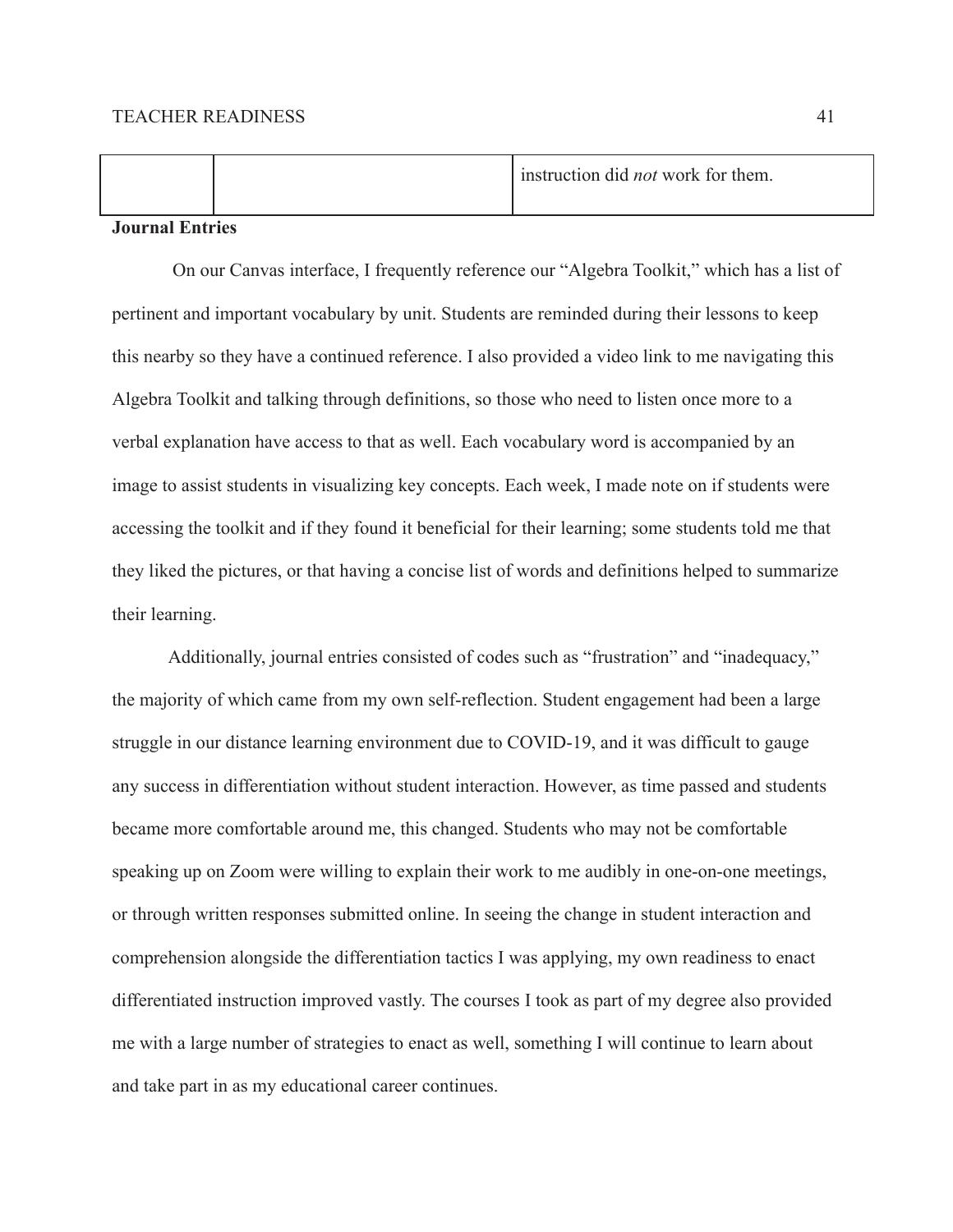| | | instruction did *not* work for them. |
|---|---|---|

**Journal Entries**

On our Canvas interface, I frequently reference our "Algebra Toolkit," which has a list of pertinent and important vocabulary by unit. Students are reminded during their lessons to keep this nearby so they have a continued reference. I also provided a video link to me navigating this Algebra Toolkit and talking through definitions, so those who need to listen once more to a verbal explanation have access to that as well. Each vocabulary word is accompanied by an image to assist students in visualizing key concepts. Each week, I made note on if students were accessing the toolkit and if they found it beneficial for their learning; some students told me that they liked the pictures, or that having a concise list of words and definitions helped to summarize their learning.

Additionally, journal entries consisted of codes such as "frustration" and "inadequacy," the majority of which came from my own self-reflection. Student engagement had been a large struggle in our distance learning environment due to COVID-19, and it was difficult to gauge any success in differentiation without student interaction. However, as time passed and students became more comfortable around me, this changed. Students who may not be comfortable speaking up on Zoom were willing to explain their work to me audibly in one-on-one meetings, or through written responses submitted online. In seeing the change in student interaction and comprehension alongside the differentiation tactics I was applying, my own readiness to enact differentiated instruction improved vastly. The courses I took as part of my degree also provided me with a large number of strategies to enact as well, something I will continue to learn about and take part in as my educational career continues.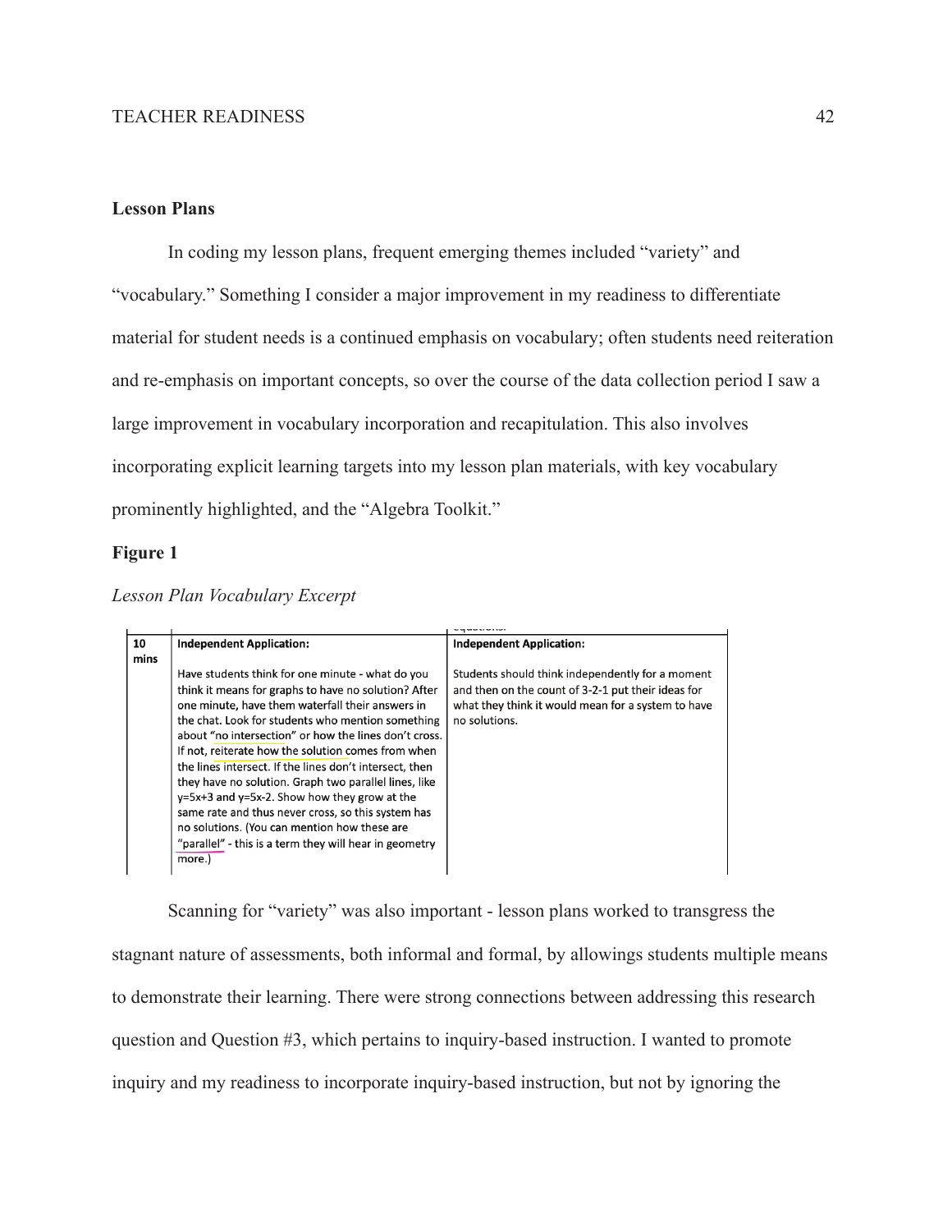**Lesson Plans**

In coding my lesson plans, frequent emerging themes included "variety" and "vocabulary." Something I consider a major improvement in my readiness to differentiate material for student needs is a continued emphasis on vocabulary; often students need reiteration and re-emphasis on important concepts, so over the course of the data collection period I saw a large improvement in vocabulary incorporation and recapitulation. This also involves incorporating explicit learning targets into my lesson plan materials, with key vocabulary prominently highlighted, and the "Algebra Toolkit."

**Figure 1**

*Lesson Plan Vocabulary Excerpt*

| 10 mins | **Independent Application:** Have students think for one minute - what do you think it means for graphs to have no solution? After one minute, have them waterfall their answers in the chat. Look for students who mention something about "no intersection" or how the lines don't cross. If not, reiterate how the solution comes from when the lines intersect. If the lines don't intersect, then they have no solution. Graph two parallel lines, like y=5x+3 and y=5x-2. Show how they grow at the same rate and thus never cross, so this system has no solutions. (You can mention how these are "parallel" - this is a term they will hear in geometry more.) | **Independent Application:** Students should think independently for a moment and then on the count of 3-2-1 put their ideas for what they think it would mean for a system to have no solutions. |
|---|---|---|

Scanning for "variety" was also important - lesson plans worked to transgress the stagnant nature of assessments, both informal and formal, by allowings students multiple means to demonstrate their learning. There were strong connections between addressing this research question and Question #3, which pertains to inquiry-based instruction. I wanted to promote inquiry and my readiness to incorporate inquiry-based instruction, but not by ignoring the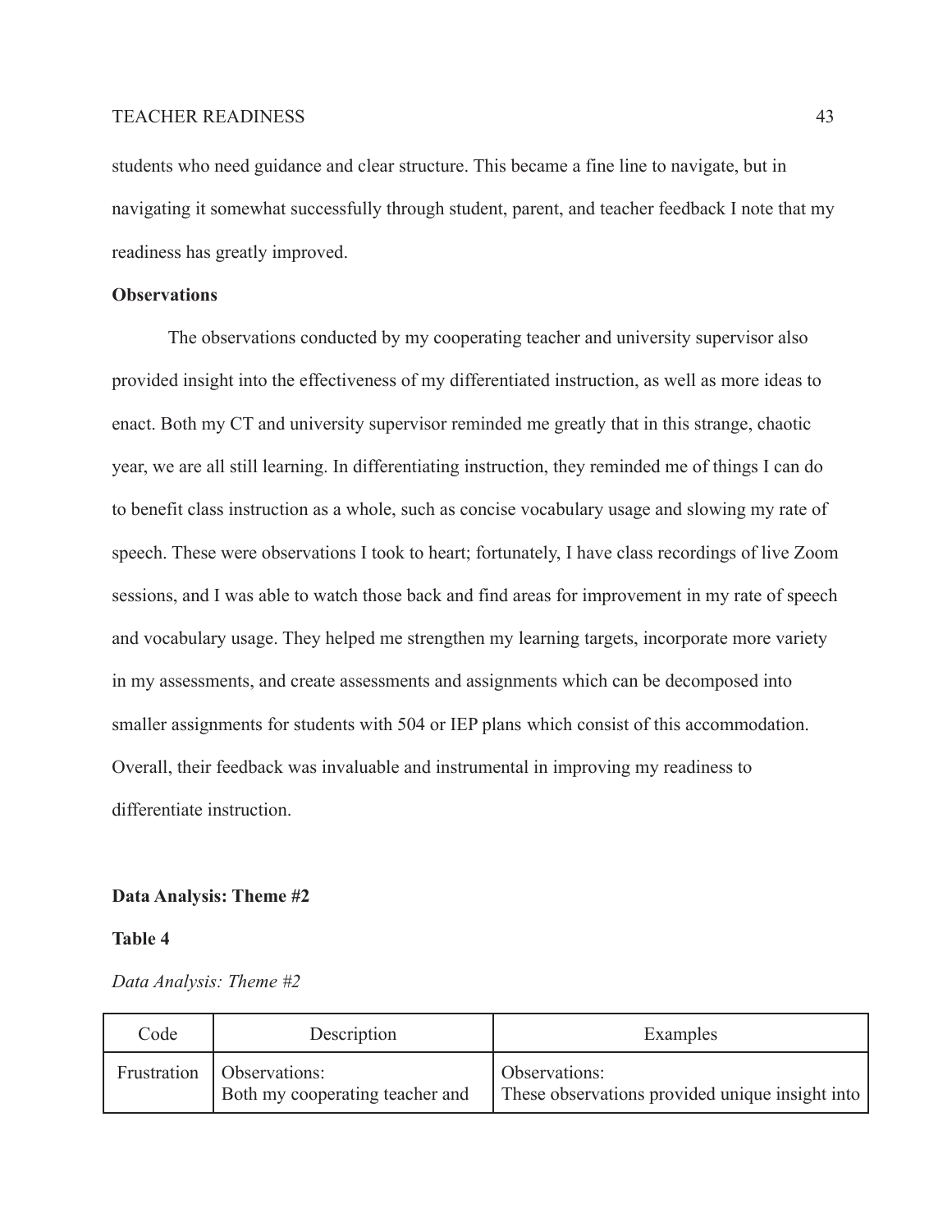students who need guidance and clear structure. This became a fine line to navigate, but in navigating it somewhat successfully through student, parent, and teacher feedback I note that my readiness has greatly improved.

**Observations**

The observations conducted by my cooperating teacher and university supervisor also provided insight into the effectiveness of my differentiated instruction, as well as more ideas to enact. Both my CT and university supervisor reminded me greatly that in this strange, chaotic year, we are all still learning. In differentiating instruction, they reminded me of things I can do to benefit class instruction as a whole, such as concise vocabulary usage and slowing my rate of speech. These were observations I took to heart; fortunately, I have class recordings of live Zoom sessions, and I was able to watch those back and find areas for improvement in my rate of speech and vocabulary usage. They helped me strengthen my learning targets, incorporate more variety in my assessments, and create assessments and assignments which can be decomposed into smaller assignments for students with 504 or IEP plans which consist of this accommodation. Overall, their feedback was invaluable and instrumental in improving my readiness to differentiate instruction.

**Data Analysis: Theme #2**

**Table 4**

*Data Analysis: Theme #2*

| Code | Description | Examples |
| --- | --- | --- |
| Frustration | Observations: Both my cooperating teacher and | Observations: These observations provided unique insight into |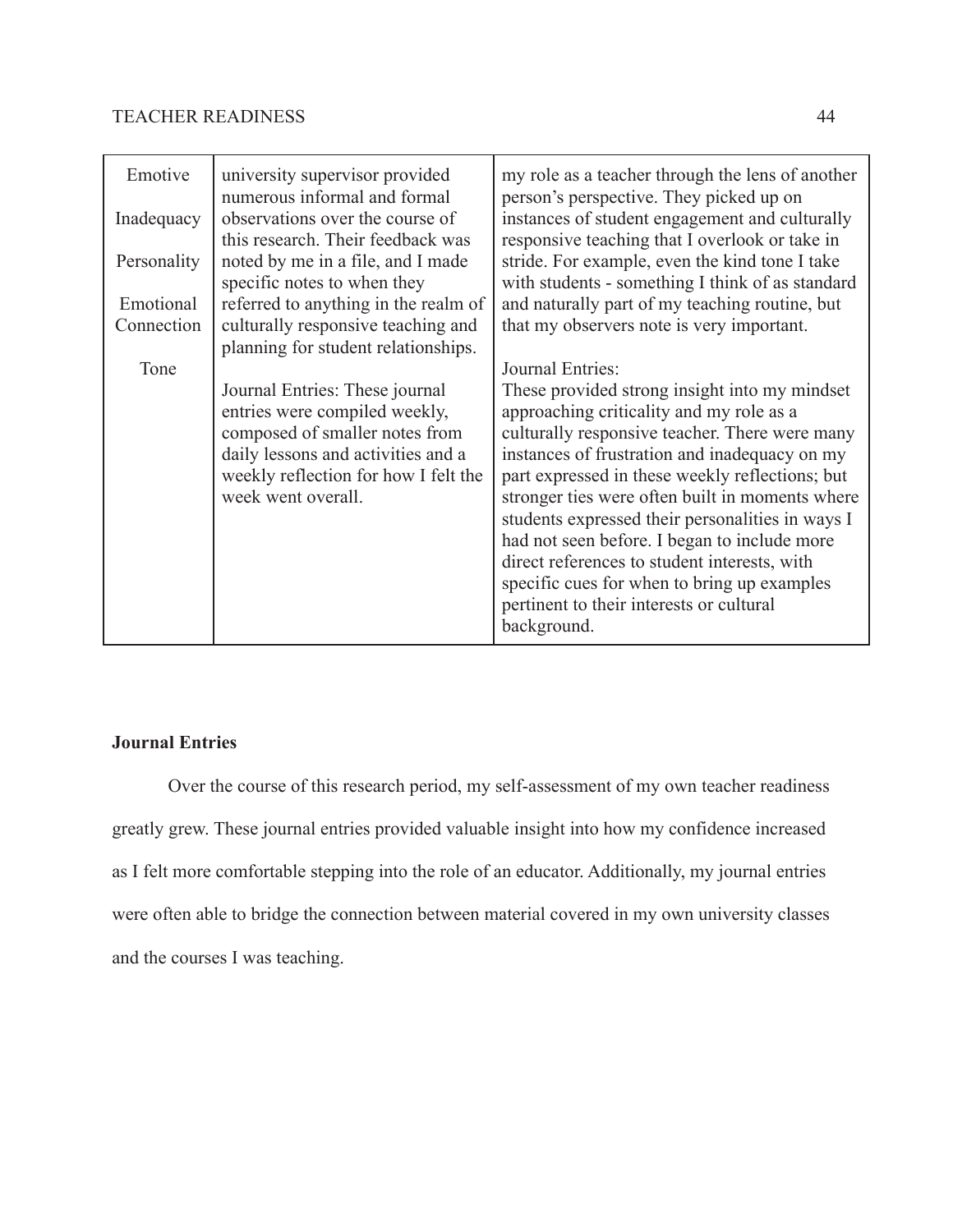| | | |
|---|---|---|
| Emotive<br><br>Inadequacy<br><br>Personality<br><br>Emotional Connection<br><br>Tone | university supervisor provided numerous informal and formal observations over the course of this research. Their feedback was noted by me in a file, and I made specific notes to when they referred to anything in the realm of culturally responsive teaching and planning for student relationships.<br><br>Journal Entries: These journal entries were compiled weekly, composed of smaller notes from daily lessons and activities and a weekly reflection for how I felt the week went overall. | my role as a teacher through the lens of another person's perspective. They picked up on instances of student engagement and culturally responsive teaching that I overlook or take in stride. For example, even the kind tone I take with students - something I think of as standard and naturally part of my teaching routine, but that my observers note is very important.<br><br>Journal Entries:<br>These provided strong insight into my mindset approaching criticality and my role as a culturally responsive teacher. There were many instances of frustration and inadequacy on my part expressed in these weekly reflections; but stronger ties were often built in moments where students expressed their personalities in ways I had not seen before. I began to include more direct references to student interests, with specific cues for when to bring up examples pertinent to their interests or cultural background. |

**Journal Entries**

Over the course of this research period, my self-assessment of my own teacher readiness greatly grew. These journal entries provided valuable insight into how my confidence increased as I felt more comfortable stepping into the role of an educator. Additionally, my journal entries were often able to bridge the connection between material covered in my own university classes and the courses I was teaching.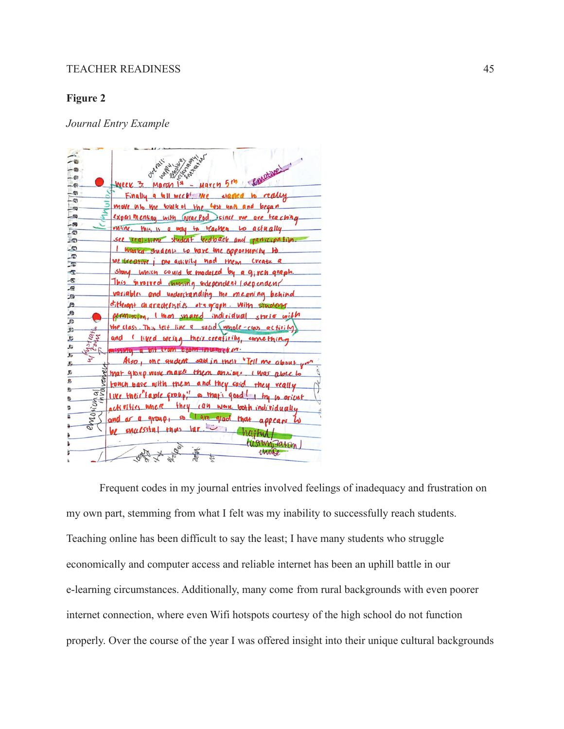**Figure 2**

*Journal Entry Example*

Frequent codes in my journal entries involved feelings of inadequacy and frustration on my own part, stemming from what I felt was my inability to successfully reach students. Teaching online has been difficult to say the least; I have many students who struggle economically and computer access and reliable internet has been an uphill battle in our e-learning circumstances. Additionally, many come from rural backgrounds with even poorer internet connection, where even Wifi hotspots courtesy of the high school do not function properly. Over the course of the year I was offered insight into their unique cultural backgrounds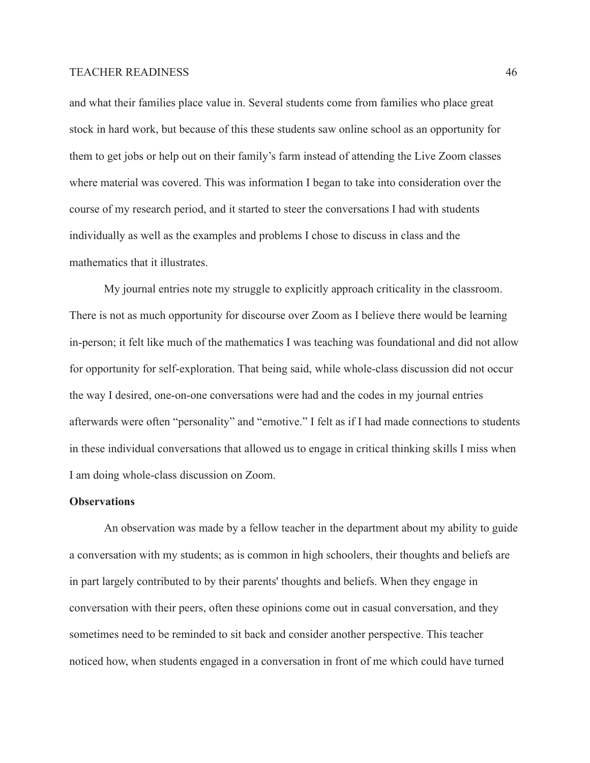and what their families place value in. Several students come from families who place great stock in hard work, but because of this these students saw online school as an opportunity for them to get jobs or help out on their family's farm instead of attending the Live Zoom classes where material was covered. This was information I began to take into consideration over the course of my research period, and it started to steer the conversations I had with students individually as well as the examples and problems I chose to discuss in class and the mathematics that it illustrates.

My journal entries note my struggle to explicitly approach criticality in the classroom. There is not as much opportunity for discourse over Zoom as I believe there would be learning in-person; it felt like much of the mathematics I was teaching was foundational and did not allow for opportunity for self-exploration. That being said, while whole-class discussion did not occur the way I desired, one-on-one conversations were had and the codes in my journal entries afterwards were often "personality" and "emotive." I felt as if I had made connections to students in these individual conversations that allowed us to engage in critical thinking skills I miss when I am doing whole-class discussion on Zoom.

**Observations**

An observation was made by a fellow teacher in the department about my ability to guide a conversation with my students; as is common in high schoolers, their thoughts and beliefs are in part largely contributed to by their parents' thoughts and beliefs. When they engage in conversation with their peers, often these opinions come out in casual conversation, and they sometimes need to be reminded to sit back and consider another perspective. This teacher noticed how, when students engaged in a conversation in front of me which could have turned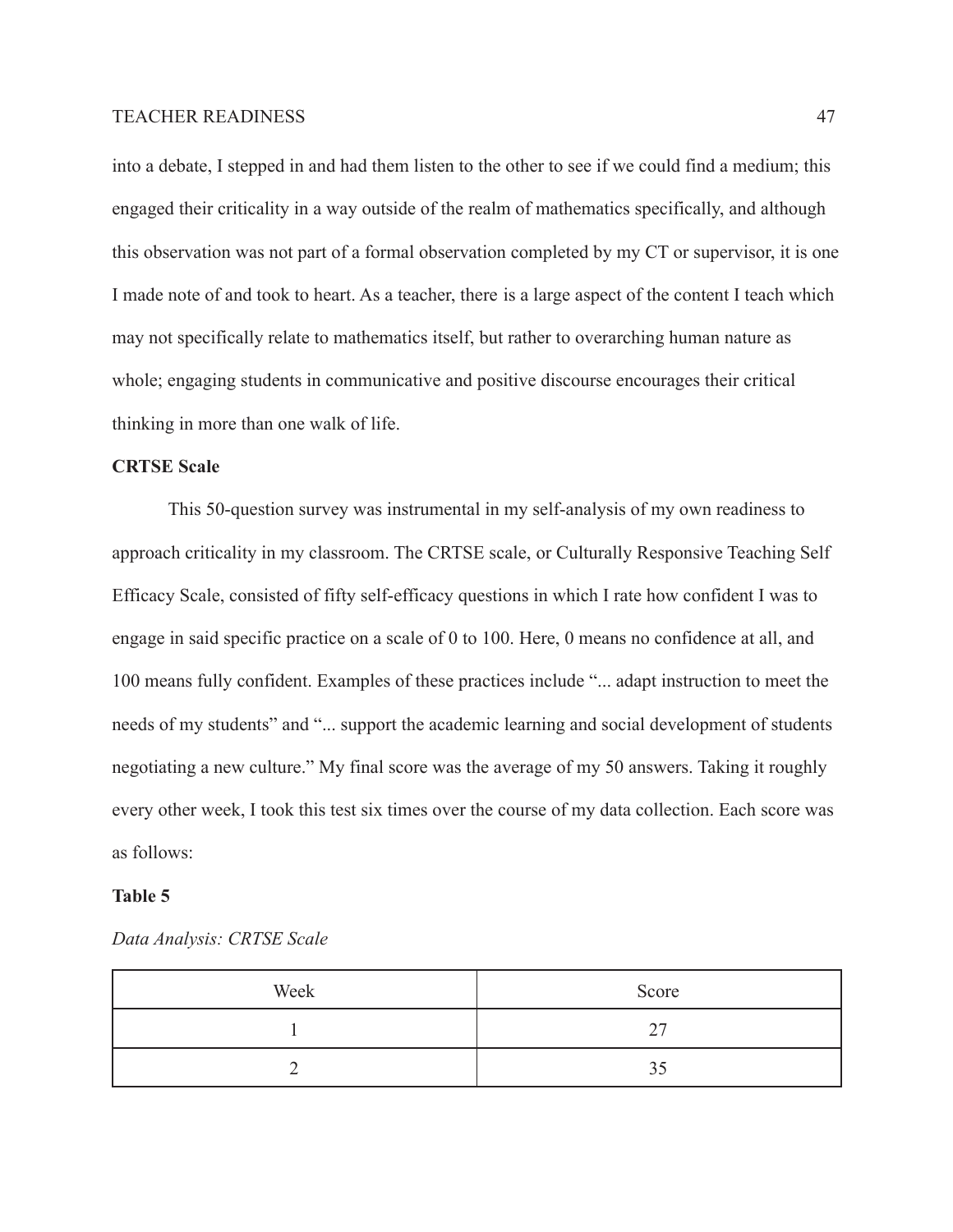into a debate, I stepped in and had them listen to the other to see if we could find a medium; this engaged their criticality in a way outside of the realm of mathematics specifically, and although this observation was not part of a formal observation completed by my CT or supervisor, it is one I made note of and took to heart. As a teacher, there is a large aspect of the content I teach which may not specifically relate to mathematics itself, but rather to overarching human nature as whole; engaging students in communicative and positive discourse encourages their critical thinking in more than one walk of life.

**CRTSE Scale**

This 50-question survey was instrumental in my self-analysis of my own readiness to approach criticality in my classroom. The CRTSE scale, or Culturally Responsive Teaching Self Efficacy Scale, consisted of fifty self-efficacy questions in which I rate how confident I was to engage in said specific practice on a scale of 0 to 100. Here, 0 means no confidence at all, and 100 means fully confident. Examples of these practices include "... adapt instruction to meet the needs of my students" and "... support the academic learning and social development of students negotiating a new culture." My final score was the average of my 50 answers. Taking it roughly every other week, I took this test six times over the course of my data collection. Each score was as follows:

**Table 5**

*Data Analysis: CRTSE Scale*

| Week | Score |
| --- | --- |
| 1 | 27 |
| 2 | 35 |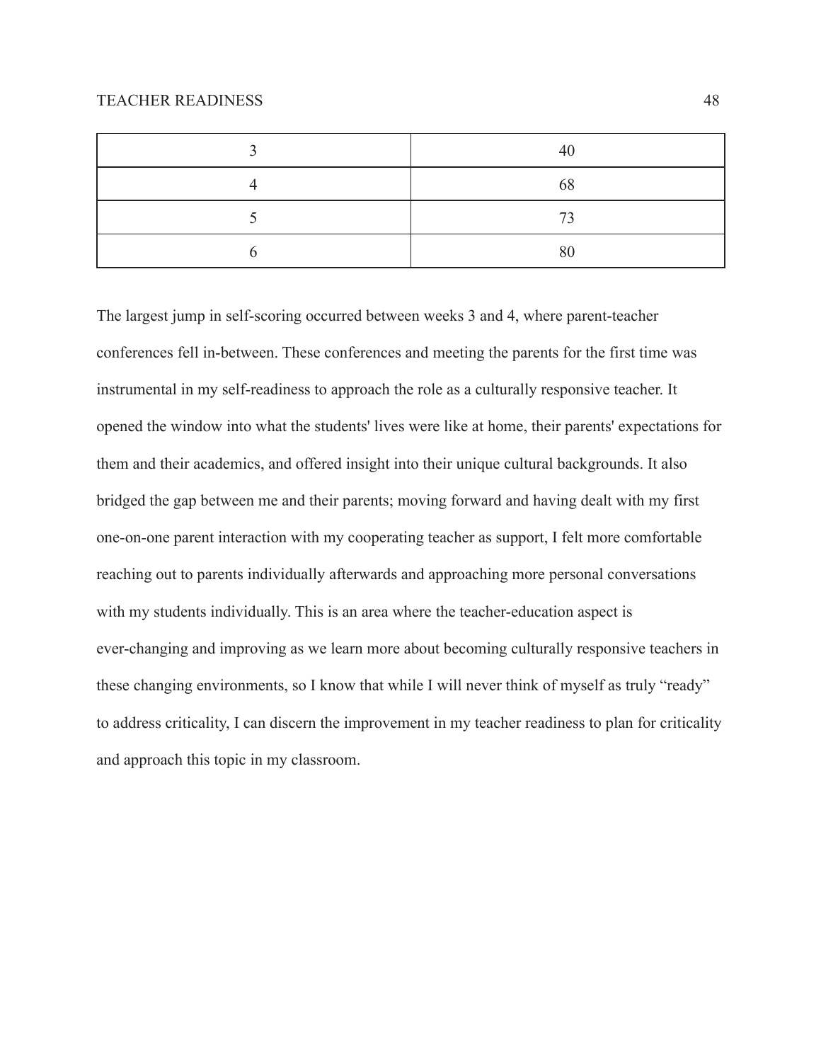| | |
|---|---|
| 3 | 40 |
| 4 | 68 |
| 5 | 73 |
| 6 | 80 |

The largest jump in self-scoring occurred between weeks 3 and 4, where parent-teacher conferences fell in-between. These conferences and meeting the parents for the first time was instrumental in my self-readiness to approach the role as a culturally responsive teacher. It opened the window into what the students' lives were like at home, their parents' expectations for them and their academics, and offered insight into their unique cultural backgrounds. It also bridged the gap between me and their parents; moving forward and having dealt with my first one-on-one parent interaction with my cooperating teacher as support, I felt more comfortable reaching out to parents individually afterwards and approaching more personal conversations with my students individually. This is an area where the teacher-education aspect is ever-changing and improving as we learn more about becoming culturally responsive teachers in these changing environments, so I know that while I will never think of myself as truly "ready" to address criticality, I can discern the improvement in my teacher readiness to plan for criticality and approach this topic in my classroom.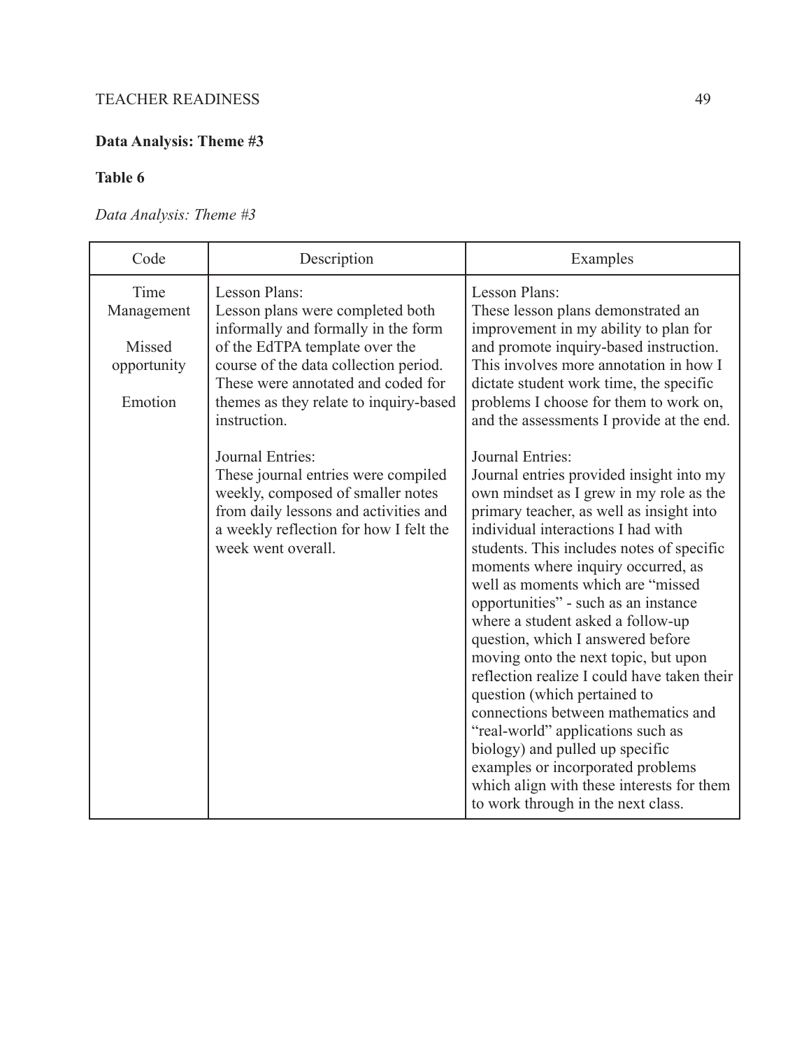**Data Analysis: Theme #3**

**Table 6**

*Data Analysis: Theme #3*

| Code | Description | Examples |
|---|---|---|
| Time Management<br><br>Missed opportunity<br><br>Emotion | Lesson Plans:<br>Lesson plans were completed both informally and formally in the form of the EdTPA template over the course of the data collection period. These were annotated and coded for themes as they relate to inquiry-based instruction.<br><br>Journal Entries:<br>These journal entries were compiled weekly, composed of smaller notes from daily lessons and activities and a weekly reflection for how I felt the week went overall. | Lesson Plans:<br>These lesson plans demonstrated an improvement in my ability to plan for and promote inquiry-based instruction. This involves more annotation in how I dictate student work time, the specific problems I choose for them to work on, and the assessments I provide at the end.<br><br>Journal Entries:<br>Journal entries provided insight into my own mindset as I grew in my role as the primary teacher, as well as insight into individual interactions I had with students. This includes notes of specific moments where inquiry occurred, as well as moments which are "missed opportunities" - such as an instance where a student asked a follow-up question, which I answered before moving onto the next topic, but upon reflection realize I could have taken their question (which pertained to connections between mathematics and "real-world" applications such as biology) and pulled up specific examples or incorporated problems which align with these interests for them to work through in the next class. |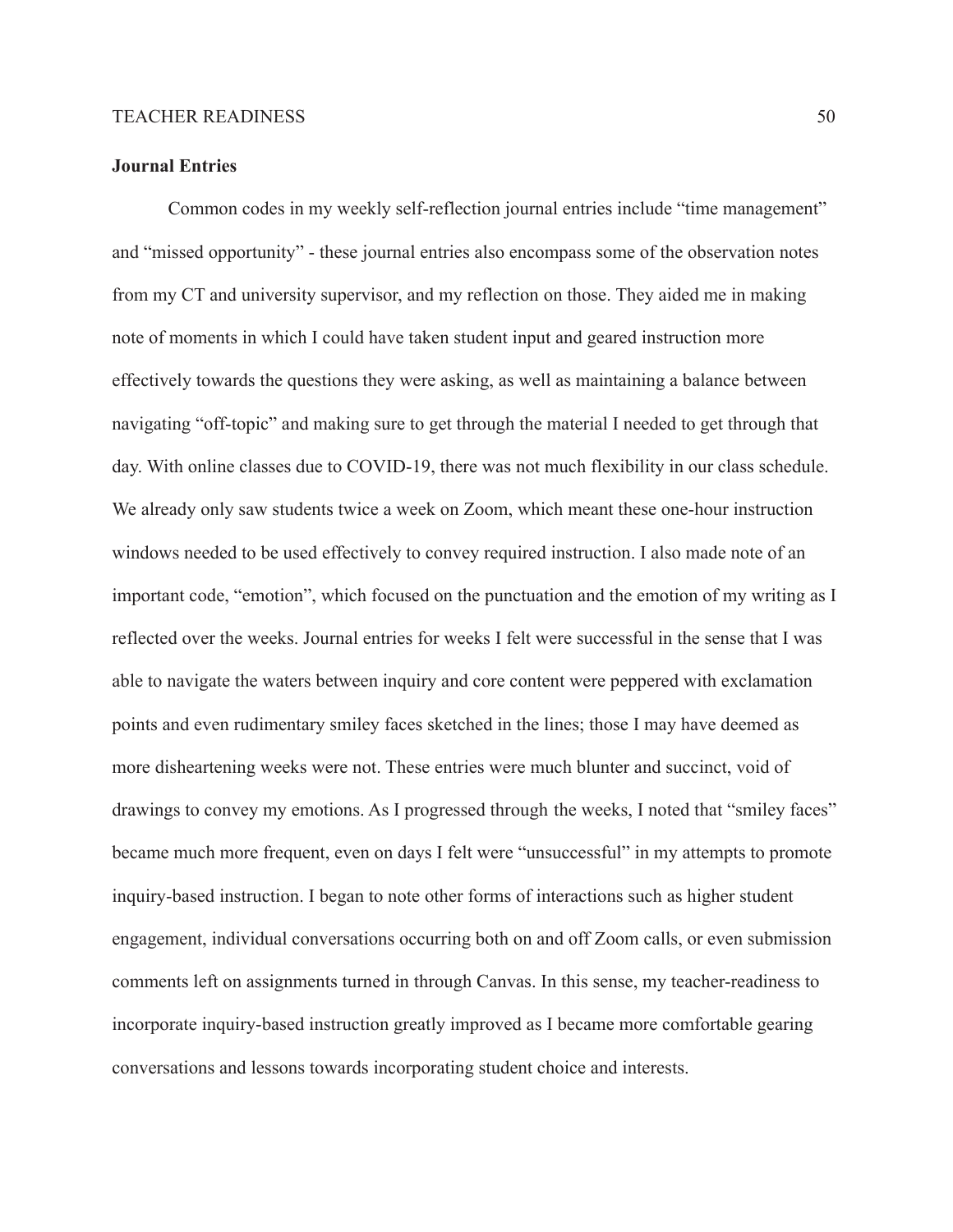**Journal Entries**

Common codes in my weekly self-reflection journal entries include “time management” and “missed opportunity” - these journal entries also encompass some of the observation notes from my CT and university supervisor, and my reflection on those. They aided me in making note of moments in which I could have taken student input and geared instruction more effectively towards the questions they were asking, as well as maintaining a balance between navigating “off-topic” and making sure to get through the material I needed to get through that day. With online classes due to COVID-19, there was not much flexibility in our class schedule. We already only saw students twice a week on Zoom, which meant these one-hour instruction windows needed to be used effectively to convey required instruction. I also made note of an important code, “emotion”, which focused on the punctuation and the emotion of my writing as I reflected over the weeks. Journal entries for weeks I felt were successful in the sense that I was able to navigate the waters between inquiry and core content were peppered with exclamation points and even rudimentary smiley faces sketched in the lines; those I may have deemed as more disheartening weeks were not. These entries were much blunter and succinct, void of drawings to convey my emotions. As I progressed through the weeks, I noted that “smiley faces” became much more frequent, even on days I felt were “unsuccessful” in my attempts to promote inquiry-based instruction. I began to note other forms of interactions such as higher student engagement, individual conversations occurring both on and off Zoom calls, or even submission comments left on assignments turned in through Canvas. In this sense, my teacher-readiness to incorporate inquiry-based instruction greatly improved as I became more comfortable gearing conversations and lessons towards incorporating student choice and interests.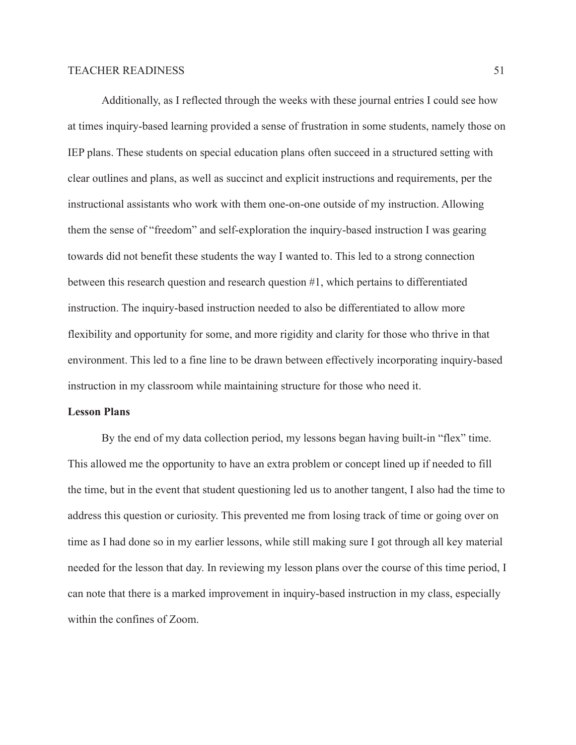Additionally, as I reflected through the weeks with these journal entries I could see how at times inquiry-based learning provided a sense of frustration in some students, namely those on IEP plans. These students on special education plans often succeed in a structured setting with clear outlines and plans, as well as succinct and explicit instructions and requirements, per the instructional assistants who work with them one-on-one outside of my instruction. Allowing them the sense of "freedom" and self-exploration the inquiry-based instruction I was gearing towards did not benefit these students the way I wanted to. This led to a strong connection between this research question and research question #1, which pertains to differentiated instruction. The inquiry-based instruction needed to also be differentiated to allow more flexibility and opportunity for some, and more rigidity and clarity for those who thrive in that environment. This led to a fine line to be drawn between effectively incorporating inquiry-based instruction in my classroom while maintaining structure for those who need it.

**Lesson Plans**

By the end of my data collection period, my lessons began having built-in "flex" time. This allowed me the opportunity to have an extra problem or concept lined up if needed to fill the time, but in the event that student questioning led us to another tangent, I also had the time to address this question or curiosity. This prevented me from losing track of time or going over on time as I had done so in my earlier lessons, while still making sure I got through all key material needed for the lesson that day. In reviewing my lesson plans over the course of this time period, I can note that there is a marked improvement in inquiry-based instruction in my class, especially within the confines of Zoom.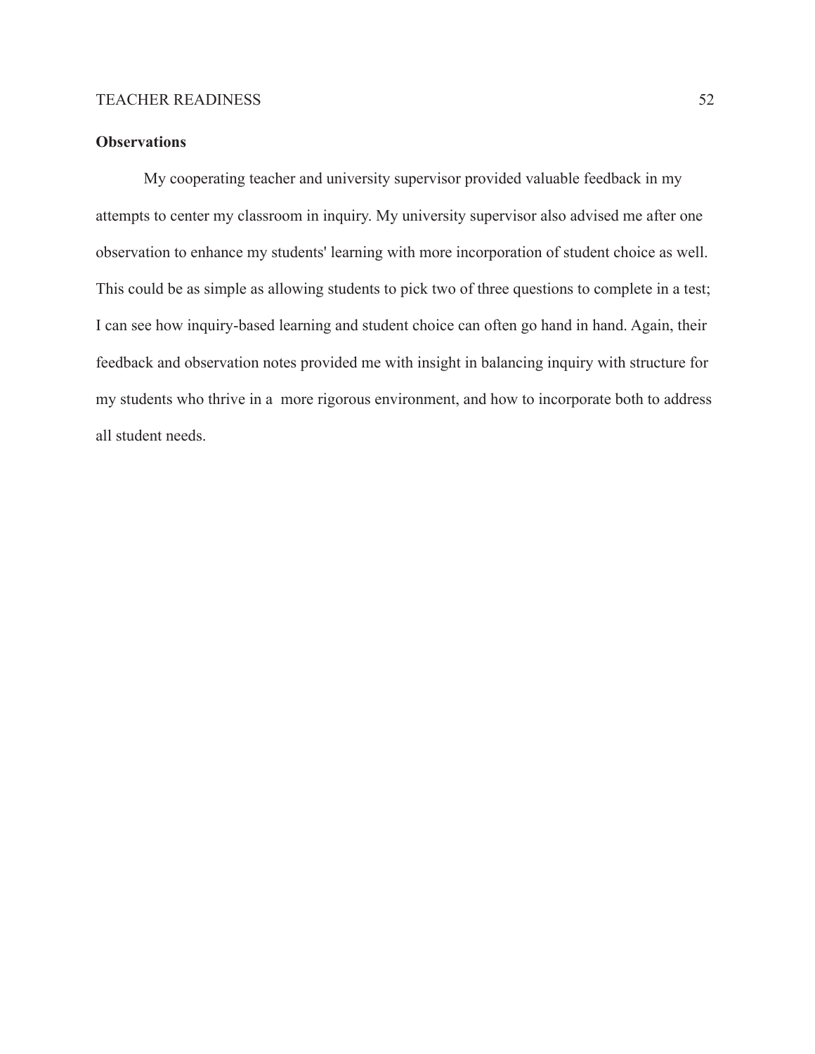**Observations**

My cooperating teacher and university supervisor provided valuable feedback in my attempts to center my classroom in inquiry. My university supervisor also advised me after one observation to enhance my students' learning with more incorporation of student choice as well. This could be as simple as allowing students to pick two of three questions to complete in a test; I can see how inquiry-based learning and student choice can often go hand in hand. Again, their feedback and observation notes provided me with insight in balancing inquiry with structure for my students who thrive in a more rigorous environment, and how to incorporate both to address all student needs.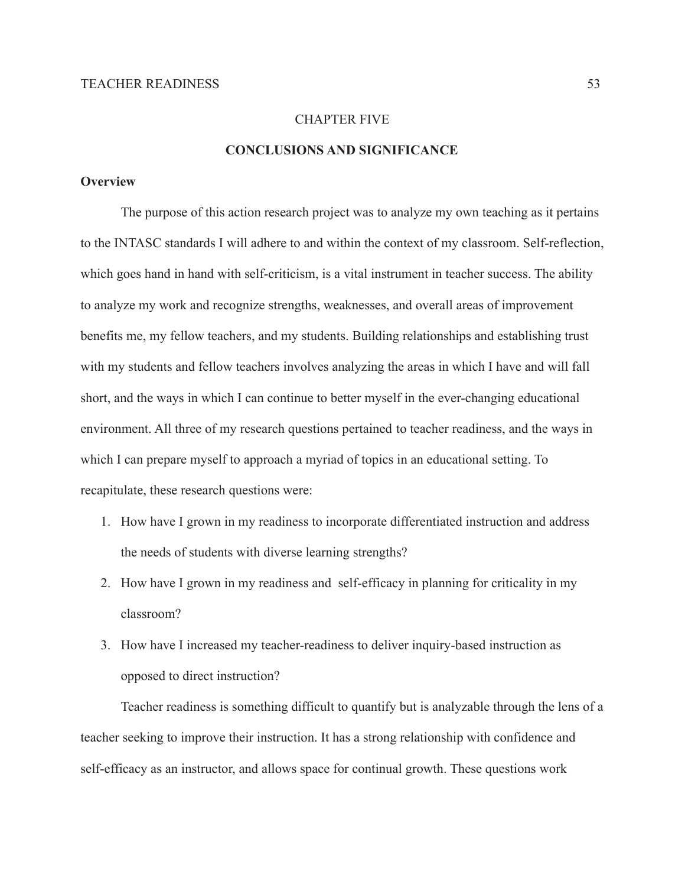# CHAPTER FIVE

## CONCLUSIONS AND SIGNIFICANCE

### Overview

The purpose of this action research project was to analyze my own teaching as it pertains to the INTASC standards I will adhere to and within the context of my classroom. Self-reflection, which goes hand in hand with self-criticism, is a vital instrument in teacher success. The ability to analyze my work and recognize strengths, weaknesses, and overall areas of improvement benefits me, my fellow teachers, and my students. Building relationships and establishing trust with my students and fellow teachers involves analyzing the areas in which I have and will fall short, and the ways in which I can continue to better myself in the ever-changing educational environment. All three of my research questions pertained to teacher readiness, and the ways in which I can prepare myself to approach a myriad of topics in an educational setting. To recapitulate, these research questions were:

1. How have I grown in my readiness to incorporate differentiated instruction and address the needs of students with diverse learning strengths?
2. How have I grown in my readiness and self-efficacy in planning for criticality in my classroom?
3. How have I increased my teacher-readiness to deliver inquiry-based instruction as opposed to direct instruction?

Teacher readiness is something difficult to quantify but is analyzable through the lens of a teacher seeking to improve their instruction. It has a strong relationship with confidence and self-efficacy as an instructor, and allows space for continual growth. These questions work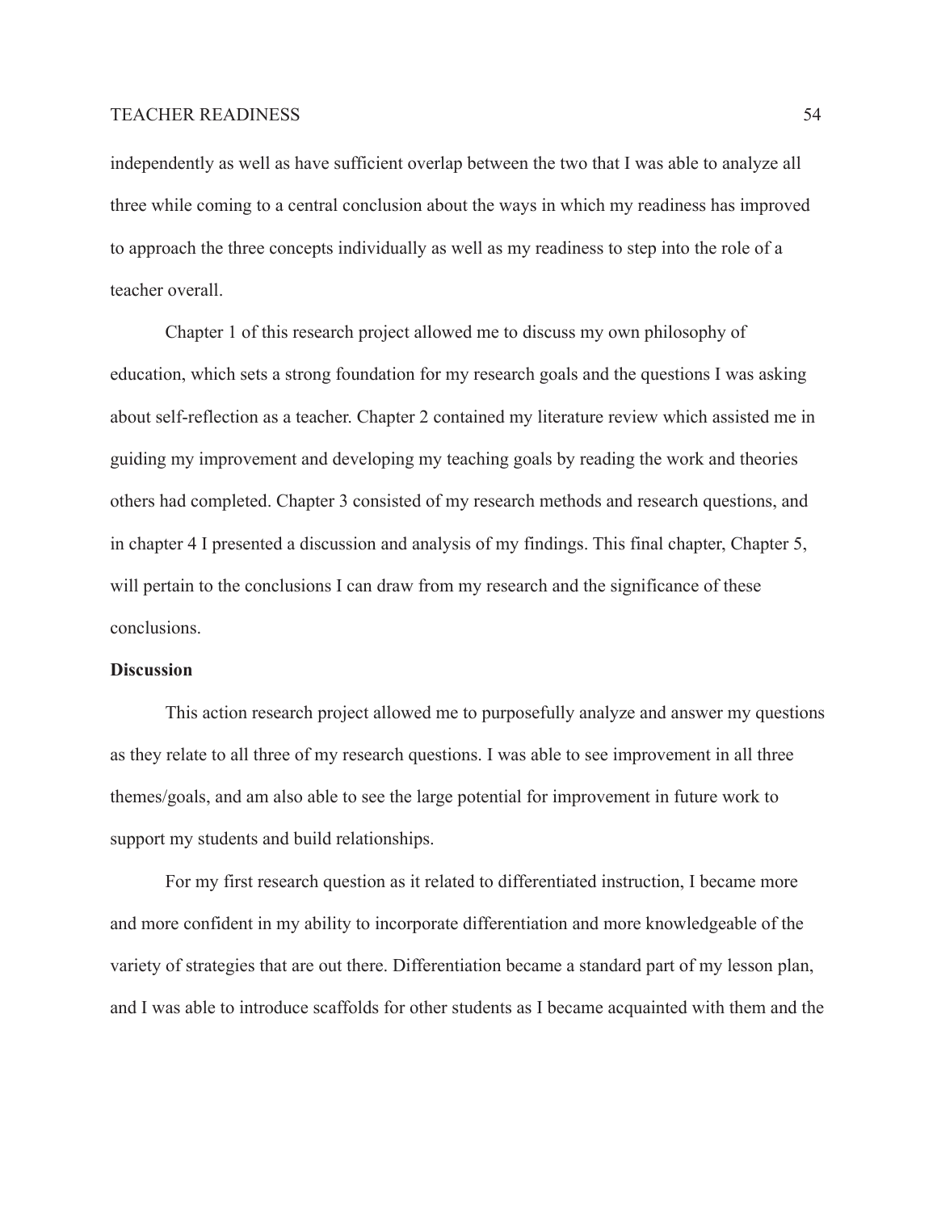independently as well as have sufficient overlap between the two that I was able to analyze all three while coming to a central conclusion about the ways in which my readiness has improved to approach the three concepts individually as well as my readiness to step into the role of a teacher overall.

Chapter 1 of this research project allowed me to discuss my own philosophy of education, which sets a strong foundation for my research goals and the questions I was asking about self-reflection as a teacher. Chapter 2 contained my literature review which assisted me in guiding my improvement and developing my teaching goals by reading the work and theories others had completed. Chapter 3 consisted of my research methods and research questions, and in chapter 4 I presented a discussion and analysis of my findings. This final chapter, Chapter 5, will pertain to the conclusions I can draw from my research and the significance of these conclusions.

## Discussion

This action research project allowed me to purposefully analyze and answer my questions as they relate to all three of my research questions. I was able to see improvement in all three themes/goals, and am also able to see the large potential for improvement in future work to support my students and build relationships.

For my first research question as it related to differentiated instruction, I became more and more confident in my ability to incorporate differentiation and more knowledgeable of the variety of strategies that are out there. Differentiation became a standard part of my lesson plan, and I was able to introduce scaffolds for other students as I became acquainted with them and the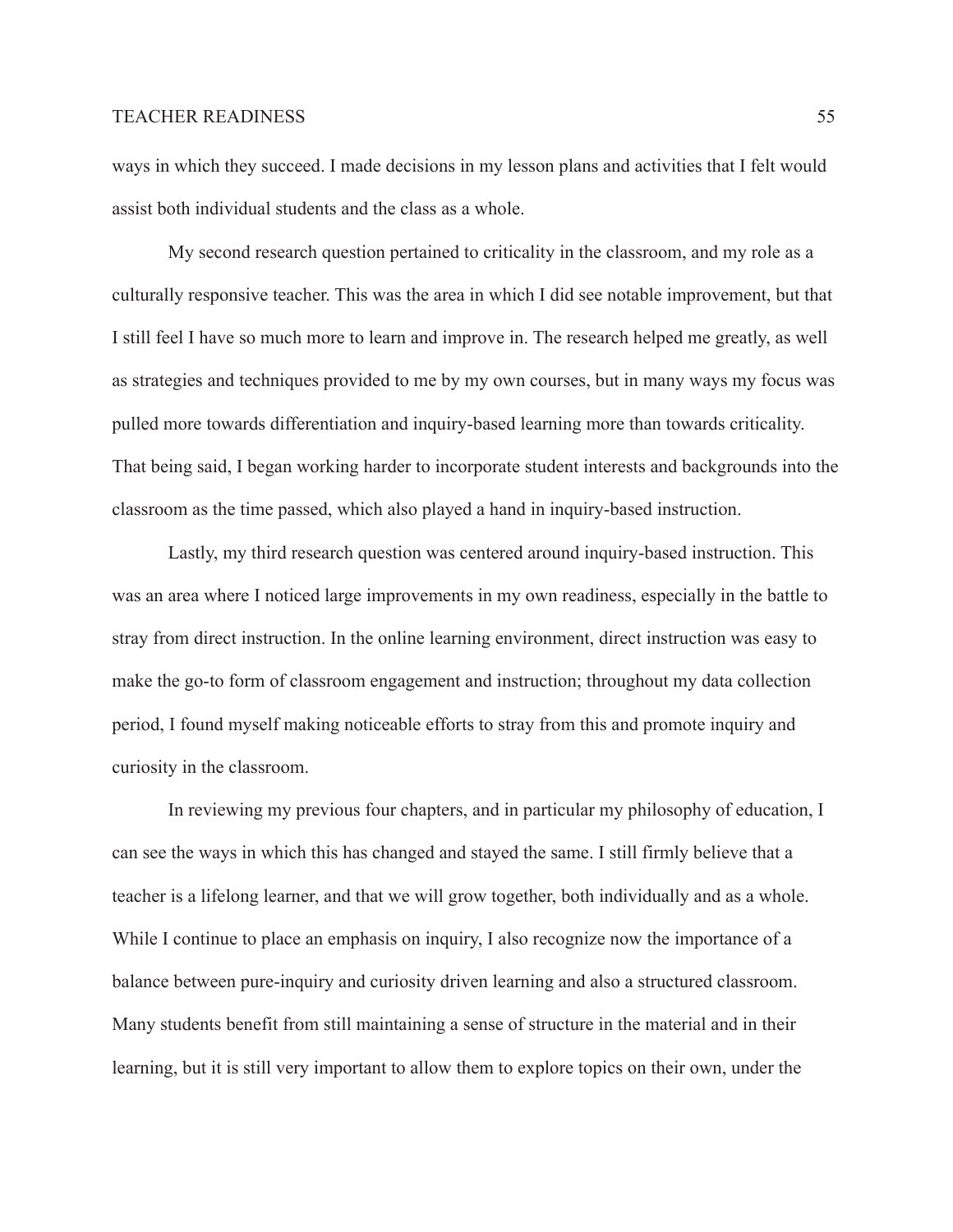ways in which they succeed. I made decisions in my lesson plans and activities that I felt would assist both individual students and the class as a whole.

My second research question pertained to criticality in the classroom, and my role as a culturally responsive teacher. This was the area in which I did see notable improvement, but that I still feel I have so much more to learn and improve in. The research helped me greatly, as well as strategies and techniques provided to me by my own courses, but in many ways my focus was pulled more towards differentiation and inquiry-based learning more than towards criticality. That being said, I began working harder to incorporate student interests and backgrounds into the classroom as the time passed, which also played a hand in inquiry-based instruction.

Lastly, my third research question was centered around inquiry-based instruction. This was an area where I noticed large improvements in my own readiness, especially in the battle to stray from direct instruction. In the online learning environment, direct instruction was easy to make the go-to form of classroom engagement and instruction; throughout my data collection period, I found myself making noticeable efforts to stray from this and promote inquiry and curiosity in the classroom.

In reviewing my previous four chapters, and in particular my philosophy of education, I can see the ways in which this has changed and stayed the same. I still firmly believe that a teacher is a lifelong learner, and that we will grow together, both individually and as a whole. While I continue to place an emphasis on inquiry, I also recognize now the importance of a balance between pure-inquiry and curiosity driven learning and also a structured classroom. Many students benefit from still maintaining a sense of structure in the material and in their learning, but it is still very important to allow them to explore topics on their own, under the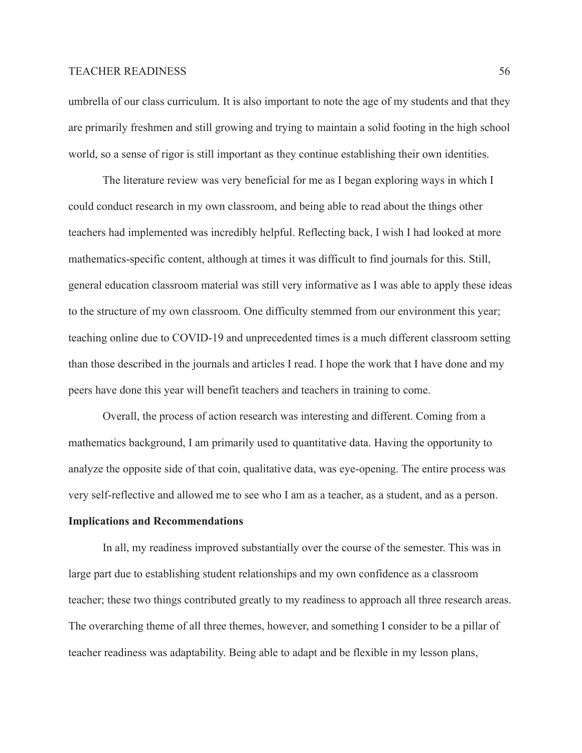umbrella of our class curriculum. It is also important to note the age of my students and that they are primarily freshmen and still growing and trying to maintain a solid footing in the high school world, so a sense of rigor is still important as they continue establishing their own identities.

The literature review was very beneficial for me as I began exploring ways in which I could conduct research in my own classroom, and being able to read about the things other teachers had implemented was incredibly helpful. Reflecting back, I wish I had looked at more mathematics-specific content, although at times it was difficult to find journals for this. Still, general education classroom material was still very informative as I was able to apply these ideas to the structure of my own classroom. One difficulty stemmed from our environment this year; teaching online due to COVID-19 and unprecedented times is a much different classroom setting than those described in the journals and articles I read. I hope the work that I have done and my peers have done this year will benefit teachers and teachers in training to come.

Overall, the process of action research was interesting and different. Coming from a mathematics background, I am primarily used to quantitative data. Having the opportunity to analyze the opposite side of that coin, qualitative data, was eye-opening. The entire process was very self-reflective and allowed me to see who I am as a teacher, as a student, and as a person.

**Implications and Recommendations**

In all, my readiness improved substantially over the course of the semester. This was in large part due to establishing student relationships and my own confidence as a classroom teacher; these two things contributed greatly to my readiness to approach all three research areas. The overarching theme of all three themes, however, and something I consider to be a pillar of teacher readiness was adaptability. Being able to adapt and be flexible in my lesson plans,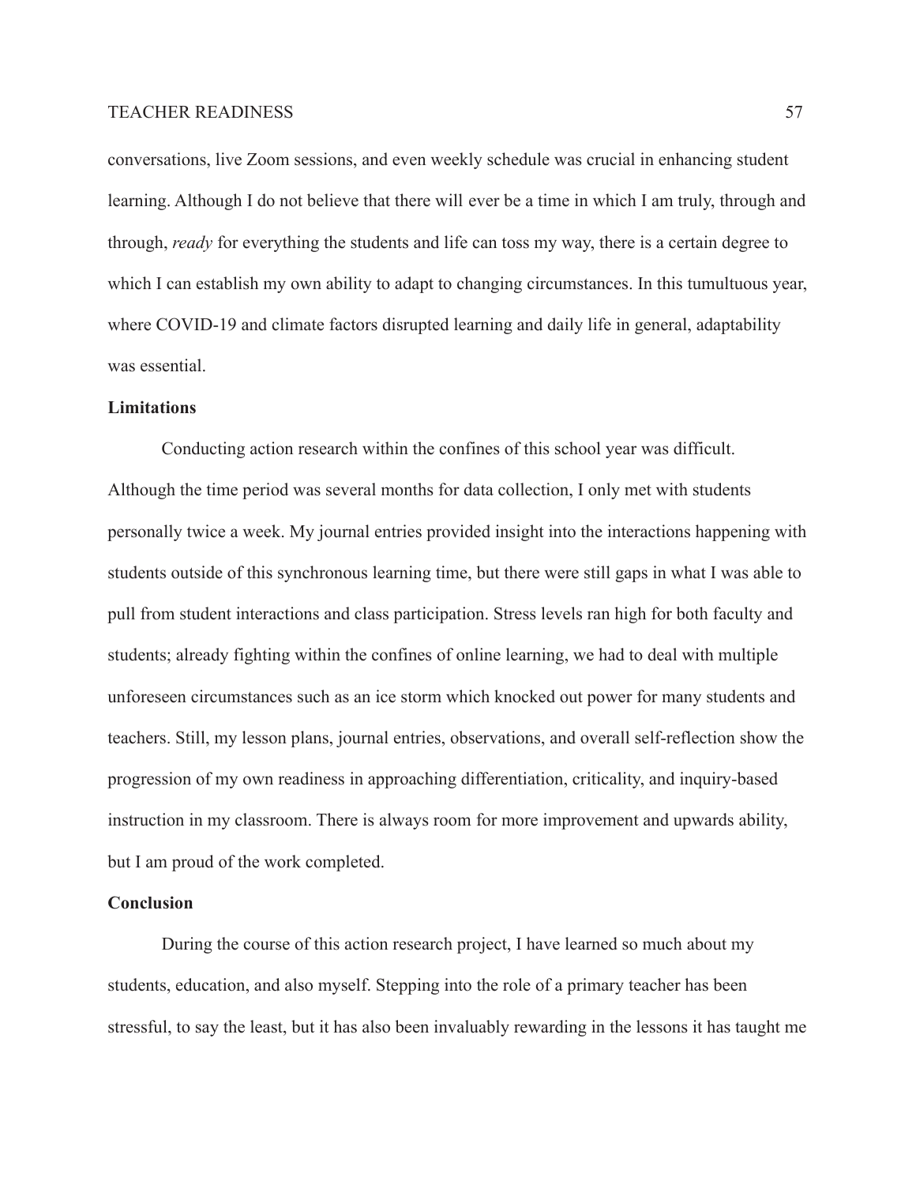conversations, live Zoom sessions, and even weekly schedule was crucial in enhancing student learning. Although I do not believe that there will ever be a time in which I am truly, through and through, *ready* for everything the students and life can toss my way, there is a certain degree to which I can establish my own ability to adapt to changing circumstances. In this tumultuous year, where COVID-19 and climate factors disrupted learning and daily life in general, adaptability was essential.

## Limitations

Conducting action research within the confines of this school year was difficult. Although the time period was several months for data collection, I only met with students personally twice a week. My journal entries provided insight into the interactions happening with students outside of this synchronous learning time, but there were still gaps in what I was able to pull from student interactions and class participation. Stress levels ran high for both faculty and students; already fighting within the confines of online learning, we had to deal with multiple unforeseen circumstances such as an ice storm which knocked out power for many students and teachers. Still, my lesson plans, journal entries, observations, and overall self-reflection show the progression of my own readiness in approaching differentiation, criticality, and inquiry-based instruction in my classroom. There is always room for more improvement and upwards ability, but I am proud of the work completed.

## Conclusion

During the course of this action research project, I have learned so much about my students, education, and also myself. Stepping into the role of a primary teacher has been stressful, to say the least, but it has also been invaluably rewarding in the lessons it has taught me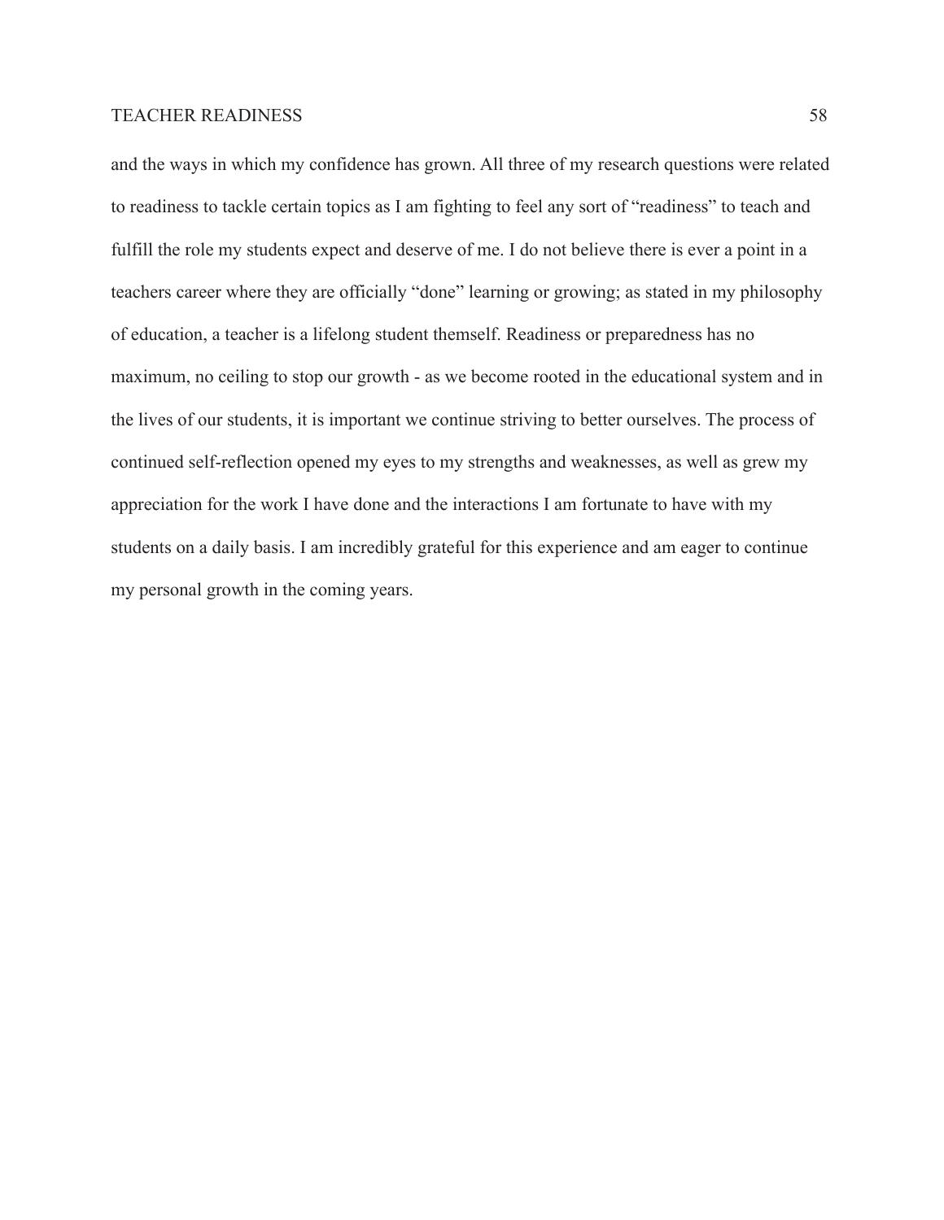and the ways in which my confidence has grown. All three of my research questions were related to readiness to tackle certain topics as I am fighting to feel any sort of “readiness” to teach and fulfill the role my students expect and deserve of me. I do not believe there is ever a point in a teachers career where they are officially “done” learning or growing; as stated in my philosophy of education, a teacher is a lifelong student themself. Readiness or preparedness has no maximum, no ceiling to stop our growth - as we become rooted in the educational system and in the lives of our students, it is important we continue striving to better ourselves. The process of continued self-reflection opened my eyes to my strengths and weaknesses, as well as grew my appreciation for the work I have done and the interactions I am fortunate to have with my students on a daily basis. I am incredibly grateful for this experience and am eager to continue my personal growth in the coming years.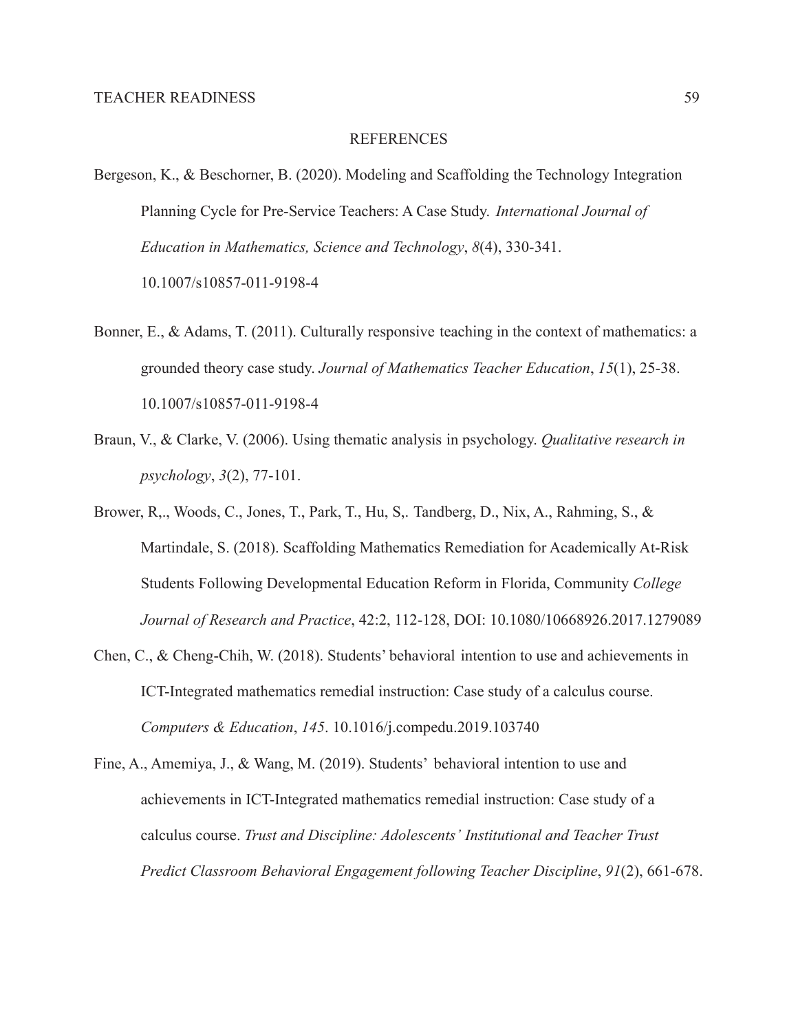# REFERENCES

Bergeson, K., & Beschorner, B. (2020). Modeling and Scaffolding the Technology Integration Planning Cycle for Pre-Service Teachers: A Case Study. *International Journal of Education in Mathematics, Science and Technology*, *8*(4), 330-341. 10.1007/s10857-011-9198-4

Bonner, E., & Adams, T. (2011). Culturally responsive teaching in the context of mathematics: a grounded theory case study. *Journal of Mathematics Teacher Education*, *15*(1), 25-38. 10.1007/s10857-011-9198-4

Braun, V., & Clarke, V. (2006). Using thematic analysis in psychology. *Qualitative research in psychology*, *3*(2), 77-101.

Brower, R,., Woods, C., Jones, T., Park, T., Hu, S,. Tandberg, D., Nix, A., Rahming, S., & Martindale, S. (2018). Scaffolding Mathematics Remediation for Academically At-Risk Students Following Developmental Education Reform in Florida, Community *College Journal of Research and Practice*, 42:2, 112-128, DOI: 10.1080/10668926.2017.1279089

Chen, C., & Cheng-Chih, W. (2018). Students' behavioral intention to use and achievements in ICT-Integrated mathematics remedial instruction: Case study of a calculus course. *Computers & Education*, *145*. 10.1016/j.compedu.2019.103740

Fine, A., Amemiya, J., & Wang, M. (2019). Students' behavioral intention to use and achievements in ICT-Integrated mathematics remedial instruction: Case study of a calculus course. *Trust and Discipline: Adolescents' Institutional and Teacher Trust Predict Classroom Behavioral Engagement following Teacher Discipline*, *91*(2), 661-678.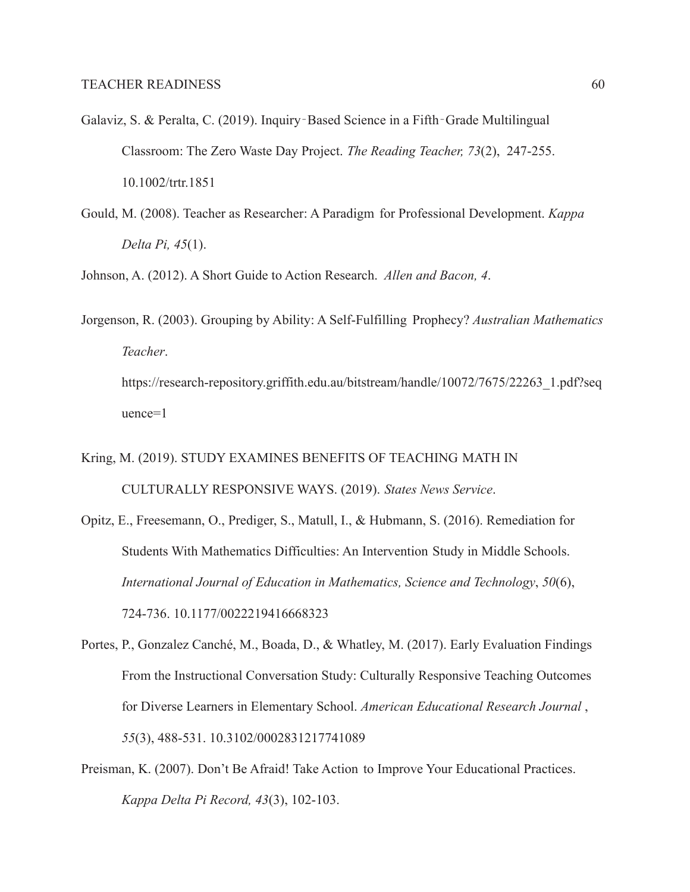Galaviz, S. & Peralta, C. (2019). Inquiry‐Based Science in a Fifth‐Grade Multilingual Classroom: The Zero Waste Day Project. *The Reading Teacher, 73*(2), 247-255. 10.1002/trtr.1851

Gould, M. (2008). Teacher as Researcher: A Paradigm for Professional Development. *Kappa Delta Pi, 45*(1).

Johnson, A. (2012). A Short Guide to Action Research. *Allen and Bacon, 4*.

Jorgenson, R. (2003). Grouping by Ability: A Self-Fulfilling Prophecy? *Australian Mathematics Teacher*. https://research-repository.griffith.edu.au/bitstream/handle/10072/7675/22263_1.pdf?sequence=1

Kring, M. (2019). STUDY EXAMINES BENEFITS OF TEACHING MATH IN CULTURALLY RESPONSIVE WAYS. (2019). *States News Service*.

Opitz, E., Freesemann, O., Prediger, S., Matull, I., & Hubmann, S. (2016). Remediation for Students With Mathematics Difficulties: An Intervention Study in Middle Schools. *International Journal of Education in Mathematics, Science and Technology*, *50*(6), 724-736. 10.1177/0022219416668323

Portes, P., Gonzalez Canché, M., Boada, D., & Whatley, M. (2017). Early Evaluation Findings From the Instructional Conversation Study: Culturally Responsive Teaching Outcomes for Diverse Learners in Elementary School. *American Educational Research Journal* , *55*(3), 488-531. 10.3102/0002831217741089

Preisman, K. (2007). Don't Be Afraid! Take Action to Improve Your Educational Practices. *Kappa Delta Pi Record, 43*(3), 102-103.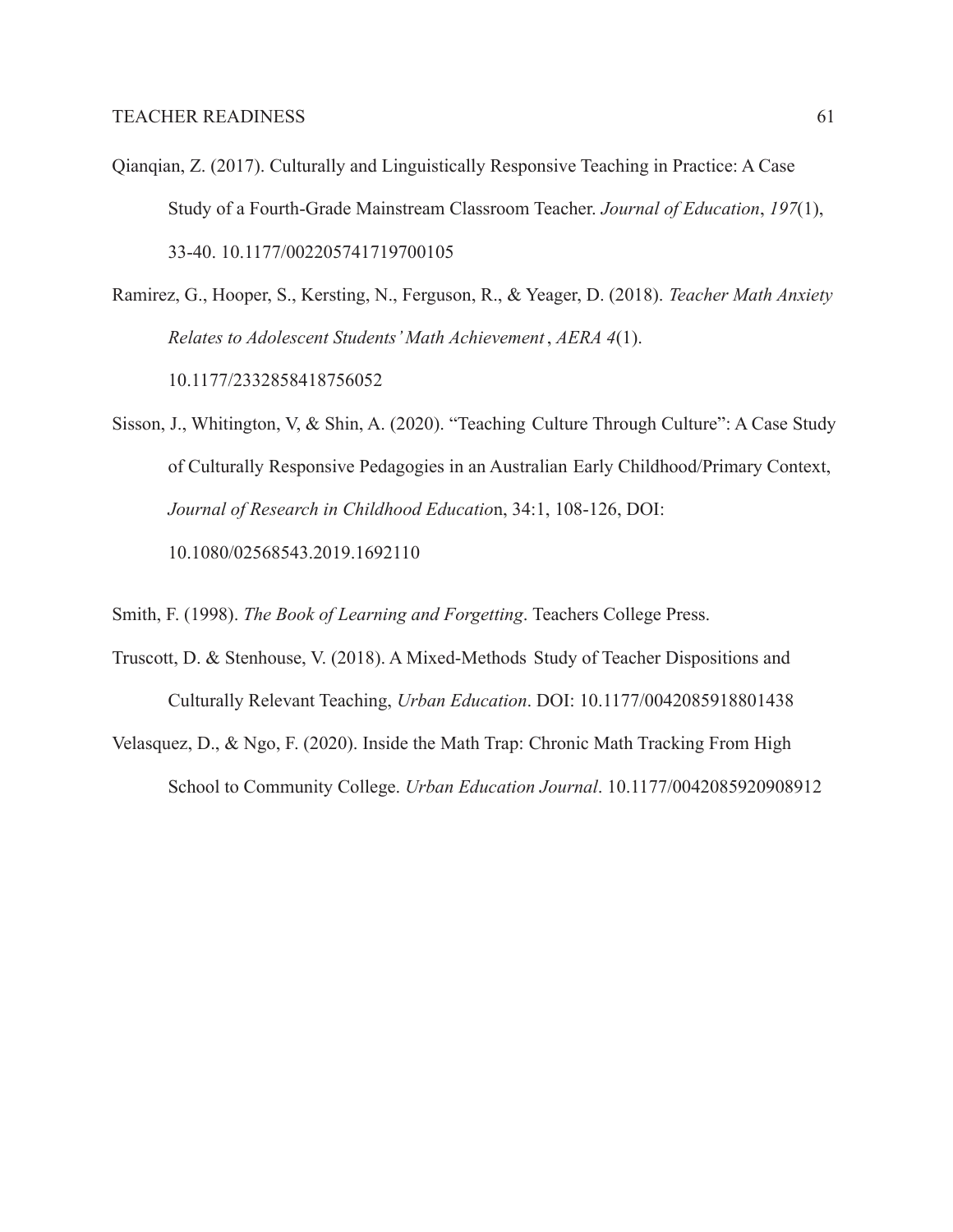Qianqian, Z. (2017). Culturally and Linguistically Responsive Teaching in Practice: A Case Study of a Fourth-Grade Mainstream Classroom Teacher. *Journal of Education*, *197*(1), 33-40. 10.1177/002205741719700105

Ramirez, G., Hooper, S., Kersting, N., Ferguson, R., & Yeager, D. (2018). *Teacher Math Anxiety Relates to Adolescent Students' Math Achievement* , *AERA 4*(1). 10.1177/2332858418756052

Sisson, J., Whitington, V, & Shin, A. (2020). "Teaching Culture Through Culture": A Case Study of Culturally Responsive Pedagogies in an Australian Early Childhood/Primary Context, *Journal of Research in Childhood Educatio*n, 34:1, 108-126, DOI: 10.1080/02568543.2019.1692110

Smith, F. (1998). *The Book of Learning and Forgetting*. Teachers College Press.

Truscott, D. & Stenhouse, V. (2018). A Mixed-Methods Study of Teacher Dispositions and Culturally Relevant Teaching, *Urban Education*. DOI: 10.1177/0042085918801438

Velasquez, D., & Ngo, F. (2020). Inside the Math Trap: Chronic Math Tracking From High School to Community College. *Urban Education Journal*. 10.1177/0042085920908912